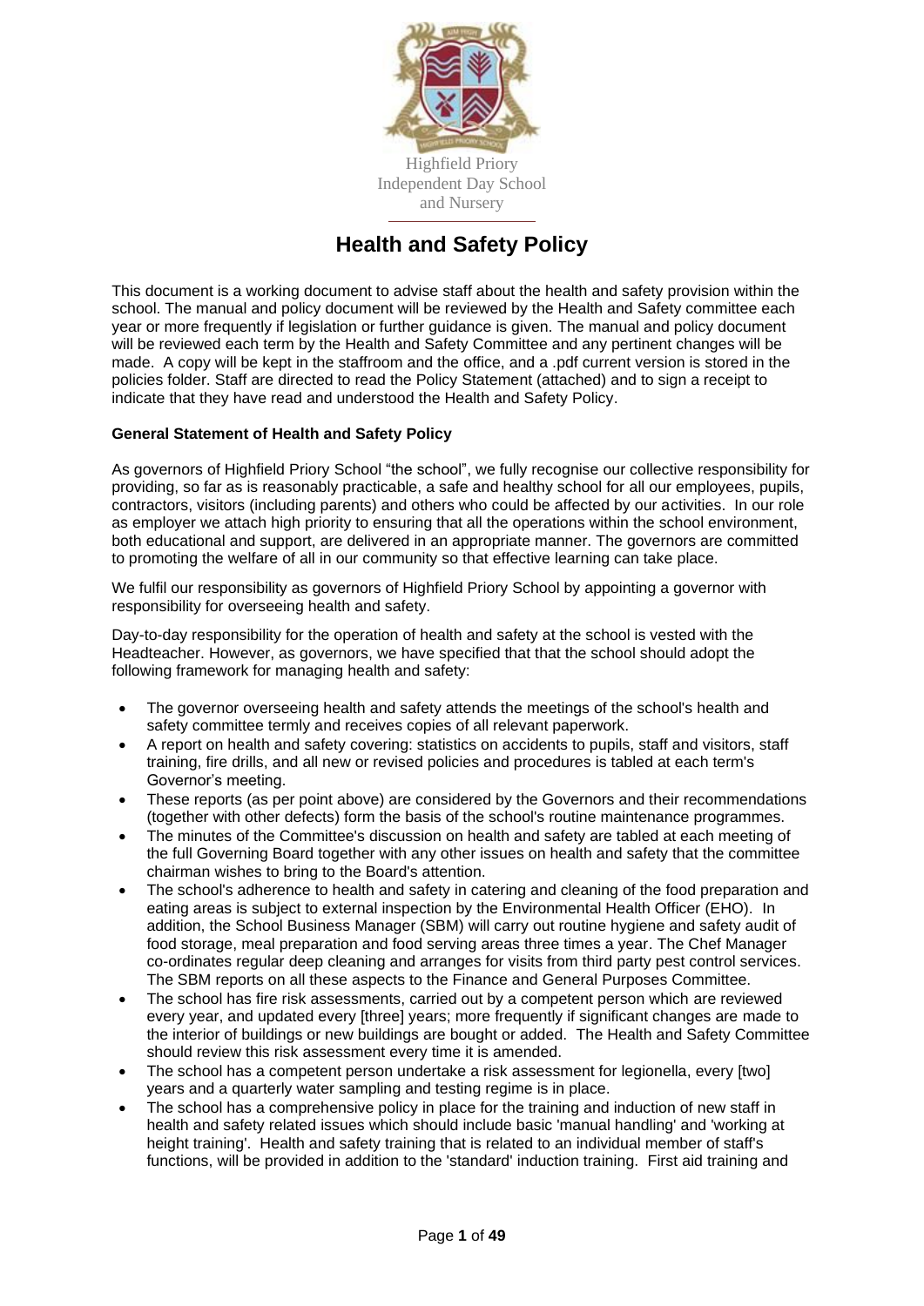Highfield Priory
Independent Day School
and Nursery

# Health and Safety Policy

This document is a working document to advise staff about the health and safety provision within the school. The manual and policy document will be reviewed by the Health and Safety committee each year or more frequently if legislation or further guidance is given. The manual and policy document will be reviewed each term by the Health and Safety Committee and any pertinent changes will be made. A copy will be kept in the staffroom and the office, and a .pdf current version is stored in the policies folder. Staff are directed to read the Policy Statement (attached) and to sign a receipt to indicate that they have read and understood the Health and Safety Policy.

**General Statement of Health and Safety Policy**

As governors of Highfield Priory School "the school", we fully recognise our collective responsibility for providing, so far as is reasonably practicable, a safe and healthy school for all our employees, pupils, contractors, visitors (including parents) and others who could be affected by our activities. In our role as employer we attach high priority to ensuring that all the operations within the school environment, both educational and support, are delivered in an appropriate manner. The governors are committed to promoting the welfare of all in our community so that effective learning can take place.

We fulfil our responsibility as governors of Highfield Priory School by appointing a governor with responsibility for overseeing health and safety.

Day-to-day responsibility for the operation of health and safety at the school is vested with the Headteacher. However, as governors, we have specified that that the school should adopt the following framework for managing health and safety:

- The governor overseeing health and safety attends the meetings of the school's health and safety committee termly and receives copies of all relevant paperwork.
- A report on health and safety covering: statistics on accidents to pupils, staff and visitors, staff training, fire drills, and all new or revised policies and procedures is tabled at each term's Governor's meeting.
- These reports (as per point above) are considered by the Governors and their recommendations (together with other defects) form the basis of the school's routine maintenance programmes.
- The minutes of the Committee's discussion on health and safety are tabled at each meeting of the full Governing Board together with any other issues on health and safety that the committee chairman wishes to bring to the Board's attention.
- The school's adherence to health and safety in catering and cleaning of the food preparation and eating areas is subject to external inspection by the Environmental Health Officer (EHO). In addition, the School Business Manager (SBM) will carry out routine hygiene and safety audit of food storage, meal preparation and food serving areas three times a year. The Chef Manager co-ordinates regular deep cleaning and arranges for visits from third party pest control services. The SBM reports on all these aspects to the Finance and General Purposes Committee.
- The school has fire risk assessments, carried out by a competent person which are reviewed every year, and updated every [three] years; more frequently if significant changes are made to the interior of buildings or new buildings are bought or added. The Health and Safety Committee should review this risk assessment every time it is amended.
- The school has a competent person undertake a risk assessment for legionella, every [two] years and a quarterly water sampling and testing regime is in place.
- The school has a comprehensive policy in place for the training and induction of new staff in health and safety related issues which should include basic 'manual handling' and 'working at height training'. Health and safety training that is related to an individual member of staff's functions, will be provided in addition to the 'standard' induction training. First aid training and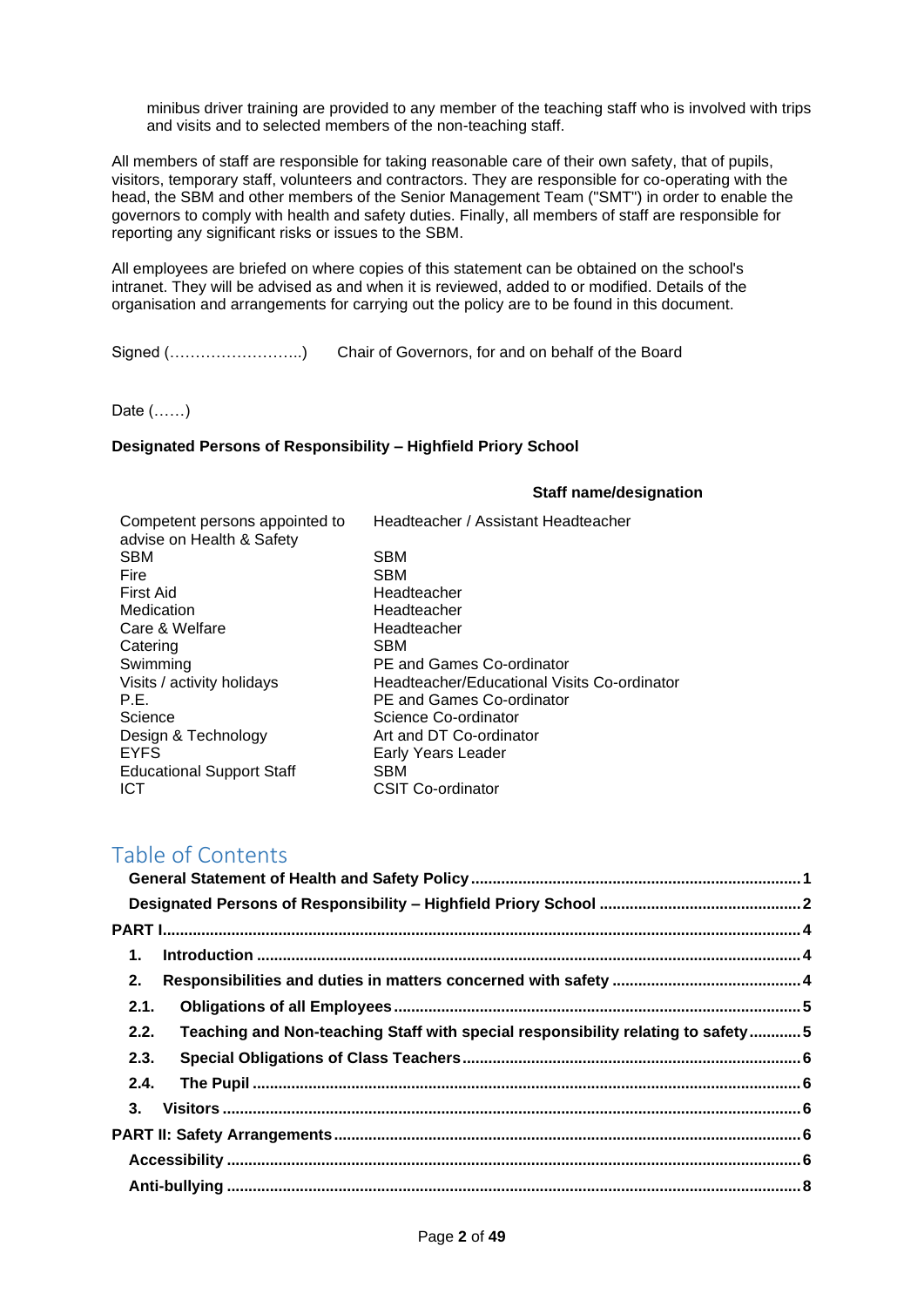minibus driver training are provided to any member of the teaching staff who is involved with trips and visits and to selected members of the non-teaching staff.

All members of staff are responsible for taking reasonable care of their own safety, that of pupils, visitors, temporary staff, volunteers and contractors. They are responsible for co-operating with the head, the SBM and other members of the Senior Management Team ("SMT") in order to enable the governors to comply with health and safety duties. Finally, all members of staff are responsible for reporting any significant risks or issues to the SBM.

All employees are briefed on where copies of this statement can be obtained on the school's intranet. They will be advised as and when it is reviewed, added to or modified. Details of the organisation and arrangements for carrying out the policy are to be found in this document.

Signed (……………………..) Chair of Governors, for and on behalf of the Board

Date (……)

**Designated Persons of Responsibility – Highfield Priory School**

| | **Staff name/designation** |
|---|---|
| Competent persons appointed to advise on Health & Safety | Headteacher / Assistant Headteacher |
| SBM | SBM |
| Fire | SBM |
| First Aid | Headteacher |
| Medication | Headteacher |
| Care & Welfare | Headteacher |
| Catering | SBM |
| Swimming | PE and Games Co-ordinator |
| Visits / activity holidays | Headteacher/Educational Visits Co-ordinator |
| P.E. | PE and Games Co-ordinator |
| Science | Science Co-ordinator |
| Design & Technology | Art and DT Co-ordinator |
| EYFS | Early Years Leader |
| Educational Support Staff | SBM |
| ICT | CSIT Co-ordinator |

## Table of Contents

- **General Statement of Health and Safety Policy** ........ 1
- **Designated Persons of Responsibility – Highfield Priory School** ........ 2
- **PART I** ........ 4
  - **1. Introduction** ........ 4
  - **2. Responsibilities and duties in matters concerned with safety** ........ 4
  - **2.1. Obligations of all Employees** ........ 5
  - **2.2. Teaching and Non-teaching Staff with special responsibility relating to safety** ........ 5
  - **2.3. Special Obligations of Class Teachers** ........ 6
  - **2.4. The Pupil** ........ 6
  - **3. Visitors** ........ 6
- **PART II: Safety Arrangements** ........ 6
  - **Accessibility** ........ 6
  - **Anti-bullying** ........ 8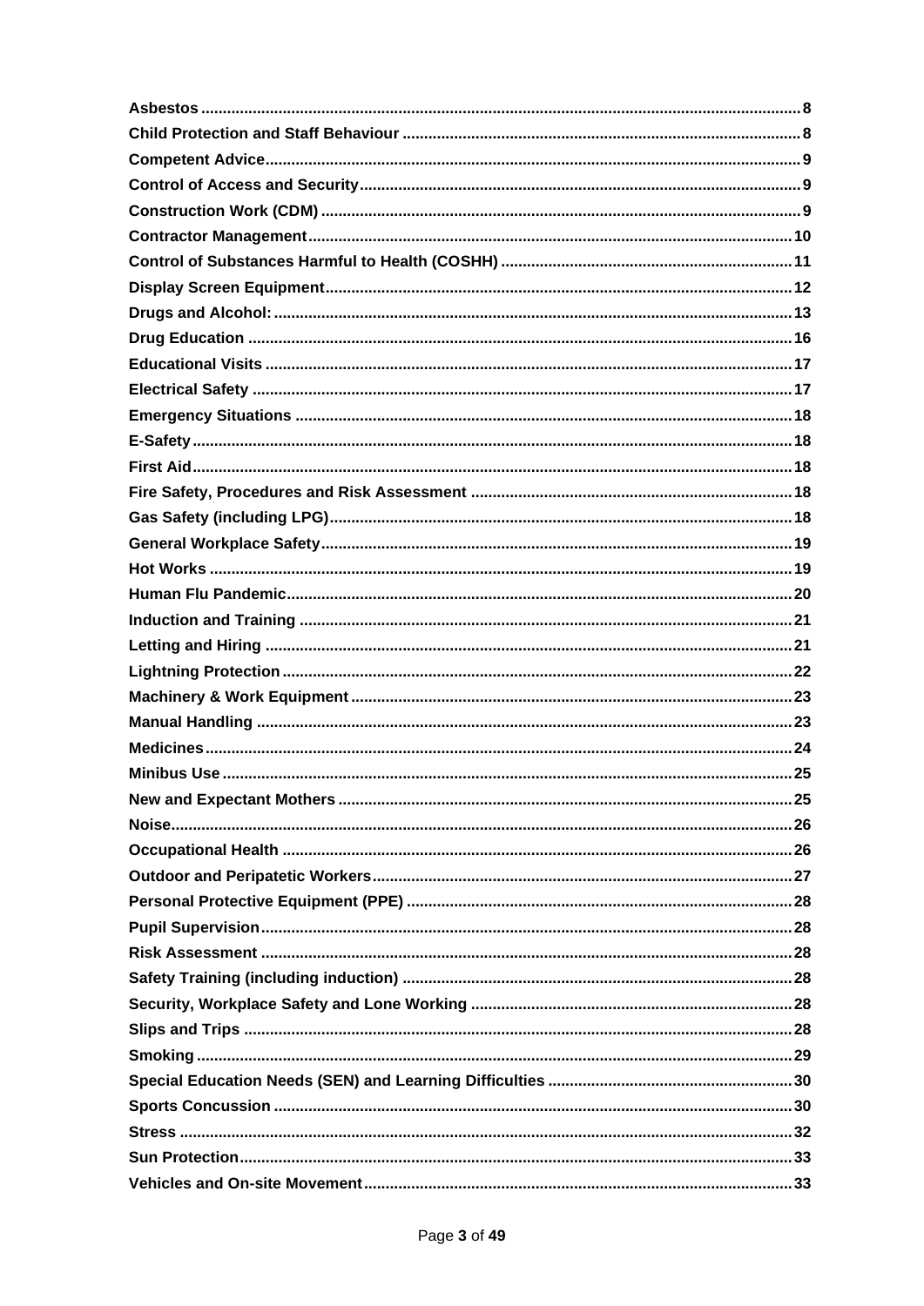**Asbestos** ........................................................................................................................................ 8
**Child Protection and Staff Behaviour** ........................................................................................... 8
**Competent Advice**.......................................................................................................................... 9
**Control of Access and Security**..................................................................................................... 9
**Construction Work (CDM)** ............................................................................................................. 9
**Contractor Management**............................................................................................................... 10
**Control of Substances Harmful to Health (COSHH)** ................................................................... 11
**Display Screen Equipment**........................................................................................................... 12
**Drugs and Alcohol:** ....................................................................................................................... 13
**Drug Education** ............................................................................................................................ 16
**Educational Visits** ......................................................................................................................... 17
**Electrical Safety** ............................................................................................................................ 17
**Emergency Situations** .................................................................................................................. 18
**E-Safety**.......................................................................................................................................... 18
**First Aid**.......................................................................................................................................... 18
**Fire Safety, Procedures and Risk Assessment** .......................................................................... 18
**Gas Safety (including LPG)**.......................................................................................................... 18
**General Workplace Safety**............................................................................................................ 19
**Hot Works** ...................................................................................................................................... 19
**Human Flu Pandemic**.................................................................................................................... 20
**Induction and Training** ................................................................................................................. 21
**Letting and Hiring** ......................................................................................................................... 21
**Lightning Protection** ..................................................................................................................... 22
**Machinery & Work Equipment** ..................................................................................................... 23
**Manual Handling** ........................................................................................................................... 23
**Medicines**....................................................................................................................................... 24
**Minibus Use** ................................................................................................................................... 25
**New and Expectant Mothers** ........................................................................................................ 25
**Noise**.............................................................................................................................................. 26
**Occupational Health** ..................................................................................................................... 26
**Outdoor and Peripatetic Workers**................................................................................................ 27
**Personal Protective Equipment (PPE)** ........................................................................................ 28
**Pupil Supervision**.......................................................................................................................... 28
**Risk Assessment** .......................................................................................................................... 28
**Safety Training (including induction)** ......................................................................................... 28
**Security, Workplace Safety and Lone Working** .......................................................................... 28
**Slips and Trips** .............................................................................................................................. 28
**Smoking** ......................................................................................................................................... 29
**Special Education Needs (SEN) and Learning Difficulties** ........................................................ 30
**Sports Concussion** ....................................................................................................................... 30
**Stress** ............................................................................................................................................ 32
**Sun Protection**.............................................................................................................................. 33
**Vehicles and On-site Movement**.................................................................................................. 33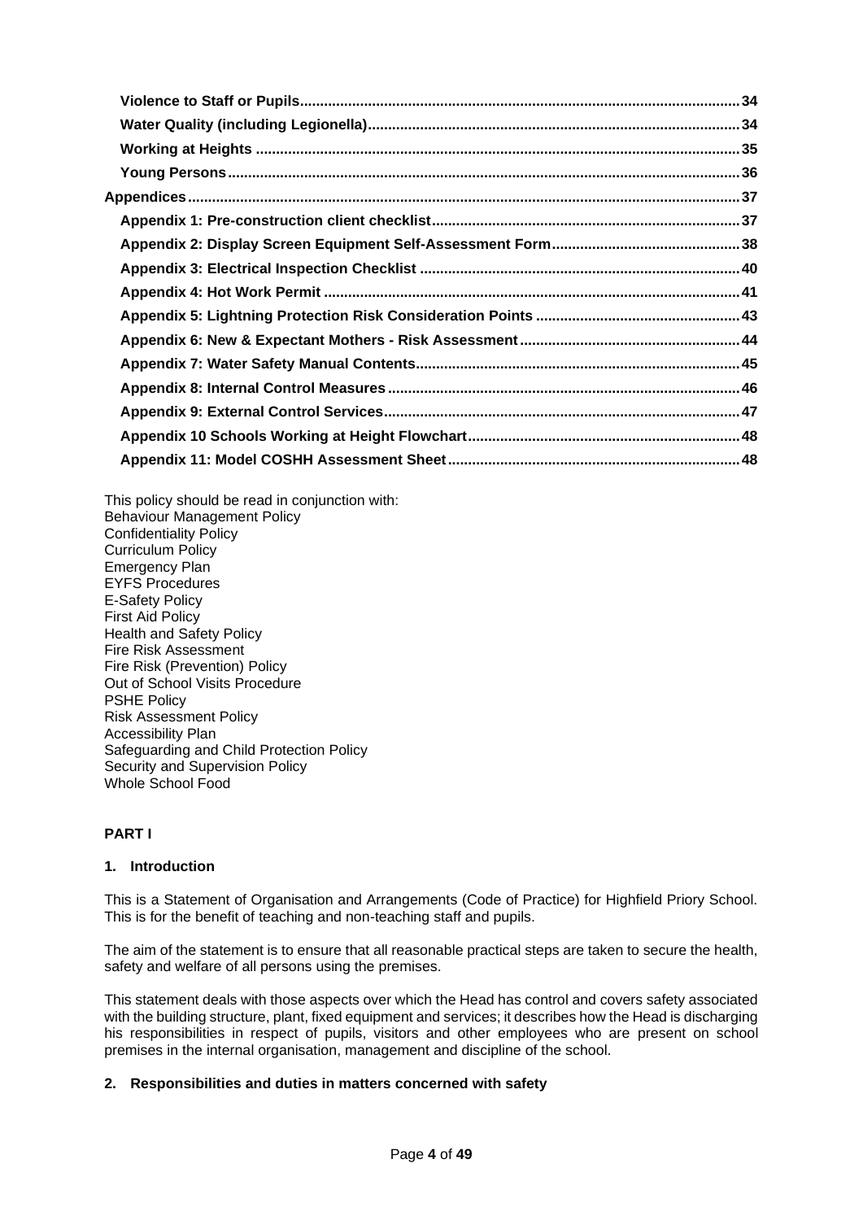- **Violence to Staff or Pupils** ... 34
- **Water Quality (including Legionella)** ... 34
- **Working at Heights** ... 35
- **Young Persons** ... 36

**Appendices** ... 37

- **Appendix 1: Pre-construction client checklist** ... 37
- **Appendix 2: Display Screen Equipment Self-Assessment Form** ... 38
- **Appendix 3: Electrical Inspection Checklist** ... 40
- **Appendix 4: Hot Work Permit** ... 41
- **Appendix 5: Lightning Protection Risk Consideration Points** ... 43
- **Appendix 6: New & Expectant Mothers - Risk Assessment** ... 44
- **Appendix 7: Water Safety Manual Contents** ... 45
- **Appendix 8: Internal Control Measures** ... 46
- **Appendix 9: External Control Services** ... 47
- **Appendix 10 Schools Working at Height Flowchart** ... 48
- **Appendix 11: Model COSHH Assessment Sheet** ... 48

This policy should be read in conjunction with:
Behaviour Management Policy
Confidentiality Policy
Curriculum Policy
Emergency Plan
EYFS Procedures
E-Safety Policy
First Aid Policy
Health and Safety Policy
Fire Risk Assessment
Fire Risk (Prevention) Policy
Out of School Visits Procedure
PSHE Policy
Risk Assessment Policy
Accessibility Plan
Safeguarding and Child Protection Policy
Security and Supervision Policy
Whole School Food

## PART I

### 1. Introduction

This is a Statement of Organisation and Arrangements (Code of Practice) for Highfield Priory School. This is for the benefit of teaching and non-teaching staff and pupils.

The aim of the statement is to ensure that all reasonable practical steps are taken to secure the health, safety and welfare of all persons using the premises.

This statement deals with those aspects over which the Head has control and covers safety associated with the building structure, plant, fixed equipment and services; it describes how the Head is discharging his responsibilities in respect of pupils, visitors and other employees who are present on school premises in the internal organisation, management and discipline of the school.

### 2. Responsibilities and duties in matters concerned with safety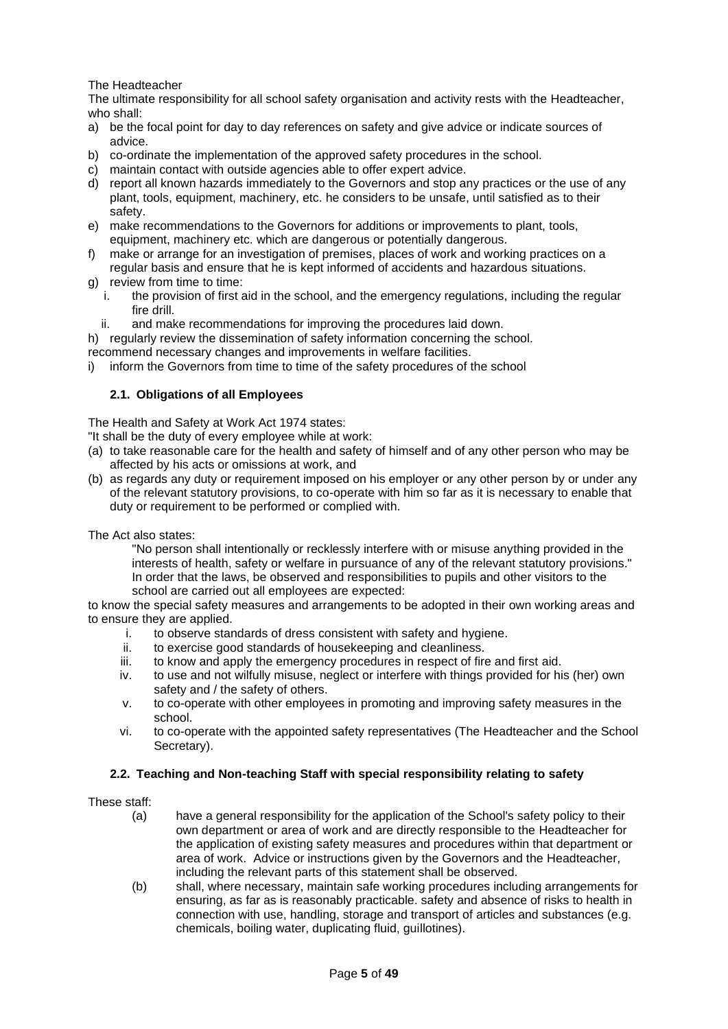The Headteacher

The ultimate responsibility for all school safety organisation and activity rests with the Headteacher, who shall:

a) be the focal point for day to day references on safety and give advice or indicate sources of advice.
b) co-ordinate the implementation of the approved safety procedures in the school.
c) maintain contact with outside agencies able to offer expert advice.
d) report all known hazards immediately to the Governors and stop any practices or the use of any plant, tools, equipment, machinery, etc. he considers to be unsafe, until satisfied as to their safety.
e) make recommendations to the Governors for additions or improvements to plant, tools, equipment, machinery etc. which are dangerous or potentially dangerous.
f) make or arrange for an investigation of premises, places of work and working practices on a regular basis and ensure that he is kept informed of accidents and hazardous situations.
g) review from time to time:
   i. the provision of first aid in the school, and the emergency regulations, including the regular fire drill.
   ii. and make recommendations for improving the procedures laid down.
h) regularly review the dissemination of safety information concerning the school.

recommend necessary changes and improvements in welfare facilities.

i) inform the Governors from time to time of the safety procedures of the school

### 2.1. Obligations of all Employees

The Health and Safety at Work Act 1974 states:

"It shall be the duty of every employee while at work:

(a) to take reasonable care for the health and safety of himself and of any other person who may be affected by his acts or omissions at work, and
(b) as regards any duty or requirement imposed on his employer or any other person by or under any of the relevant statutory provisions, to co-operate with him so far as it is necessary to enable that duty or requirement to be performed or complied with.

The Act also states:

> "No person shall intentionally or recklessly interfere with or misuse anything provided in the interests of health, safety or welfare in pursuance of any of the relevant statutory provisions."
> In order that the laws, be observed and responsibilities to pupils and other visitors to the school are carried out all employees are expected:

to know the special safety measures and arrangements to be adopted in their own working areas and to ensure they are applied.

i. to observe standards of dress consistent with safety and hygiene.
ii. to exercise good standards of housekeeping and cleanliness.
iii. to know and apply the emergency procedures in respect of fire and first aid.
iv. to use and not wilfully misuse, neglect or interfere with things provided for his (her) own safety and / the safety of others.
v. to co-operate with other employees in promoting and improving safety measures in the school.
vi. to co-operate with the appointed safety representatives (The Headteacher and the School Secretary).

### 2.2. Teaching and Non-teaching Staff with special responsibility relating to safety

These staff:

(a) have a general responsibility for the application of the School's safety policy to their own department or area of work and are directly responsible to the Headteacher for the application of existing safety measures and procedures within that department or area of work. Advice or instructions given by the Governors and the Headteacher, including the relevant parts of this statement shall be observed.

(b) shall, where necessary, maintain safe working procedures including arrangements for ensuring, as far as is reasonably practicable. safety and absence of risks to health in connection with use, handling, storage and transport of articles and substances (e.g. chemicals, boiling water, duplicating fluid, guillotines).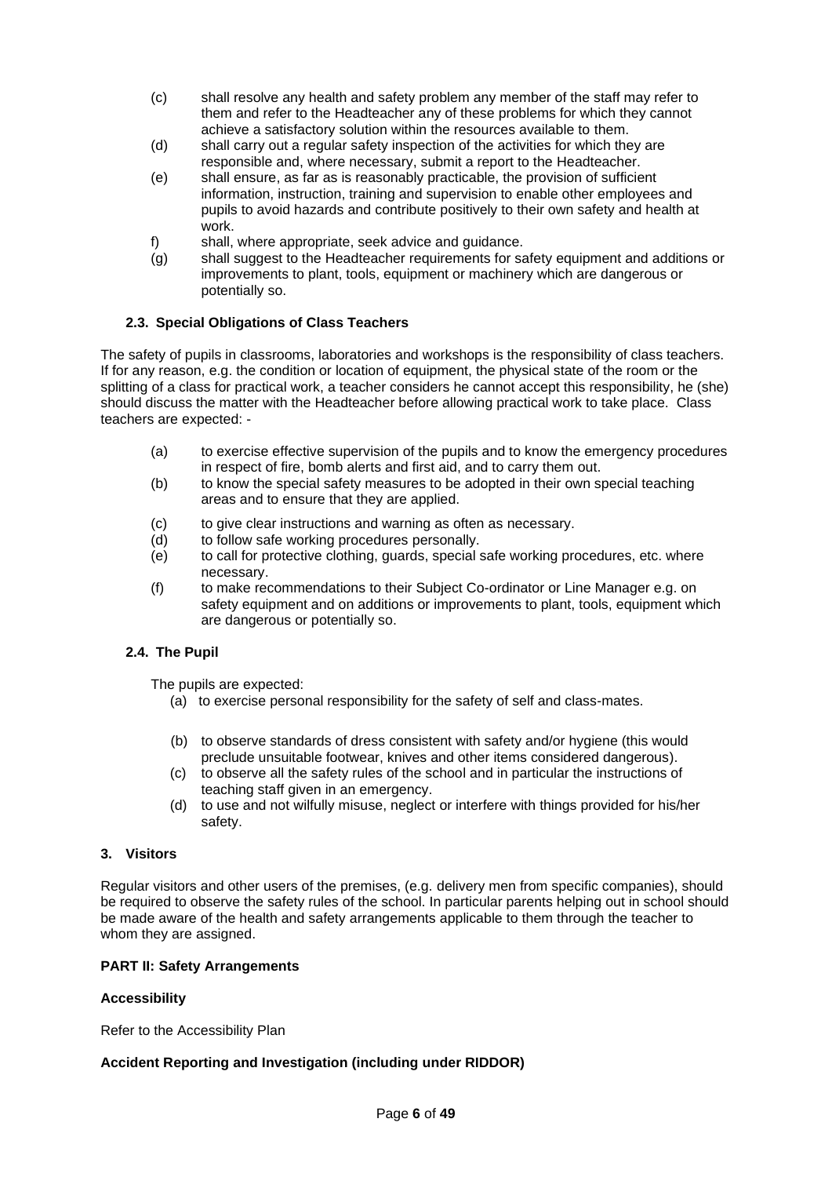(c) shall resolve any health and safety problem any member of the staff may refer to them and refer to the Headteacher any of these problems for which they cannot achieve a satisfactory solution within the resources available to them.

(d) shall carry out a regular safety inspection of the activities for which they are responsible and, where necessary, submit a report to the Headteacher.

(e) shall ensure, as far as is reasonably practicable, the provision of sufficient information, instruction, training and supervision to enable other employees and pupils to avoid hazards and contribute positively to their own safety and health at work.

f) shall, where appropriate, seek advice and guidance.

(g) shall suggest to the Headteacher requirements for safety equipment and additions or improvements to plant, tools, equipment or machinery which are dangerous or potentially so.

### 2.3. Special Obligations of Class Teachers

The safety of pupils in classrooms, laboratories and workshops is the responsibility of class teachers. If for any reason, e.g. the condition or location of equipment, the physical state of the room or the splitting of a class for practical work, a teacher considers he cannot accept this responsibility, he (she) should discuss the matter with the Headteacher before allowing practical work to take place. Class teachers are expected: -

(a) to exercise effective supervision of the pupils and to know the emergency procedures in respect of fire, bomb alerts and first aid, and to carry them out.

(b) to know the special safety measures to be adopted in their own special teaching areas and to ensure that they are applied.

(c) to give clear instructions and warning as often as necessary.

(d) to follow safe working procedures personally.

(e) to call for protective clothing, guards, special safe working procedures, etc. where necessary.

(f) to make recommendations to their Subject Co-ordinator or Line Manager e.g. on safety equipment and on additions or improvements to plant, tools, equipment which are dangerous or potentially so.

### 2.4. The Pupil

The pupils are expected:

(a) to exercise personal responsibility for the safety of self and class-mates.

(b) to observe standards of dress consistent with safety and/or hygiene (this would preclude unsuitable footwear, knives and other items considered dangerous).

(c) to observe all the safety rules of the school and in particular the instructions of teaching staff given in an emergency.

(d) to use and not wilfully misuse, neglect or interfere with things provided for his/her safety.

## 3. Visitors

Regular visitors and other users of the premises, (e.g. delivery men from specific companies), should be required to observe the safety rules of the school. In particular parents helping out in school should be made aware of the health and safety arrangements applicable to them through the teacher to whom they are assigned.

## PART II: Safety Arrangements

### Accessibility

Refer to the Accessibility Plan

### Accident Reporting and Investigation (including under RIDDOR)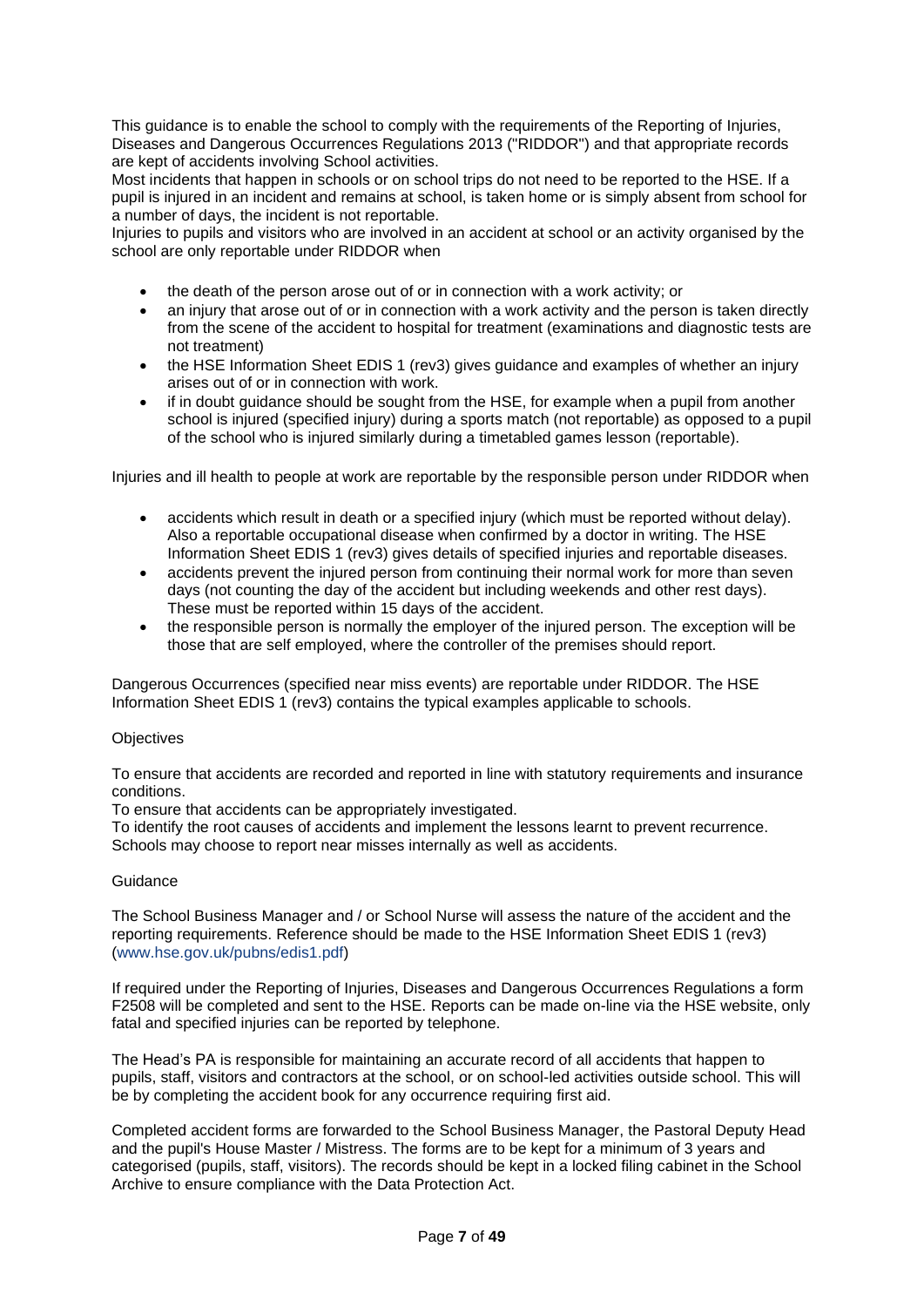This guidance is to enable the school to comply with the requirements of the Reporting of Injuries, Diseases and Dangerous Occurrences Regulations 2013 ("RIDDOR") and that appropriate records are kept of accidents involving School activities.

Most incidents that happen in schools or on school trips do not need to be reported to the HSE. If a pupil is injured in an incident and remains at school, is taken home or is simply absent from school for a number of days, the incident is not reportable.

Injuries to pupils and visitors who are involved in an accident at school or an activity organised by the school are only reportable under RIDDOR when

- the death of the person arose out of or in connection with a work activity; or
- an injury that arose out of or in connection with a work activity and the person is taken directly from the scene of the accident to hospital for treatment (examinations and diagnostic tests are not treatment)
- the HSE Information Sheet EDIS 1 (rev3) gives guidance and examples of whether an injury arises out of or in connection with work.
- if in doubt guidance should be sought from the HSE, for example when a pupil from another school is injured (specified injury) during a sports match (not reportable) as opposed to a pupil of the school who is injured similarly during a timetabled games lesson (reportable).

Injuries and ill health to people at work are reportable by the responsible person under RIDDOR when

- accidents which result in death or a specified injury (which must be reported without delay). Also a reportable occupational disease when confirmed by a doctor in writing. The HSE Information Sheet EDIS 1 (rev3) gives details of specified injuries and reportable diseases.
- accidents prevent the injured person from continuing their normal work for more than seven days (not counting the day of the accident but including weekends and other rest days). These must be reported within 15 days of the accident.
- the responsible person is normally the employer of the injured person. The exception will be those that are self employed, where the controller of the premises should report.

Dangerous Occurrences (specified near miss events) are reportable under RIDDOR. The HSE Information Sheet EDIS 1 (rev3) contains the typical examples applicable to schools.

Objectives

To ensure that accidents are recorded and reported in line with statutory requirements and insurance conditions.

To ensure that accidents can be appropriately investigated.

To identify the root causes of accidents and implement the lessons learnt to prevent recurrence.

Schools may choose to report near misses internally as well as accidents.

Guidance

The School Business Manager and / or School Nurse will assess the nature of the accident and the reporting requirements. Reference should be made to the HSE Information Sheet EDIS 1 (rev3) (www.hse.gov.uk/pubns/edis1.pdf)

If required under the Reporting of Injuries, Diseases and Dangerous Occurrences Regulations a form F2508 will be completed and sent to the HSE. Reports can be made on-line via the HSE website, only fatal and specified injuries can be reported by telephone.

The Head's PA is responsible for maintaining an accurate record of all accidents that happen to pupils, staff, visitors and contractors at the school, or on school-led activities outside school. This will be by completing the accident book for any occurrence requiring first aid.

Completed accident forms are forwarded to the School Business Manager, the Pastoral Deputy Head and the pupil's House Master / Mistress. The forms are to be kept for a minimum of 3 years and categorised (pupils, staff, visitors). The records should be kept in a locked filing cabinet in the School Archive to ensure compliance with the Data Protection Act.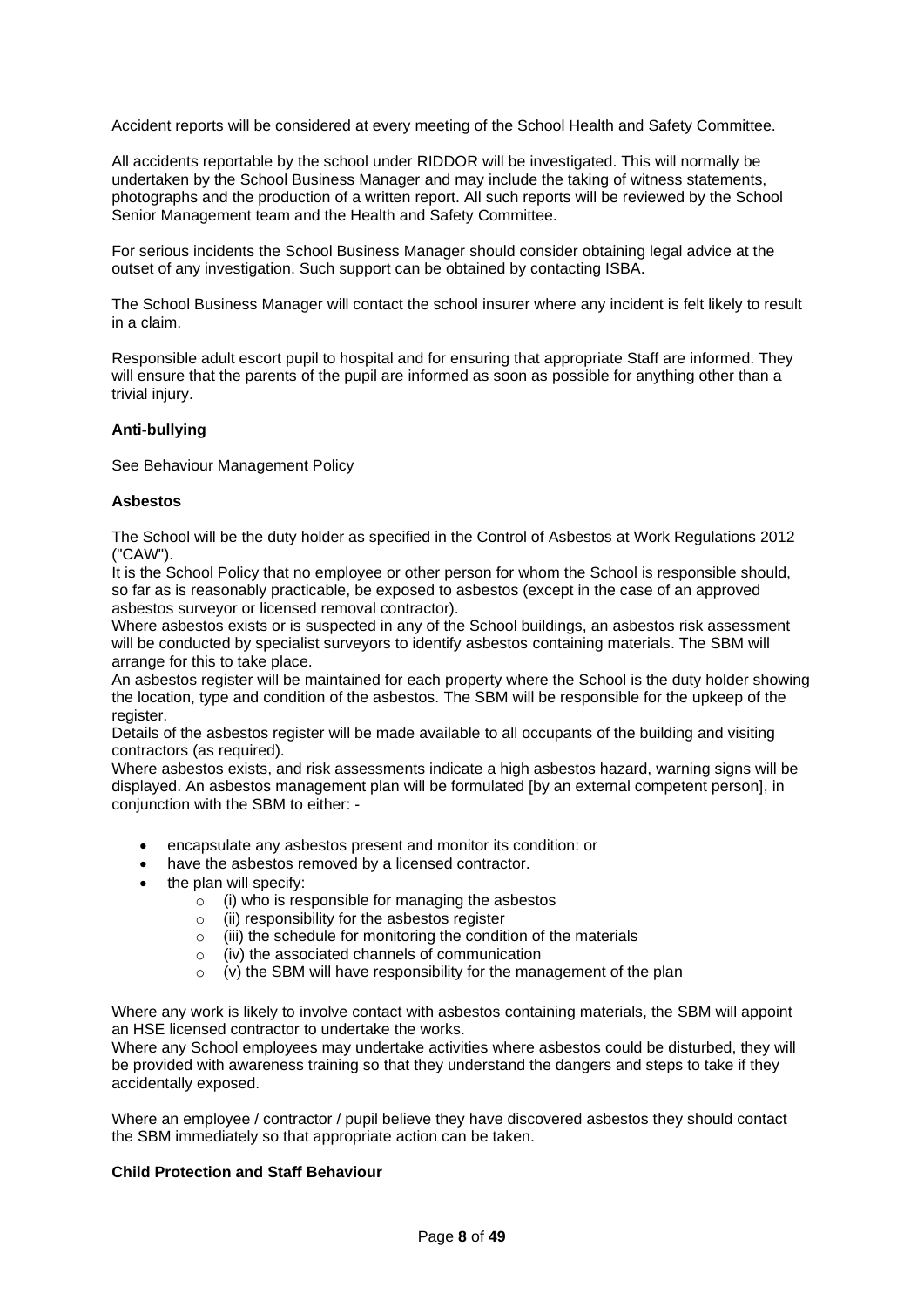Accident reports will be considered at every meeting of the School Health and Safety Committee.

All accidents reportable by the school under RIDDOR will be investigated. This will normally be undertaken by the School Business Manager and may include the taking of witness statements, photographs and the production of a written report. All such reports will be reviewed by the School Senior Management team and the Health and Safety Committee.

For serious incidents the School Business Manager should consider obtaining legal advice at the outset of any investigation. Such support can be obtained by contacting ISBA.

The School Business Manager will contact the school insurer where any incident is felt likely to result in a claim.

Responsible adult escort pupil to hospital and for ensuring that appropriate Staff are informed. They will ensure that the parents of the pupil are informed as soon as possible for anything other than a trivial injury.

**Anti-bullying**

See Behaviour Management Policy

**Asbestos**

The School will be the duty holder as specified in the Control of Asbestos at Work Regulations 2012 ("CAW").
It is the School Policy that no employee or other person for whom the School is responsible should, so far as is reasonably practicable, be exposed to asbestos (except in the case of an approved asbestos surveyor or licensed removal contractor).
Where asbestos exists or is suspected in any of the School buildings, an asbestos risk assessment will be conducted by specialist surveyors to identify asbestos containing materials. The SBM will arrange for this to take place.
An asbestos register will be maintained for each property where the School is the duty holder showing the location, type and condition of the asbestos. The SBM will be responsible for the upkeep of the register.
Details of the asbestos register will be made available to all occupants of the building and visiting contractors (as required).
Where asbestos exists, and risk assessments indicate a high asbestos hazard, warning signs will be displayed. An asbestos management plan will be formulated [by an external competent person], in conjunction with the SBM to either: -

- encapsulate any asbestos present and monitor its condition: or
- have the asbestos removed by a licensed contractor.
- the plan will specify:
    - (i) who is responsible for managing the asbestos
    - (ii) responsibility for the asbestos register
    - (iii) the schedule for monitoring the condition of the materials
    - (iv) the associated channels of communication
    - (v) the SBM will have responsibility for the management of the plan

Where any work is likely to involve contact with asbestos containing materials, the SBM will appoint an HSE licensed contractor to undertake the works.
Where any School employees may undertake activities where asbestos could be disturbed, they will be provided with awareness training so that they understand the dangers and steps to take if they accidentally exposed.

Where an employee / contractor / pupil believe they have discovered asbestos they should contact the SBM immediately so that appropriate action can be taken.

**Child Protection and Staff Behaviour**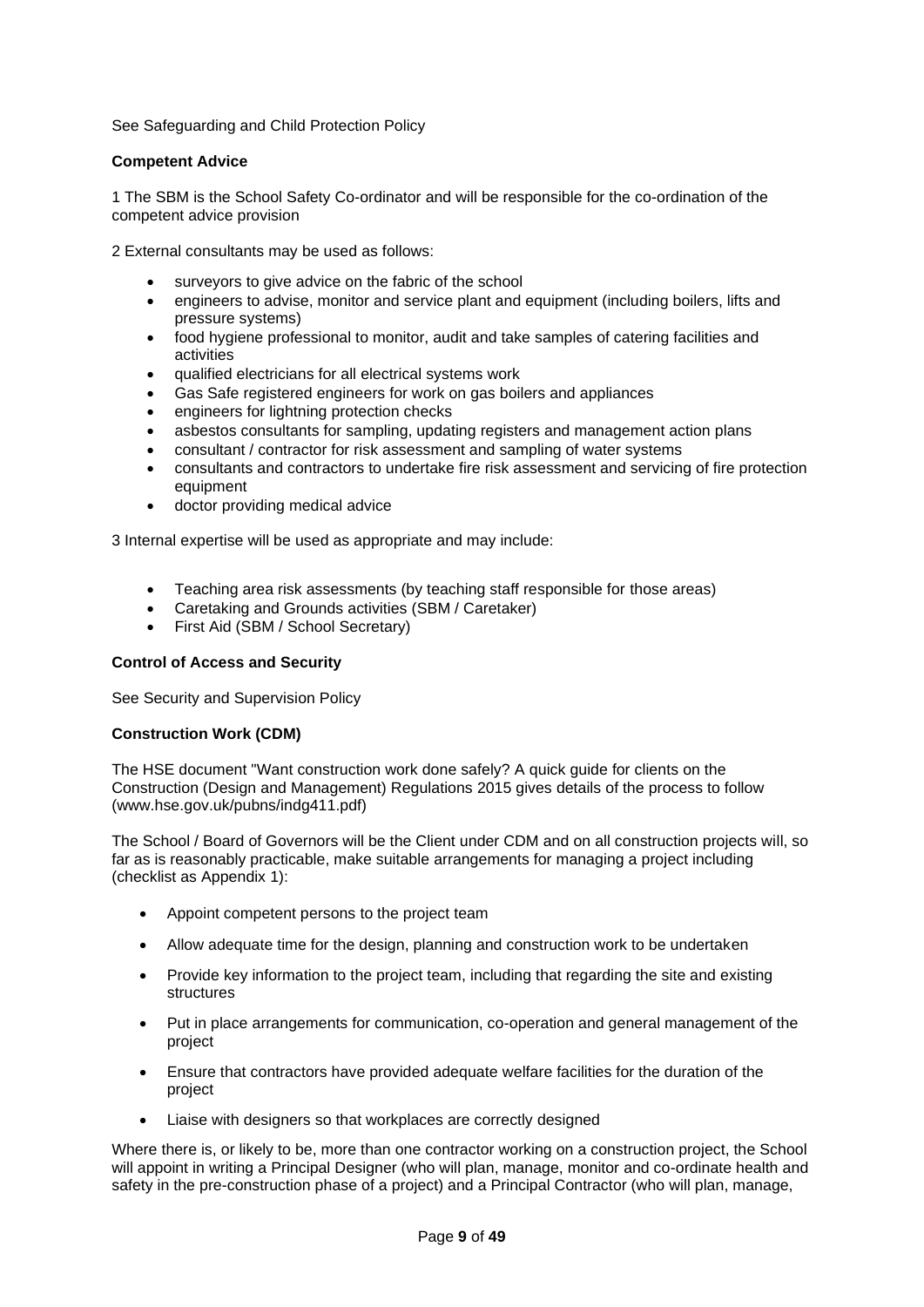See Safeguarding and Child Protection Policy

**Competent Advice**

1 The SBM is the School Safety Co-ordinator and will be responsible for the co-ordination of the competent advice provision

2 External consultants may be used as follows:

- surveyors to give advice on the fabric of the school
- engineers to advise, monitor and service plant and equipment (including boilers, lifts and pressure systems)
- food hygiene professional to monitor, audit and take samples of catering facilities and activities
- qualified electricians for all electrical systems work
- Gas Safe registered engineers for work on gas boilers and appliances
- engineers for lightning protection checks
- asbestos consultants for sampling, updating registers and management action plans
- consultant / contractor for risk assessment and sampling of water systems
- consultants and contractors to undertake fire risk assessment and servicing of fire protection equipment
- doctor providing medical advice

3 Internal expertise will be used as appropriate and may include:

- Teaching area risk assessments (by teaching staff responsible for those areas)
- Caretaking and Grounds activities (SBM / Caretaker)
- First Aid (SBM / School Secretary)

**Control of Access and Security**

See Security and Supervision Policy

**Construction Work (CDM)**

The HSE document "Want construction work done safely? A quick guide for clients on the Construction (Design and Management) Regulations 2015 gives details of the process to follow (www.hse.gov.uk/pubns/indg411.pdf)

The School / Board of Governors will be the Client under CDM and on all construction projects will, so far as is reasonably practicable, make suitable arrangements for managing a project including (checklist as Appendix 1):

- Appoint competent persons to the project team
- Allow adequate time for the design, planning and construction work to be undertaken
- Provide key information to the project team, including that regarding the site and existing structures
- Put in place arrangements for communication, co-operation and general management of the project
- Ensure that contractors have provided adequate welfare facilities for the duration of the project
- Liaise with designers so that workplaces are correctly designed

Where there is, or likely to be, more than one contractor working on a construction project, the School will appoint in writing a Principal Designer (who will plan, manage, monitor and co-ordinate health and safety in the pre-construction phase of a project) and a Principal Contractor (who will plan, manage,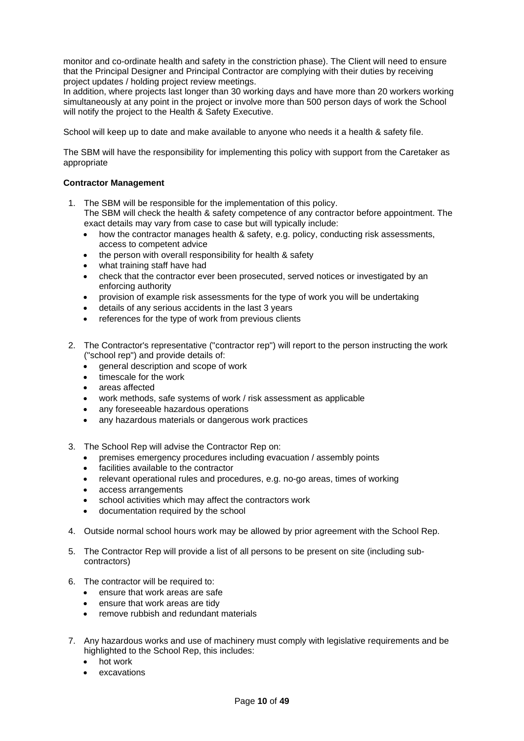monitor and co-ordinate health and safety in the constriction phase). The Client will need to ensure that the Principal Designer and Principal Contractor are complying with their duties by receiving project updates / holding project review meetings.
In addition, where projects last longer than 30 working days and have more than 20 workers working simultaneously at any point in the project or involve more than 500 person days of work the School will notify the project to the Health & Safety Executive.

School will keep up to date and make available to anyone who needs it a health & safety file.

The SBM will have the responsibility for implementing this policy with support from the Caretaker as appropriate

**Contractor Management**

1. The SBM will be responsible for the implementation of this policy.
   The SBM will check the health & safety competence of any contractor before appointment. The exact details may vary from case to case but will typically include:
   - how the contractor manages health & safety, e.g. policy, conducting risk assessments, access to competent advice
   - the person with overall responsibility for health & safety
   - what training staff have had
   - check that the contractor ever been prosecuted, served notices or investigated by an enforcing authority
   - provision of example risk assessments for the type of work you will be undertaking
   - details of any serious accidents in the last 3 years
   - references for the type of work from previous clients

2. The Contractor's representative ("contractor rep") will report to the person instructing the work ("school rep") and provide details of:
   - general description and scope of work
   - timescale for the work
   - areas affected
   - work methods, safe systems of work / risk assessment as applicable
   - any foreseeable hazardous operations
   - any hazardous materials or dangerous work practices

3. The School Rep will advise the Contractor Rep on:
   - premises emergency procedures including evacuation / assembly points
   - facilities available to the contractor
   - relevant operational rules and procedures, e.g. no-go areas, times of working
   - access arrangements
   - school activities which may affect the contractors work
   - documentation required by the school

4. Outside normal school hours work may be allowed by prior agreement with the School Rep.

5. The Contractor Rep will provide a list of all persons to be present on site (including sub-contractors)

6. The contractor will be required to:
   - ensure that work areas are safe
   - ensure that work areas are tidy
   - remove rubbish and redundant materials

7. Any hazardous works and use of machinery must comply with legislative requirements and be highlighted to the School Rep, this includes:
   - hot work
   - excavations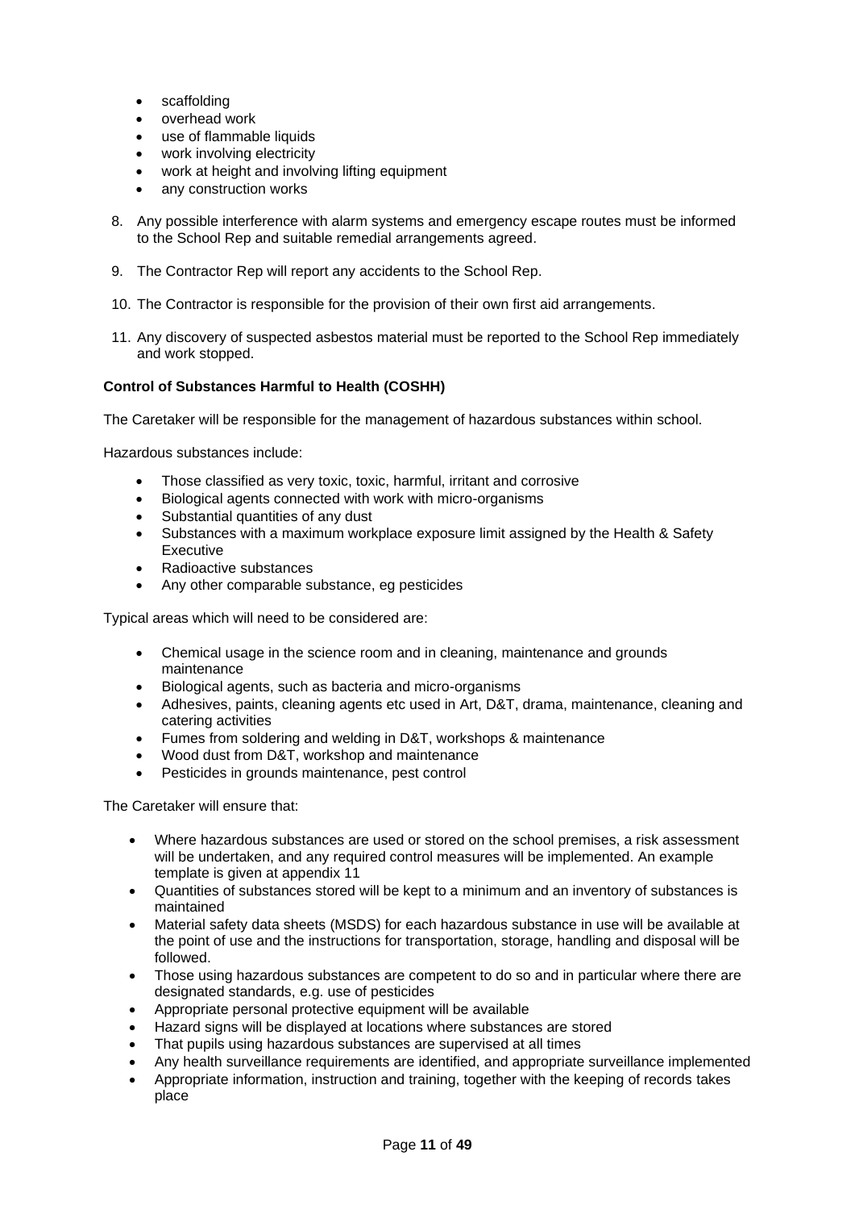- scaffolding
- overhead work
- use of flammable liquids
- work involving electricity
- work at height and involving lifting equipment
- any construction works

8. Any possible interference with alarm systems and emergency escape routes must be informed to the School Rep and suitable remedial arrangements agreed.

9. The Contractor Rep will report any accidents to the School Rep.

10. The Contractor is responsible for the provision of their own first aid arrangements.

11. Any discovery of suspected asbestos material must be reported to the School Rep immediately and work stopped.

**Control of Substances Harmful to Health (COSHH)**

The Caretaker will be responsible for the management of hazardous substances within school.

Hazardous substances include:

- Those classified as very toxic, toxic, harmful, irritant and corrosive
- Biological agents connected with work with micro-organisms
- Substantial quantities of any dust
- Substances with a maximum workplace exposure limit assigned by the Health & Safety Executive
- Radioactive substances
- Any other comparable substance, eg pesticides

Typical areas which will need to be considered are:

- Chemical usage in the science room and in cleaning, maintenance and grounds maintenance
- Biological agents, such as bacteria and micro-organisms
- Adhesives, paints, cleaning agents etc used in Art, D&T, drama, maintenance, cleaning and catering activities
- Fumes from soldering and welding in D&T, workshops & maintenance
- Wood dust from D&T, workshop and maintenance
- Pesticides in grounds maintenance, pest control

The Caretaker will ensure that:

- Where hazardous substances are used or stored on the school premises, a risk assessment will be undertaken, and any required control measures will be implemented. An example template is given at appendix 11
- Quantities of substances stored will be kept to a minimum and an inventory of substances is maintained
- Material safety data sheets (MSDS) for each hazardous substance in use will be available at the point of use and the instructions for transportation, storage, handling and disposal will be followed.
- Those using hazardous substances are competent to do so and in particular where there are designated standards, e.g. use of pesticides
- Appropriate personal protective equipment will be available
- Hazard signs will be displayed at locations where substances are stored
- That pupils using hazardous substances are supervised at all times
- Any health surveillance requirements are identified, and appropriate surveillance implemented
- Appropriate information, instruction and training, together with the keeping of records takes place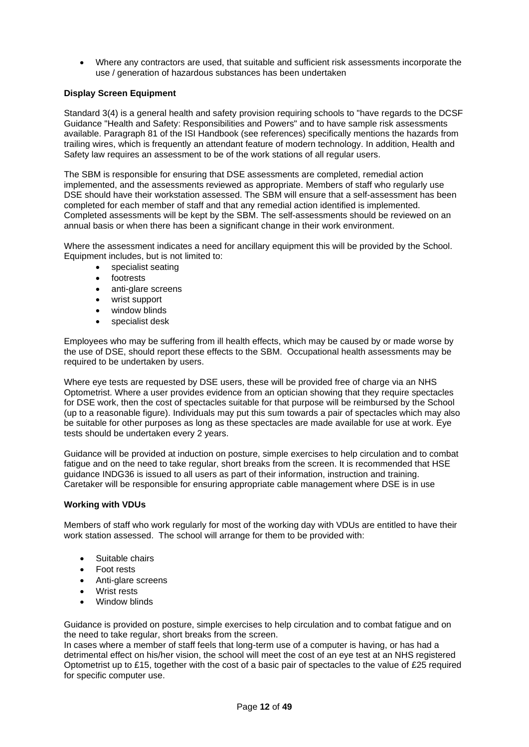- Where any contractors are used, that suitable and sufficient risk assessments incorporate the use / generation of hazardous substances has been undertaken

**Display Screen Equipment**

Standard 3(4) is a general health and safety provision requiring schools to "have regards to the DCSF Guidance "Health and Safety: Responsibilities and Powers" and to have sample risk assessments available. Paragraph 81 of the ISI Handbook (see references) specifically mentions the hazards from trailing wires, which is frequently an attendant feature of modern technology. In addition, Health and Safety law requires an assessment to be of the work stations of all regular users.

The SBM is responsible for ensuring that DSE assessments are completed, remedial action implemented, and the assessments reviewed as appropriate. Members of staff who regularly use DSE should have their workstation assessed. The SBM will ensure that a self-assessment has been completed for each member of staff and that any remedial action identified is implemented. Completed assessments will be kept by the SBM. The self-assessments should be reviewed on an annual basis or when there has been a significant change in their work environment.

Where the assessment indicates a need for ancillary equipment this will be provided by the School. Equipment includes, but is not limited to:

- specialist seating
- footrests
- anti-glare screens
- wrist support
- window blinds
- specialist desk

Employees who may be suffering from ill health effects, which may be caused by or made worse by the use of DSE, should report these effects to the SBM. Occupational health assessments may be required to be undertaken by users.

Where eye tests are requested by DSE users, these will be provided free of charge via an NHS Optometrist. Where a user provides evidence from an optician showing that they require spectacles for DSE work, then the cost of spectacles suitable for that purpose will be reimbursed by the School (up to a reasonable figure). Individuals may put this sum towards a pair of spectacles which may also be suitable for other purposes as long as these spectacles are made available for use at work. Eye tests should be undertaken every 2 years.

Guidance will be provided at induction on posture, simple exercises to help circulation and to combat fatigue and on the need to take regular, short breaks from the screen. It is recommended that HSE guidance INDG36 is issued to all users as part of their information, instruction and training. Caretaker will be responsible for ensuring appropriate cable management where DSE is in use

**Working with VDUs**

Members of staff who work regularly for most of the working day with VDUs are entitled to have their work station assessed. The school will arrange for them to be provided with:

- Suitable chairs
- Foot rests
- Anti-glare screens
- Wrist rests
- Window blinds

Guidance is provided on posture, simple exercises to help circulation and to combat fatigue and on the need to take regular, short breaks from the screen.
In cases where a member of staff feels that long-term use of a computer is having, or has had a detrimental effect on his/her vision, the school will meet the cost of an eye test at an NHS registered Optometrist up to £15, together with the cost of a basic pair of spectacles to the value of £25 required for specific computer use.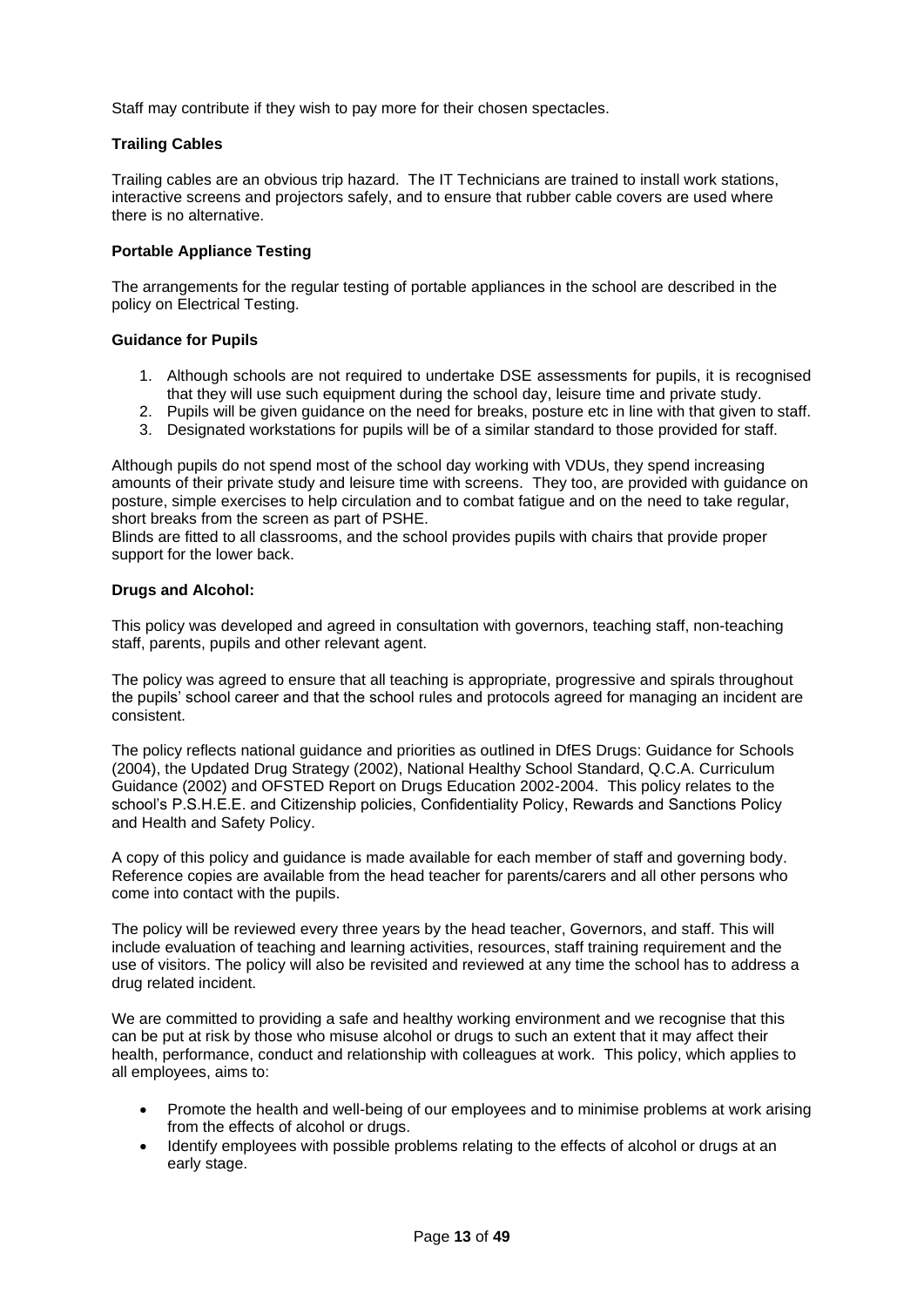Staff may contribute if they wish to pay more for their chosen spectacles.

**Trailing Cables**

Trailing cables are an obvious trip hazard. The IT Technicians are trained to install work stations, interactive screens and projectors safely, and to ensure that rubber cable covers are used where there is no alternative.

**Portable Appliance Testing**

The arrangements for the regular testing of portable appliances in the school are described in the policy on Electrical Testing.

**Guidance for Pupils**

1. Although schools are not required to undertake DSE assessments for pupils, it is recognised that they will use such equipment during the school day, leisure time and private study.
2. Pupils will be given guidance on the need for breaks, posture etc in line with that given to staff.
3. Designated workstations for pupils will be of a similar standard to those provided for staff.

Although pupils do not spend most of the school day working with VDUs, they spend increasing amounts of their private study and leisure time with screens. They too, are provided with guidance on posture, simple exercises to help circulation and to combat fatigue and on the need to take regular, short breaks from the screen as part of PSHE.
Blinds are fitted to all classrooms, and the school provides pupils with chairs that provide proper support for the lower back.

**Drugs and Alcohol:**

This policy was developed and agreed in consultation with governors, teaching staff, non-teaching staff, parents, pupils and other relevant agent.

The policy was agreed to ensure that all teaching is appropriate, progressive and spirals throughout the pupils' school career and that the school rules and protocols agreed for managing an incident are consistent.

The policy reflects national guidance and priorities as outlined in DfES Drugs: Guidance for Schools (2004), the Updated Drug Strategy (2002), National Healthy School Standard, Q.C.A. Curriculum Guidance (2002) and OFSTED Report on Drugs Education 2002-2004. This policy relates to the school's P.S.H.E.E. and Citizenship policies, Confidentiality Policy, Rewards and Sanctions Policy and Health and Safety Policy.

A copy of this policy and guidance is made available for each member of staff and governing body. Reference copies are available from the head teacher for parents/carers and all other persons who come into contact with the pupils.

The policy will be reviewed every three years by the head teacher, Governors, and staff. This will include evaluation of teaching and learning activities, resources, staff training requirement and the use of visitors. The policy will also be revisited and reviewed at any time the school has to address a drug related incident.

We are committed to providing a safe and healthy working environment and we recognise that this can be put at risk by those who misuse alcohol or drugs to such an extent that it may affect their health, performance, conduct and relationship with colleagues at work. This policy, which applies to all employees, aims to:

- Promote the health and well-being of our employees and to minimise problems at work arising from the effects of alcohol or drugs.
- Identify employees with possible problems relating to the effects of alcohol or drugs at an early stage.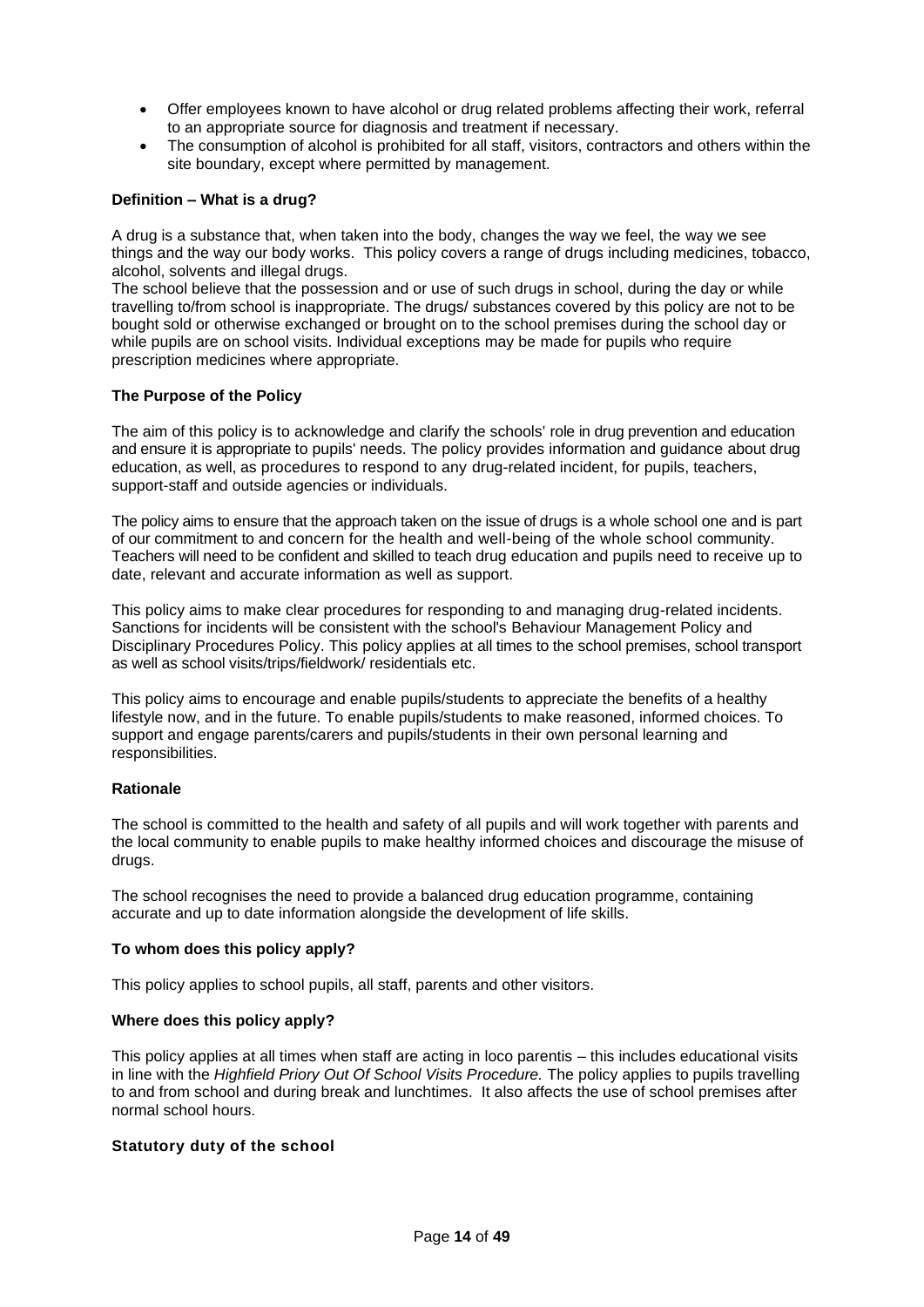- Offer employees known to have alcohol or drug related problems affecting their work, referral to an appropriate source for diagnosis and treatment if necessary.
- The consumption of alcohol is prohibited for all staff, visitors, contractors and others within the site boundary, except where permitted by management.

**Definition – What is a drug?**

A drug is a substance that, when taken into the body, changes the way we feel, the way we see things and the way our body works. This policy covers a range of drugs including medicines, tobacco, alcohol, solvents and illegal drugs.
The school believe that the possession and or use of such drugs in school, during the day or while travelling to/from school is inappropriate. The drugs/ substances covered by this policy are not to be bought sold or otherwise exchanged or brought on to the school premises during the school day or while pupils are on school visits. Individual exceptions may be made for pupils who require prescription medicines where appropriate.

**The Purpose of the Policy**

The aim of this policy is to acknowledge and clarify the schools' role in drug prevention and education and ensure it is appropriate to pupils' needs. The policy provides information and guidance about drug education, as well, as procedures to respond to any drug-related incident, for pupils, teachers, support-staff and outside agencies or individuals.

The policy aims to ensure that the approach taken on the issue of drugs is a whole school one and is part of our commitment to and concern for the health and well-being of the whole school community. Teachers will need to be confident and skilled to teach drug education and pupils need to receive up to date, relevant and accurate information as well as support.

This policy aims to make clear procedures for responding to and managing drug-related incidents. Sanctions for incidents will be consistent with the school's Behaviour Management Policy and Disciplinary Procedures Policy. This policy applies at all times to the school premises, school transport as well as school visits/trips/fieldwork/ residentials etc.

This policy aims to encourage and enable pupils/students to appreciate the benefits of a healthy lifestyle now, and in the future. To enable pupils/students to make reasoned, informed choices. To support and engage parents/carers and pupils/students in their own personal learning and responsibilities.

**Rationale**

The school is committed to the health and safety of all pupils and will work together with parents and the local community to enable pupils to make healthy informed choices and discourage the misuse of drugs.

The school recognises the need to provide a balanced drug education programme, containing accurate and up to date information alongside the development of life skills.

**To whom does this policy apply?**

This policy applies to school pupils, all staff, parents and other visitors.

**Where does this policy apply?**

This policy applies at all times when staff are acting in loco parentis – this includes educational visits in line with the *Highfield Priory Out Of School Visits Procedure.* The policy applies to pupils travelling to and from school and during break and lunchtimes. It also affects the use of school premises after normal school hours.

**Statutory duty of the school**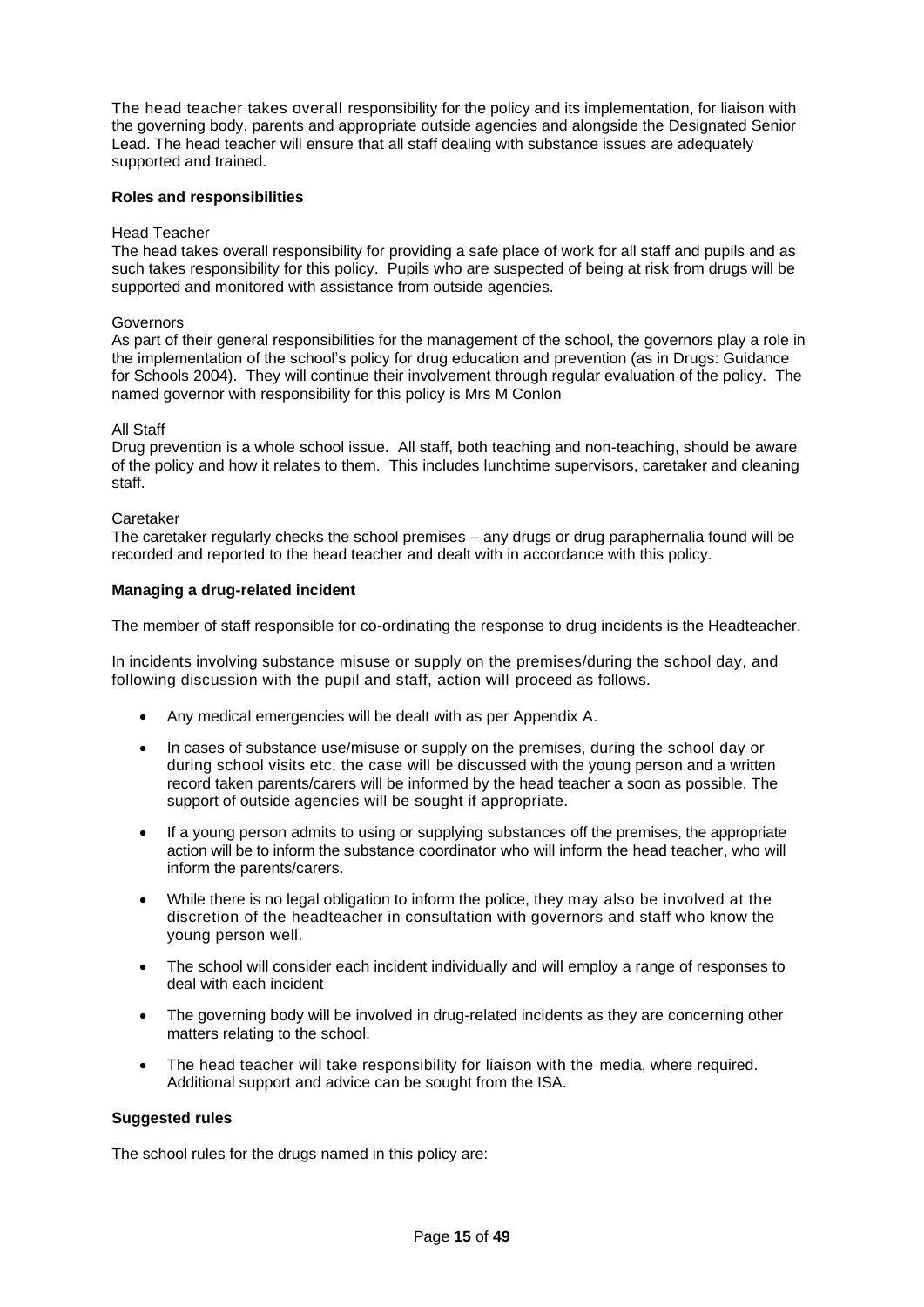The head teacher takes overall responsibility for the policy and its implementation, for liaison with the governing body, parents and appropriate outside agencies and alongside the Designated Senior Lead. The head teacher will ensure that all staff dealing with substance issues are adequately supported and trained.

**Roles and responsibilities**

Head Teacher
The head takes overall responsibility for providing a safe place of work for all staff and pupils and as such takes responsibility for this policy. Pupils who are suspected of being at risk from drugs will be supported and monitored with assistance from outside agencies.

Governors
As part of their general responsibilities for the management of the school, the governors play a role in the implementation of the school's policy for drug education and prevention (as in Drugs: Guidance for Schools 2004). They will continue their involvement through regular evaluation of the policy. The named governor with responsibility for this policy is Mrs M Conlon

All Staff
Drug prevention is a whole school issue. All staff, both teaching and non-teaching, should be aware of the policy and how it relates to them. This includes lunchtime supervisors, caretaker and cleaning staff.

Caretaker
The caretaker regularly checks the school premises – any drugs or drug paraphernalia found will be recorded and reported to the head teacher and dealt with in accordance with this policy.

**Managing a drug-related incident**

The member of staff responsible for co-ordinating the response to drug incidents is the Headteacher.

In incidents involving substance misuse or supply on the premises/during the school day, and following discussion with the pupil and staff, action will proceed as follows.

- Any medical emergencies will be dealt with as per Appendix A.
- In cases of substance use/misuse or supply on the premises, during the school day or during school visits etc, the case will be discussed with the young person and a written record taken parents/carers will be informed by the head teacher a soon as possible. The support of outside agencies will be sought if appropriate.
- If a young person admits to using or supplying substances off the premises, the appropriate action will be to inform the substance coordinator who will inform the head teacher, who will inform the parents/carers.
- While there is no legal obligation to inform the police, they may also be involved at the discretion of the headteacher in consultation with governors and staff who know the young person well.
- The school will consider each incident individually and will employ a range of responses to deal with each incident
- The governing body will be involved in drug-related incidents as they are concerning other matters relating to the school.
- The head teacher will take responsibility for liaison with the media, where required. Additional support and advice can be sought from the ISA.

**Suggested rules**

The school rules for the drugs named in this policy are: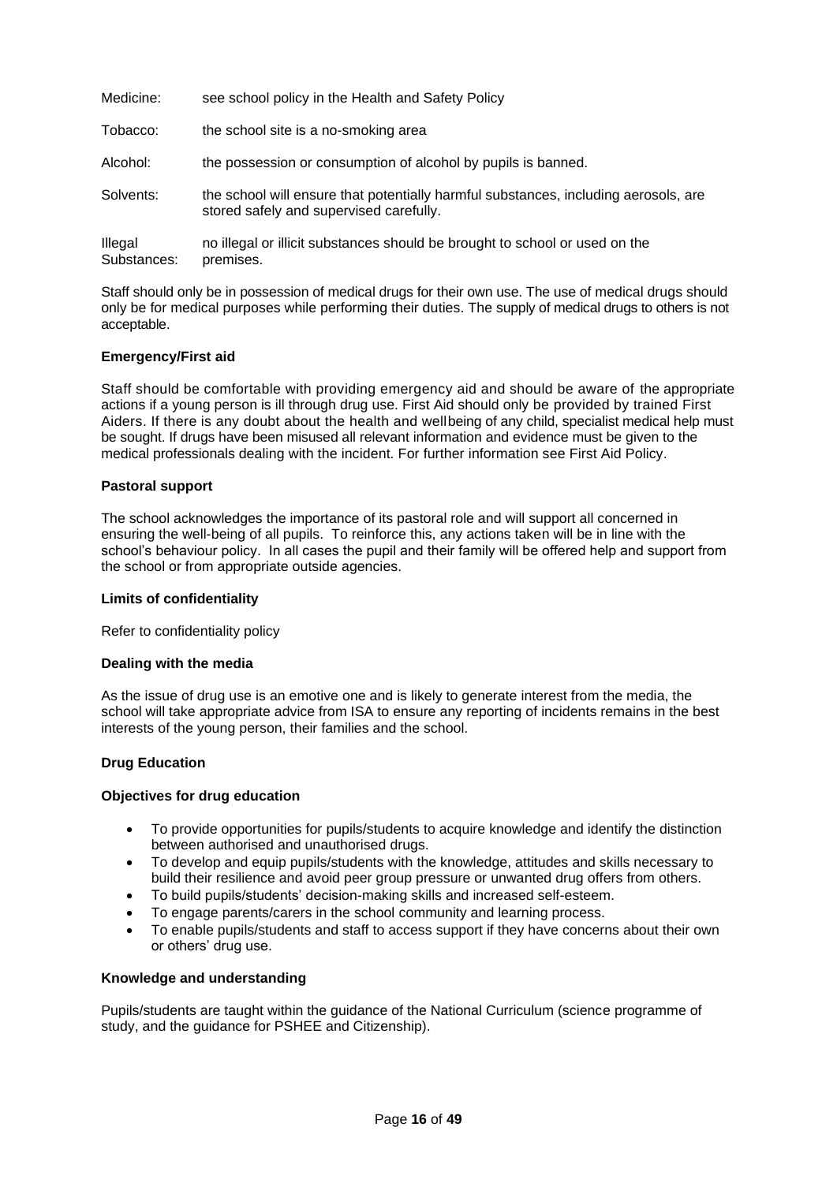| | |
|---|---|
| Medicine: | see school policy in the Health and Safety Policy |
| Tobacco: | the school site is a no-smoking area |
| Alcohol: | the possession or consumption of alcohol by pupils is banned. |
| Solvents: | the school will ensure that potentially harmful substances, including aerosols, are stored safely and supervised carefully. |
| Illegal Substances: | no illegal or illicit substances should be brought to school or used on the premises. |

Staff should only be in possession of medical drugs for their own use. The use of medical drugs should only be for medical purposes while performing their duties. The supply of medical drugs to others is not acceptable.

**Emergency/First aid**

Staff should be comfortable with providing emergency aid and should be aware of the appropriate actions if a young person is ill through drug use. First Aid should only be provided by trained First Aiders. If there is any doubt about the health and wellbeing of any child, specialist medical help must be sought. If drugs have been misused all relevant information and evidence must be given to the medical professionals dealing with the incident. For further information see First Aid Policy.

**Pastoral support**

The school acknowledges the importance of its pastoral role and will support all concerned in ensuring the well-being of all pupils. To reinforce this, any actions taken will be in line with the school's behaviour policy. In all cases the pupil and their family will be offered help and support from the school or from appropriate outside agencies.

**Limits of confidentiality**

Refer to confidentiality policy

**Dealing with the media**

As the issue of drug use is an emotive one and is likely to generate interest from the media, the school will take appropriate advice from ISA to ensure any reporting of incidents remains in the best interests of the young person, their families and the school.

**Drug Education**

**Objectives for drug education**

- To provide opportunities for pupils/students to acquire knowledge and identify the distinction between authorised and unauthorised drugs.
- To develop and equip pupils/students with the knowledge, attitudes and skills necessary to build their resilience and avoid peer group pressure or unwanted drug offers from others.
- To build pupils/students' decision-making skills and increased self-esteem.
- To engage parents/carers in the school community and learning process.
- To enable pupils/students and staff to access support if they have concerns about their own or others' drug use.

**Knowledge and understanding**

Pupils/students are taught within the guidance of the National Curriculum (science programme of study, and the guidance for PSHEE and Citizenship).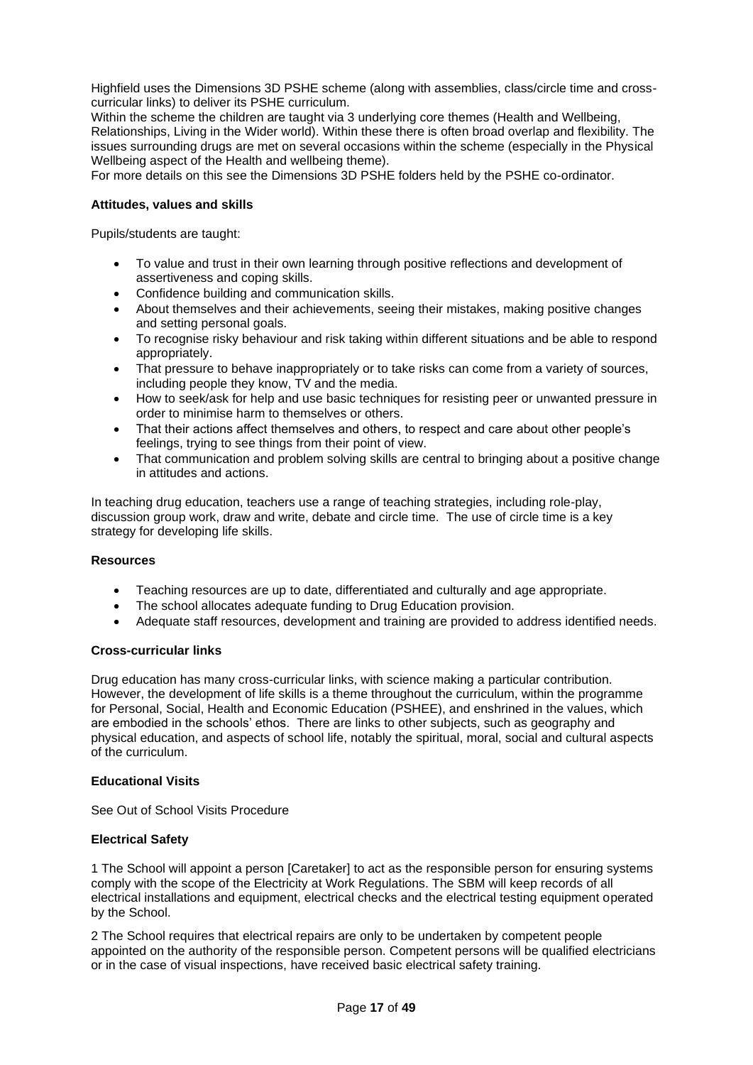Highfield uses the Dimensions 3D PSHE scheme (along with assemblies, class/circle time and cross-curricular links) to deliver its PSHE curriculum.

Within the scheme the children are taught via 3 underlying core themes (Health and Wellbeing, Relationships, Living in the Wider world). Within these there is often broad overlap and flexibility. The issues surrounding drugs are met on several occasions within the scheme (especially in the Physical Wellbeing aspect of the Health and wellbeing theme).

For more details on this see the Dimensions 3D PSHE folders held by the PSHE co-ordinator.

**Attitudes, values and skills**

Pupils/students are taught:

- To value and trust in their own learning through positive reflections and development of assertiveness and coping skills.
- Confidence building and communication skills.
- About themselves and their achievements, seeing their mistakes, making positive changes and setting personal goals.
- To recognise risky behaviour and risk taking within different situations and be able to respond appropriately.
- That pressure to behave inappropriately or to take risks can come from a variety of sources, including people they know, TV and the media.
- How to seek/ask for help and use basic techniques for resisting peer or unwanted pressure in order to minimise harm to themselves or others.
- That their actions affect themselves and others, to respect and care about other people's feelings, trying to see things from their point of view.
- That communication and problem solving skills are central to bringing about a positive change in attitudes and actions.

In teaching drug education, teachers use a range of teaching strategies, including role-play, discussion group work, draw and write, debate and circle time. The use of circle time is a key strategy for developing life skills.

**Resources**

- Teaching resources are up to date, differentiated and culturally and age appropriate.
- The school allocates adequate funding to Drug Education provision.
- Adequate staff resources, development and training are provided to address identified needs.

**Cross-curricular links**

Drug education has many cross-curricular links, with science making a particular contribution. However, the development of life skills is a theme throughout the curriculum, within the programme for Personal, Social, Health and Economic Education (PSHEE), and enshrined in the values, which are embodied in the schools' ethos. There are links to other subjects, such as geography and physical education, and aspects of school life, notably the spiritual, moral, social and cultural aspects of the curriculum.

**Educational Visits**

See Out of School Visits Procedure

**Electrical Safety**

1 The School will appoint a person [Caretaker] to act as the responsible person for ensuring systems comply with the scope of the Electricity at Work Regulations. The SBM will keep records of all electrical installations and equipment, electrical checks and the electrical testing equipment operated by the School.

2 The School requires that electrical repairs are only to be undertaken by competent people appointed on the authority of the responsible person. Competent persons will be qualified electricians or in the case of visual inspections, have received basic electrical safety training.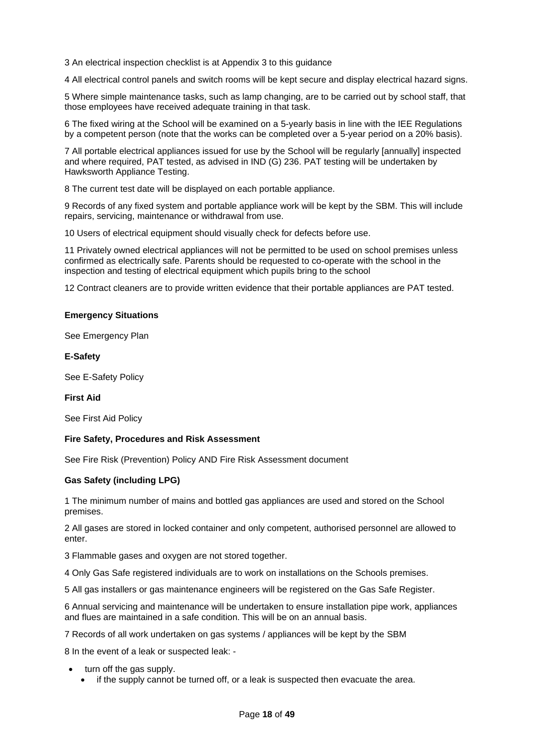3 An electrical inspection checklist is at Appendix 3 to this guidance

4 All electrical control panels and switch rooms will be kept secure and display electrical hazard signs.

5 Where simple maintenance tasks, such as lamp changing, are to be carried out by school staff, that those employees have received adequate training in that task.

6 The fixed wiring at the School will be examined on a 5-yearly basis in line with the IEE Regulations by a competent person (note that the works can be completed over a 5-year period on a 20% basis).

7 All portable electrical appliances issued for use by the School will be regularly [annually] inspected and where required, PAT tested, as advised in IND (G) 236. PAT testing will be undertaken by Hawksworth Appliance Testing.

8 The current test date will be displayed on each portable appliance.

9 Records of any fixed system and portable appliance work will be kept by the SBM. This will include repairs, servicing, maintenance or withdrawal from use.

10 Users of electrical equipment should visually check for defects before use.

11 Privately owned electrical appliances will not be permitted to be used on school premises unless confirmed as electrically safe. Parents should be requested to co-operate with the school in the inspection and testing of electrical equipment which pupils bring to the school

12 Contract cleaners are to provide written evidence that their portable appliances are PAT tested.

**Emergency Situations**

See Emergency Plan

**E-Safety**

See E-Safety Policy

**First Aid**

See First Aid Policy

**Fire Safety, Procedures and Risk Assessment**

See Fire Risk (Prevention) Policy AND Fire Risk Assessment document

**Gas Safety (including LPG)**

1 The minimum number of mains and bottled gas appliances are used and stored on the School premises.

2 All gases are stored in locked container and only competent, authorised personnel are allowed to enter.

3 Flammable gases and oxygen are not stored together.

4 Only Gas Safe registered individuals are to work on installations on the Schools premises.

5 All gas installers or gas maintenance engineers will be registered on the Gas Safe Register.

6 Annual servicing and maintenance will be undertaken to ensure installation pipe work, appliances and flues are maintained in a safe condition. This will be on an annual basis.

7 Records of all work undertaken on gas systems / appliances will be kept by the SBM

8 In the event of a leak or suspected leak: -

- turn off the gas supply.
  - if the supply cannot be turned off, or a leak is suspected then evacuate the area.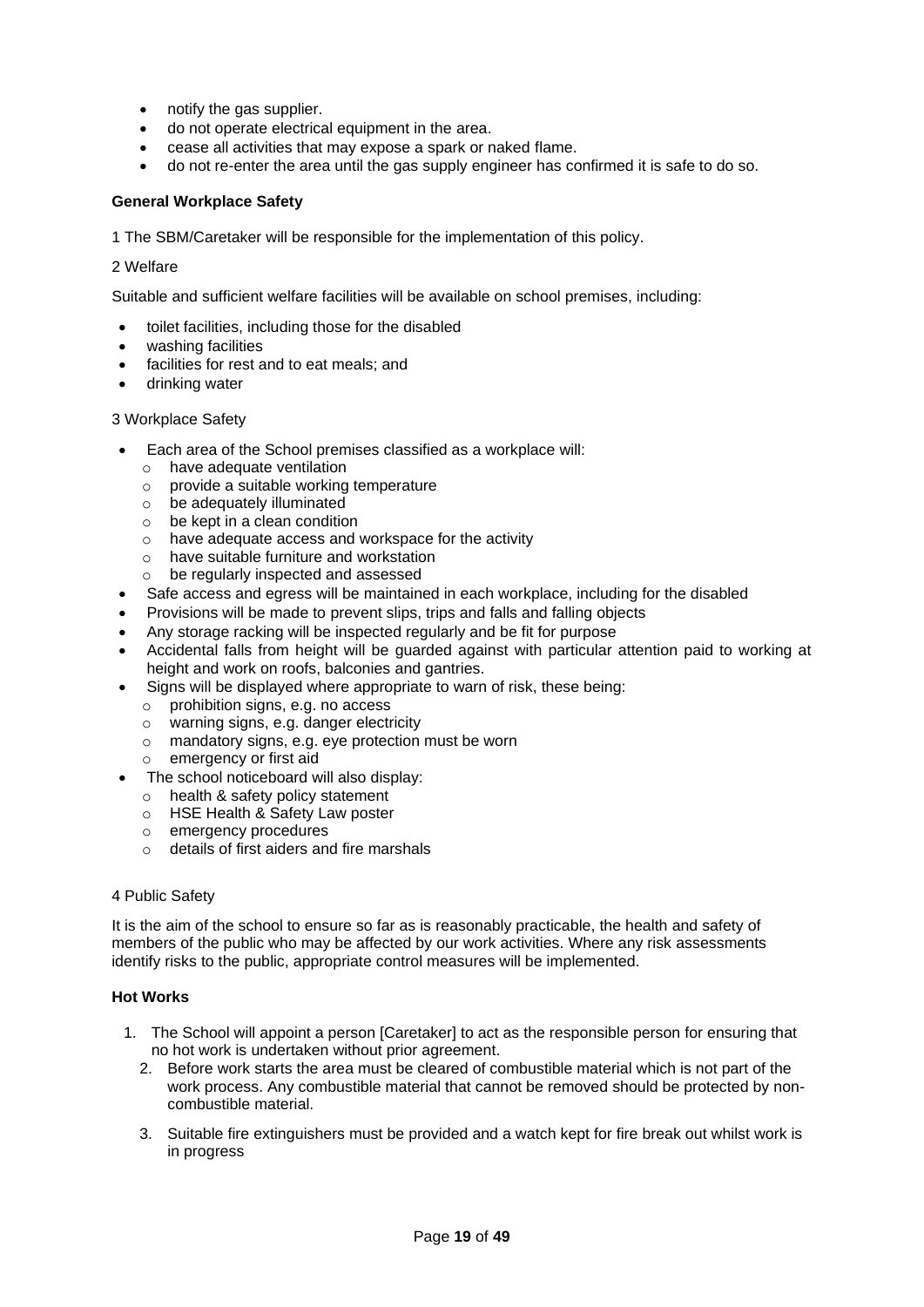- notify the gas supplier.
- do not operate electrical equipment in the area.
- cease all activities that may expose a spark or naked flame.
- do not re-enter the area until the gas supply engineer has confirmed it is safe to do so.

**General Workplace Safety**

1 The SBM/Caretaker will be responsible for the implementation of this policy.

2 Welfare

Suitable and sufficient welfare facilities will be available on school premises, including:

- toilet facilities, including those for the disabled
- washing facilities
- facilities for rest and to eat meals; and
- drinking water

3 Workplace Safety

- Each area of the School premises classified as a workplace will:
  - have adequate ventilation
  - provide a suitable working temperature
  - be adequately illuminated
  - be kept in a clean condition
  - have adequate access and workspace for the activity
  - have suitable furniture and workstation
  - be regularly inspected and assessed
- Safe access and egress will be maintained in each workplace, including for the disabled
- Provisions will be made to prevent slips, trips and falls and falling objects
- Any storage racking will be inspected regularly and be fit for purpose
- Accidental falls from height will be guarded against with particular attention paid to working at height and work on roofs, balconies and gantries.
- Signs will be displayed where appropriate to warn of risk, these being:
  - prohibition signs, e.g. no access
  - warning signs, e.g. danger electricity
  - mandatory signs, e.g. eye protection must be worn
  - emergency or first aid
- The school noticeboard will also display:
  - health & safety policy statement
  - HSE Health & Safety Law poster
  - emergency procedures
  - details of first aiders and fire marshals

4 Public Safety

It is the aim of the school to ensure so far as is reasonably practicable, the health and safety of members of the public who may be affected by our work activities. Where any risk assessments identify risks to the public, appropriate control measures will be implemented.

**Hot Works**

1. The School will appoint a person [Caretaker] to act as the responsible person for ensuring that no hot work is undertaken without prior agreement.
2. Before work starts the area must be cleared of combustible material which is not part of the work process. Any combustible material that cannot be removed should be protected by non-combustible material.
3. Suitable fire extinguishers must be provided and a watch kept for fire break out whilst work is in progress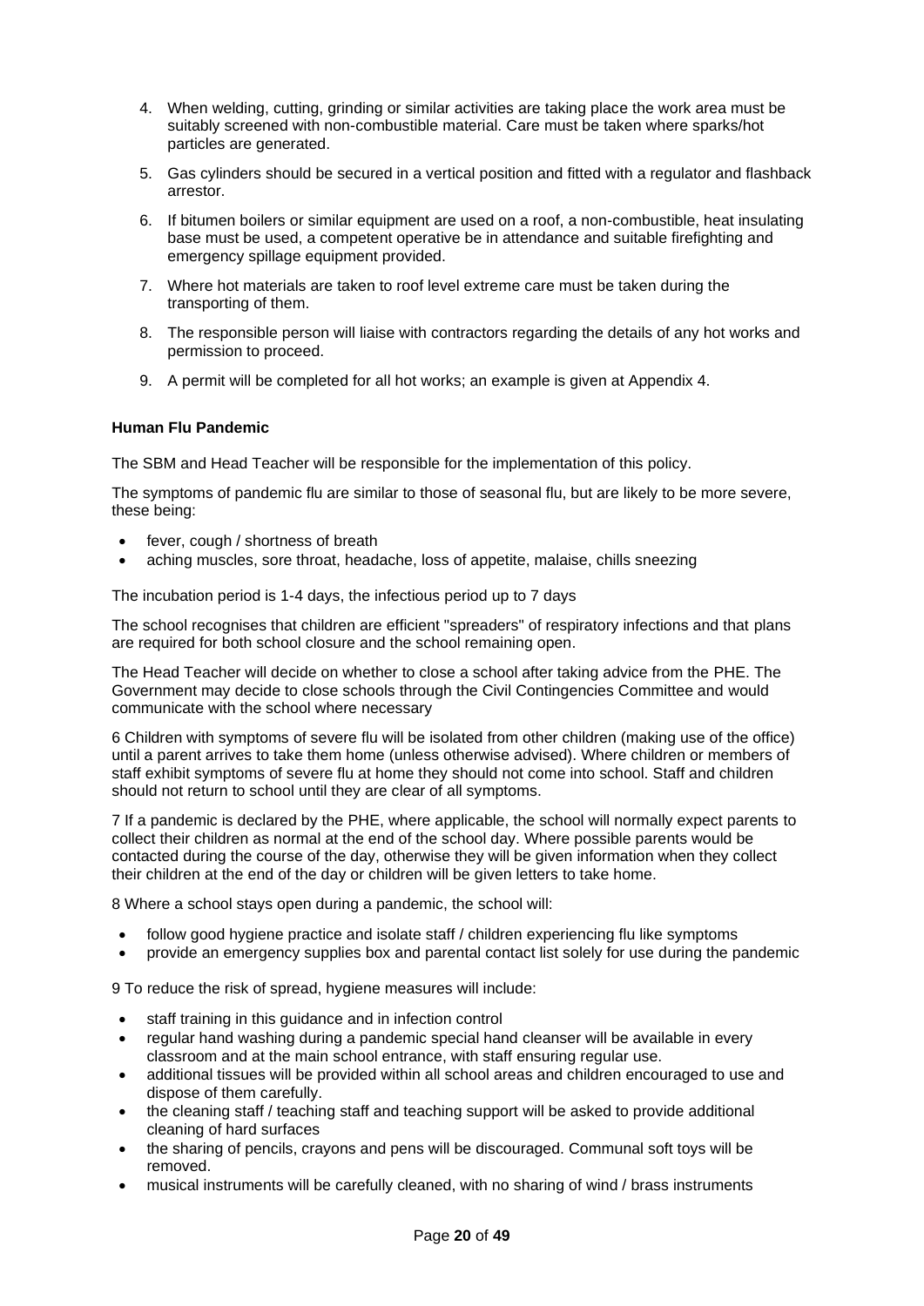4. When welding, cutting, grinding or similar activities are taking place the work area must be suitably screened with non-combustible material. Care must be taken where sparks/hot particles are generated.

5. Gas cylinders should be secured in a vertical position and fitted with a regulator and flashback arrestor.

6. If bitumen boilers or similar equipment are used on a roof, a non-combustible, heat insulating base must be used, a competent operative be in attendance and suitable firefighting and emergency spillage equipment provided.

7. Where hot materials are taken to roof level extreme care must be taken during the transporting of them.

8. The responsible person will liaise with contractors regarding the details of any hot works and permission to proceed.

9. A permit will be completed for all hot works; an example is given at Appendix 4.

**Human Flu Pandemic**

The SBM and Head Teacher will be responsible for the implementation of this policy.

The symptoms of pandemic flu are similar to those of seasonal flu, but are likely to be more severe, these being:

- fever, cough / shortness of breath
- aching muscles, sore throat, headache, loss of appetite, malaise, chills sneezing

The incubation period is 1-4 days, the infectious period up to 7 days

The school recognises that children are efficient "spreaders" of respiratory infections and that plans are required for both school closure and the school remaining open.

The Head Teacher will decide on whether to close a school after taking advice from the PHE. The Government may decide to close schools through the Civil Contingencies Committee and would communicate with the school where necessary

6 Children with symptoms of severe flu will be isolated from other children (making use of the office) until a parent arrives to take them home (unless otherwise advised). Where children or members of staff exhibit symptoms of severe flu at home they should not come into school. Staff and children should not return to school until they are clear of all symptoms.

7 If a pandemic is declared by the PHE, where applicable, the school will normally expect parents to collect their children as normal at the end of the school day. Where possible parents would be contacted during the course of the day, otherwise they will be given information when they collect their children at the end of the day or children will be given letters to take home.

8 Where a school stays open during a pandemic, the school will:

- follow good hygiene practice and isolate staff / children experiencing flu like symptoms
- provide an emergency supplies box and parental contact list solely for use during the pandemic

9 To reduce the risk of spread, hygiene measures will include:

- staff training in this guidance and in infection control
- regular hand washing during a pandemic special hand cleanser will be available in every classroom and at the main school entrance, with staff ensuring regular use.
- additional tissues will be provided within all school areas and children encouraged to use and dispose of them carefully.
- the cleaning staff / teaching staff and teaching support will be asked to provide additional cleaning of hard surfaces
- the sharing of pencils, crayons and pens will be discouraged. Communal soft toys will be removed.
- musical instruments will be carefully cleaned, with no sharing of wind / brass instruments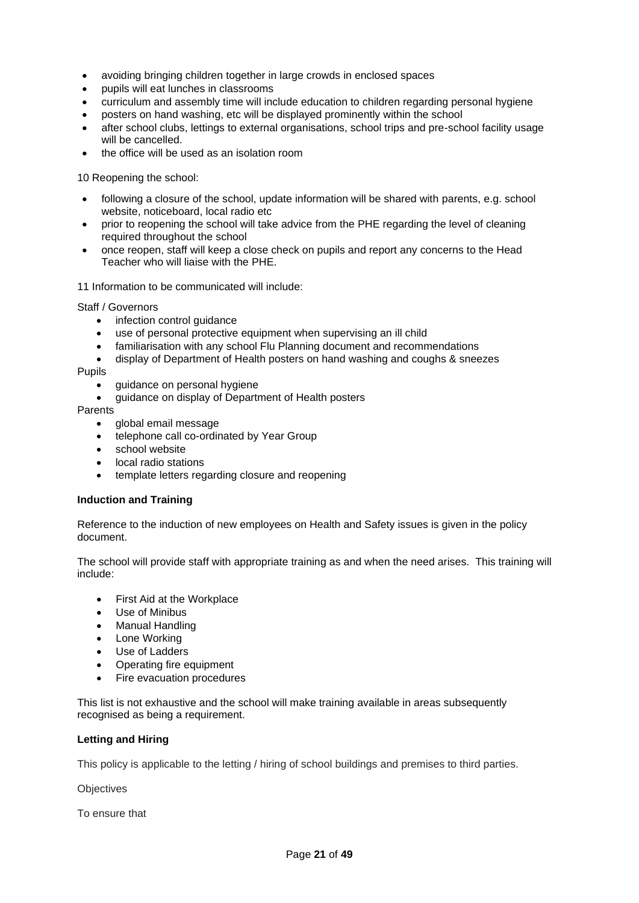- avoiding bringing children together in large crowds in enclosed spaces
- pupils will eat lunches in classrooms
- curriculum and assembly time will include education to children regarding personal hygiene
- posters on hand washing, etc will be displayed prominently within the school
- after school clubs, lettings to external organisations, school trips and pre-school facility usage will be cancelled.
- the office will be used as an isolation room

10 Reopening the school:

- following a closure of the school, update information will be shared with parents, e.g. school website, noticeboard, local radio etc
- prior to reopening the school will take advice from the PHE regarding the level of cleaning required throughout the school
- once reopen, staff will keep a close check on pupils and report any concerns to the Head Teacher who will liaise with the PHE.

11 Information to be communicated will include:

Staff / Governors

- infection control guidance
- use of personal protective equipment when supervising an ill child
- familiarisation with any school Flu Planning document and recommendations
- display of Department of Health posters on hand washing and coughs & sneezes

Pupils

- guidance on personal hygiene
- guidance on display of Department of Health posters

Parents

- global email message
- telephone call co-ordinated by Year Group
- school website
- local radio stations
- template letters regarding closure and reopening

**Induction and Training**

Reference to the induction of new employees on Health and Safety issues is given in the policy document.

The school will provide staff with appropriate training as and when the need arises. This training will include:

- First Aid at the Workplace
- Use of Minibus
- Manual Handling
- Lone Working
- Use of Ladders
- Operating fire equipment
- Fire evacuation procedures

This list is not exhaustive and the school will make training available in areas subsequently recognised as being a requirement.

**Letting and Hiring**

This policy is applicable to the letting / hiring of school buildings and premises to third parties.

Objectives

To ensure that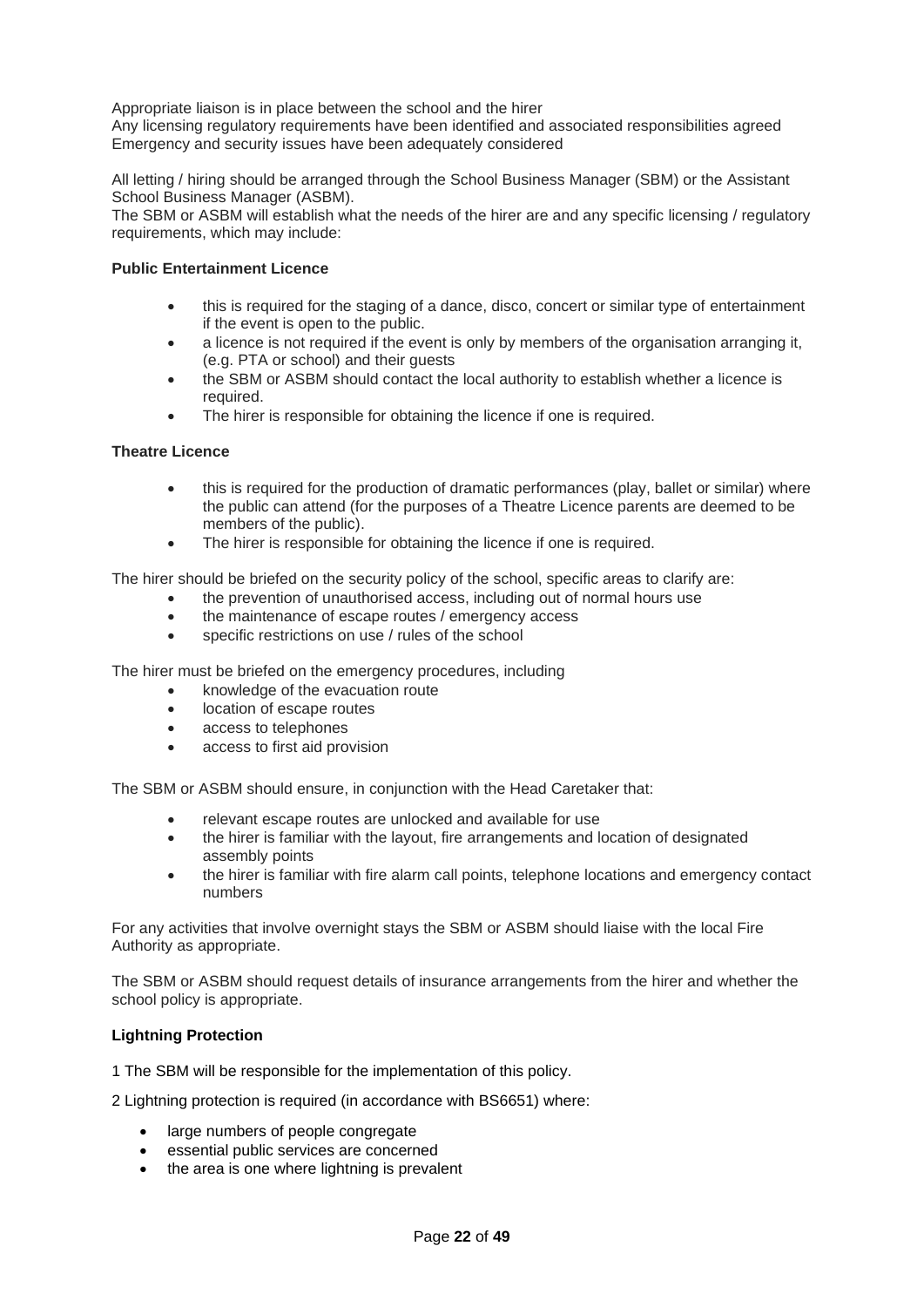Appropriate liaison is in place between the school and the hirer
Any licensing regulatory requirements have been identified and associated responsibilities agreed
Emergency and security issues have been adequately considered

All letting / hiring should be arranged through the School Business Manager (SBM) or the Assistant School Business Manager (ASBM).
The SBM or ASBM will establish what the needs of the hirer are and any specific licensing / regulatory requirements, which may include:

**Public Entertainment Licence**

- this is required for the staging of a dance, disco, concert or similar type of entertainment if the event is open to the public.
- a licence is not required if the event is only by members of the organisation arranging it, (e.g. PTA or school) and their guests
- the SBM or ASBM should contact the local authority to establish whether a licence is required.
- The hirer is responsible for obtaining the licence if one is required.

**Theatre Licence**

- this is required for the production of dramatic performances (play, ballet or similar) where the public can attend (for the purposes of a Theatre Licence parents are deemed to be members of the public).
- The hirer is responsible for obtaining the licence if one is required.

The hirer should be briefed on the security policy of the school, specific areas to clarify are:

- the prevention of unauthorised access, including out of normal hours use
- the maintenance of escape routes / emergency access
- specific restrictions on use / rules of the school

The hirer must be briefed on the emergency procedures, including

- knowledge of the evacuation route
- location of escape routes
- access to telephones
- access to first aid provision

The SBM or ASBM should ensure, in conjunction with the Head Caretaker that:

- relevant escape routes are unlocked and available for use
- the hirer is familiar with the layout, fire arrangements and location of designated assembly points
- the hirer is familiar with fire alarm call points, telephone locations and emergency contact numbers

For any activities that involve overnight stays the SBM or ASBM should liaise with the local Fire Authority as appropriate.

The SBM or ASBM should request details of insurance arrangements from the hirer and whether the school policy is appropriate.

**Lightning Protection**

1 The SBM will be responsible for the implementation of this policy.

2 Lightning protection is required (in accordance with BS6651) where:

- large numbers of people congregate
- essential public services are concerned
- the area is one where lightning is prevalent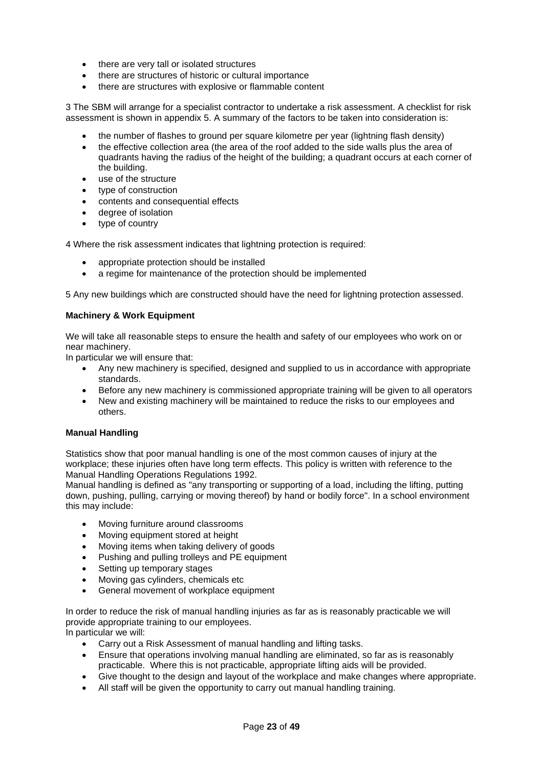- there are very tall or isolated structures
- there are structures of historic or cultural importance
- there are structures with explosive or flammable content

3 The SBM will arrange for a specialist contractor to undertake a risk assessment. A checklist for risk assessment is shown in appendix 5. A summary of the factors to be taken into consideration is:

- the number of flashes to ground per square kilometre per year (lightning flash density)
- the effective collection area (the area of the roof added to the side walls plus the area of quadrants having the radius of the height of the building; a quadrant occurs at each corner of the building.
- use of the structure
- type of construction
- contents and consequential effects
- degree of isolation
- type of country

4 Where the risk assessment indicates that lightning protection is required:

- appropriate protection should be installed
- a regime for maintenance of the protection should be implemented

5 Any new buildings which are constructed should have the need for lightning protection assessed.

**Machinery & Work Equipment**

We will take all reasonable steps to ensure the health and safety of our employees who work on or near machinery.
In particular we will ensure that:

- Any new machinery is specified, designed and supplied to us in accordance with appropriate standards.
- Before any new machinery is commissioned appropriate training will be given to all operators
- New and existing machinery will be maintained to reduce the risks to our employees and others.

**Manual Handling**

Statistics show that poor manual handling is one of the most common causes of injury at the workplace; these injuries often have long term effects. This policy is written with reference to the Manual Handling Operations Regulations 1992.
Manual handling is defined as "any transporting or supporting of a load, including the lifting, putting down, pushing, pulling, carrying or moving thereof) by hand or bodily force". In a school environment this may include:

- Moving furniture around classrooms
- Moving equipment stored at height
- Moving items when taking delivery of goods
- Pushing and pulling trolleys and PE equipment
- Setting up temporary stages
- Moving gas cylinders, chemicals etc
- General movement of workplace equipment

In order to reduce the risk of manual handling injuries as far as is reasonably practicable we will provide appropriate training to our employees.
In particular we will:

- Carry out a Risk Assessment of manual handling and lifting tasks.
- Ensure that operations involving manual handling are eliminated, so far as is reasonably practicable. Where this is not practicable, appropriate lifting aids will be provided.
- Give thought to the design and layout of the workplace and make changes where appropriate.
- All staff will be given the opportunity to carry out manual handling training.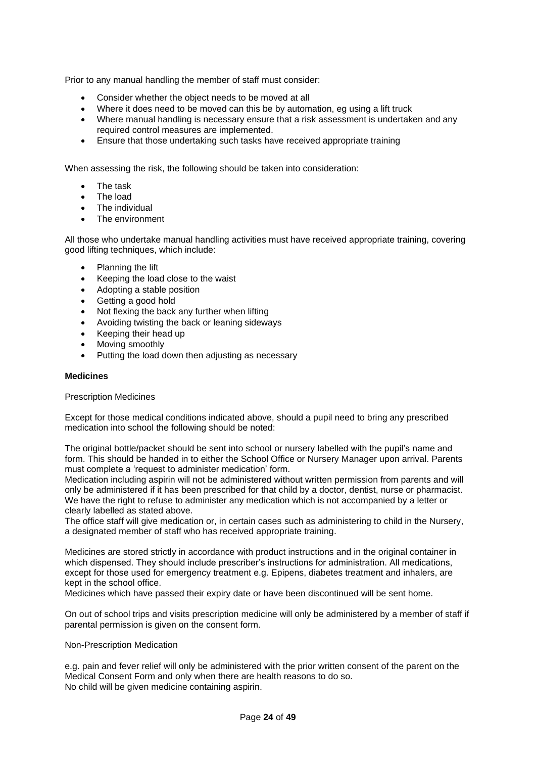Prior to any manual handling the member of staff must consider:

- Consider whether the object needs to be moved at all
- Where it does need to be moved can this be by automation, eg using a lift truck
- Where manual handling is necessary ensure that a risk assessment is undertaken and any required control measures are implemented.
- Ensure that those undertaking such tasks have received appropriate training

When assessing the risk, the following should be taken into consideration:

- The task
- The load
- The individual
- The environment

All those who undertake manual handling activities must have received appropriate training, covering good lifting techniques, which include:

- Planning the lift
- Keeping the load close to the waist
- Adopting a stable position
- Getting a good hold
- Not flexing the back any further when lifting
- Avoiding twisting the back or leaning sideways
- Keeping their head up
- Moving smoothly
- Putting the load down then adjusting as necessary

**Medicines**

Prescription Medicines

Except for those medical conditions indicated above, should a pupil need to bring any prescribed medication into school the following should be noted:

The original bottle/packet should be sent into school or nursery labelled with the pupil's name and form. This should be handed in to either the School Office or Nursery Manager upon arrival. Parents must complete a 'request to administer medication' form.
Medication including aspirin will not be administered without written permission from parents and will only be administered if it has been prescribed for that child by a doctor, dentist, nurse or pharmacist. We have the right to refuse to administer any medication which is not accompanied by a letter or clearly labelled as stated above.
The office staff will give medication or, in certain cases such as administering to child in the Nursery, a designated member of staff who has received appropriate training.

Medicines are stored strictly in accordance with product instructions and in the original container in which dispensed. They should include prescriber's instructions for administration. All medications, except for those used for emergency treatment e.g. Epipens, diabetes treatment and inhalers, are kept in the school office.
Medicines which have passed their expiry date or have been discontinued will be sent home.

On out of school trips and visits prescription medicine will only be administered by a member of staff if parental permission is given on the consent form.

Non-Prescription Medication

e.g. pain and fever relief will only be administered with the prior written consent of the parent on the Medical Consent Form and only when there are health reasons to do so.
No child will be given medicine containing aspirin.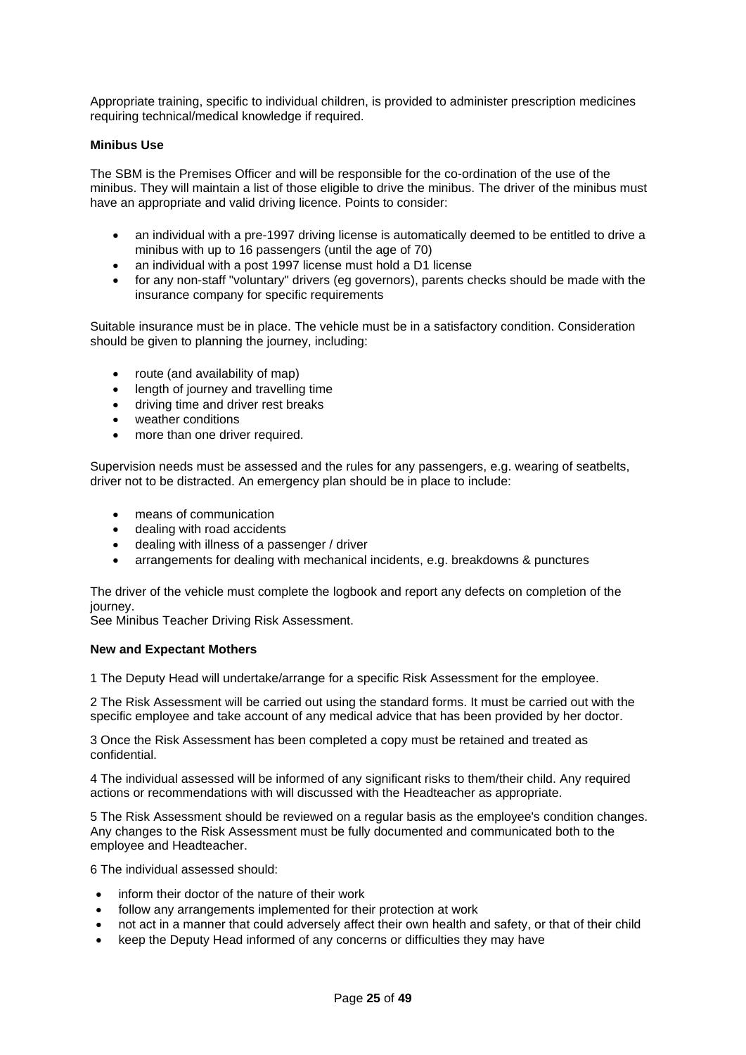Appropriate training, specific to individual children, is provided to administer prescription medicines requiring technical/medical knowledge if required.

**Minibus Use**

The SBM is the Premises Officer and will be responsible for the co-ordination of the use of the minibus. They will maintain a list of those eligible to drive the minibus. The driver of the minibus must have an appropriate and valid driving licence. Points to consider:

- an individual with a pre-1997 driving license is automatically deemed to be entitled to drive a minibus with up to 16 passengers (until the age of 70)
- an individual with a post 1997 license must hold a D1 license
- for any non-staff "voluntary" drivers (eg governors), parents checks should be made with the insurance company for specific requirements

Suitable insurance must be in place. The vehicle must be in a satisfactory condition. Consideration should be given to planning the journey, including:

- route (and availability of map)
- length of journey and travelling time
- driving time and driver rest breaks
- weather conditions
- more than one driver required.

Supervision needs must be assessed and the rules for any passengers, e.g. wearing of seatbelts, driver not to be distracted. An emergency plan should be in place to include:

- means of communication
- dealing with road accidents
- dealing with illness of a passenger / driver
- arrangements for dealing with mechanical incidents, e.g. breakdowns & punctures

The driver of the vehicle must complete the logbook and report any defects on completion of the journey.
See Minibus Teacher Driving Risk Assessment.

**New and Expectant Mothers**

1 The Deputy Head will undertake/arrange for a specific Risk Assessment for the employee.

2 The Risk Assessment will be carried out using the standard forms. It must be carried out with the specific employee and take account of any medical advice that has been provided by her doctor.

3 Once the Risk Assessment has been completed a copy must be retained and treated as confidential.

4 The individual assessed will be informed of any significant risks to them/their child. Any required actions or recommendations with will discussed with the Headteacher as appropriate.

5 The Risk Assessment should be reviewed on a regular basis as the employee's condition changes. Any changes to the Risk Assessment must be fully documented and communicated both to the employee and Headteacher.

6 The individual assessed should:

- inform their doctor of the nature of their work
- follow any arrangements implemented for their protection at work
- not act in a manner that could adversely affect their own health and safety, or that of their child
- keep the Deputy Head informed of any concerns or difficulties they may have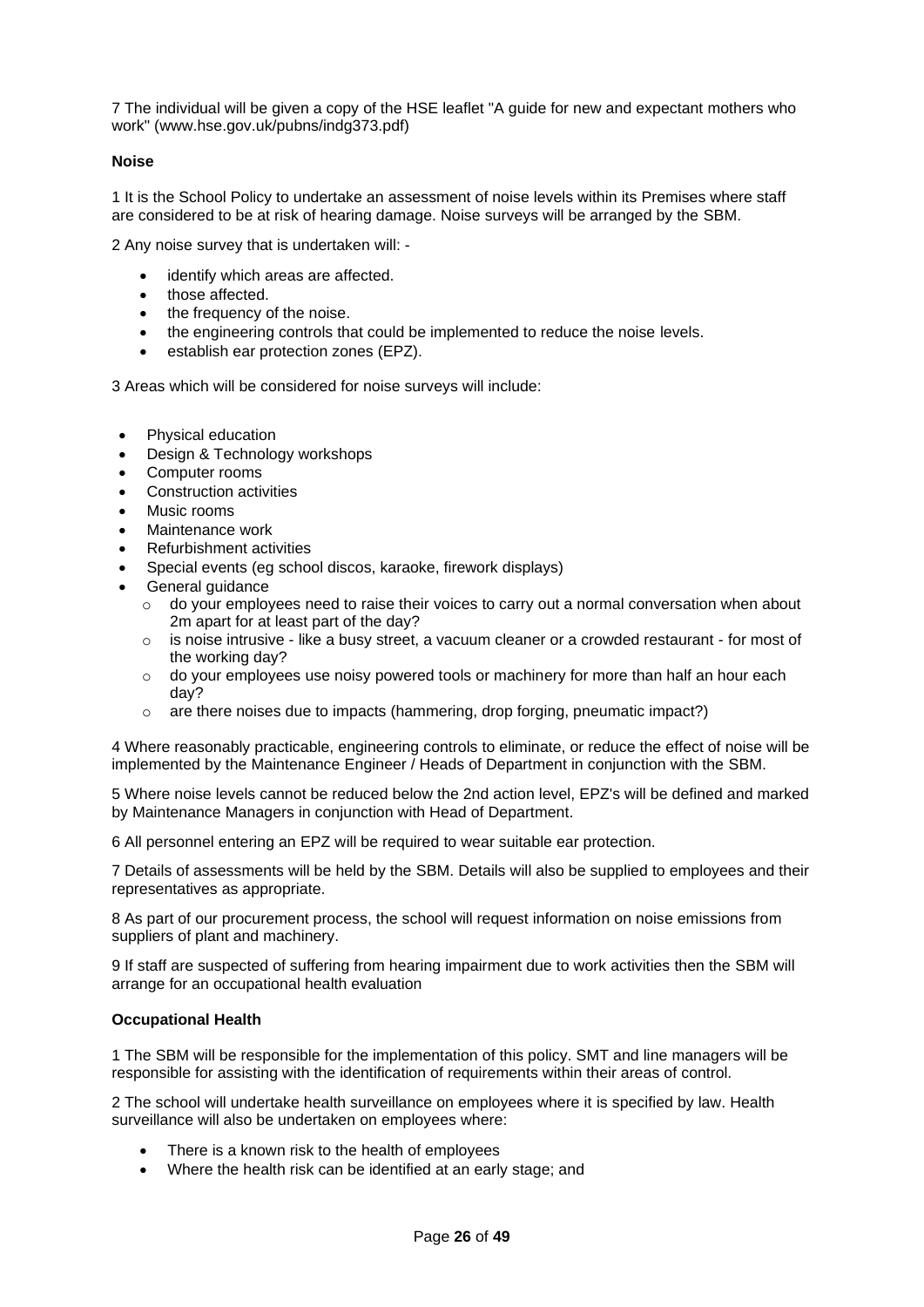7 The individual will be given a copy of the HSE leaflet "A guide for new and expectant mothers who work" (www.hse.gov.uk/pubns/indg373.pdf)

**Noise**

1 It is the School Policy to undertake an assessment of noise levels within its Premises where staff are considered to be at risk of hearing damage. Noise surveys will be arranged by the SBM.

2 Any noise survey that is undertaken will: -

- identify which areas are affected.
- those affected.
- the frequency of the noise.
- the engineering controls that could be implemented to reduce the noise levels.
- establish ear protection zones (EPZ).

3 Areas which will be considered for noise surveys will include:

- Physical education
- Design & Technology workshops
- Computer rooms
- Construction activities
- Music rooms
- Maintenance work
- Refurbishment activities
- Special events (eg school discos, karaoke, firework displays)
- General guidance
    - do your employees need to raise their voices to carry out a normal conversation when about 2m apart for at least part of the day?
    - is noise intrusive - like a busy street, a vacuum cleaner or a crowded restaurant - for most of the working day?
    - do your employees use noisy powered tools or machinery for more than half an hour each day?
    - are there noises due to impacts (hammering, drop forging, pneumatic impact?)

4 Where reasonably practicable, engineering controls to eliminate, or reduce the effect of noise will be implemented by the Maintenance Engineer / Heads of Department in conjunction with the SBM.

5 Where noise levels cannot be reduced below the 2nd action level, EPZ's will be defined and marked by Maintenance Managers in conjunction with Head of Department.

6 All personnel entering an EPZ will be required to wear suitable ear protection.

7 Details of assessments will be held by the SBM. Details will also be supplied to employees and their representatives as appropriate.

8 As part of our procurement process, the school will request information on noise emissions from suppliers of plant and machinery.

9 If staff are suspected of suffering from hearing impairment due to work activities then the SBM will arrange for an occupational health evaluation

**Occupational Health**

1 The SBM will be responsible for the implementation of this policy. SMT and line managers will be responsible for assisting with the identification of requirements within their areas of control.

2 The school will undertake health surveillance on employees where it is specified by law. Health surveillance will also be undertaken on employees where:

- There is a known risk to the health of employees
- Where the health risk can be identified at an early stage; and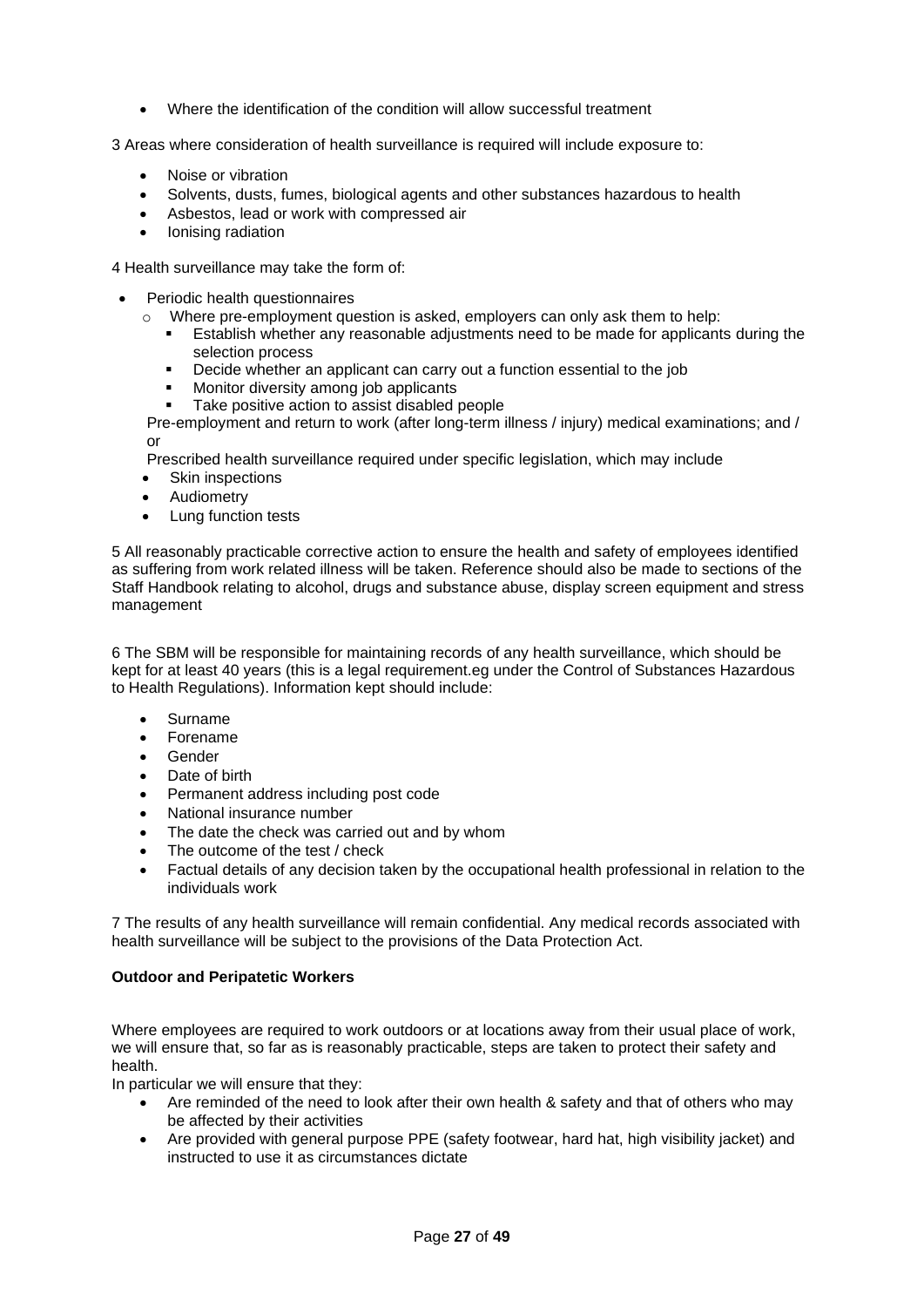- Where the identification of the condition will allow successful treatment

3 Areas where consideration of health surveillance is required will include exposure to:

- Noise or vibration
- Solvents, dusts, fumes, biological agents and other substances hazardous to health
- Asbestos, lead or work with compressed air
- Ionising radiation

4 Health surveillance may take the form of:

- Periodic health questionnaires
  - Where pre-employment question is asked, employers can only ask them to help:
    - Establish whether any reasonable adjustments need to be made for applicants during the selection process
    - Decide whether an applicant can carry out a function essential to the job
    - Monitor diversity among job applicants
    - Take positive action to assist disabled people

  Pre-employment and return to work (after long-term illness / injury) medical examinations; and / or

  Prescribed health surveillance required under specific legislation, which may include

  - Skin inspections
  - Audiometry
  - Lung function tests

5 All reasonably practicable corrective action to ensure the health and safety of employees identified as suffering from work related illness will be taken. Reference should also be made to sections of the Staff Handbook relating to alcohol, drugs and substance abuse, display screen equipment and stress management

6 The SBM will be responsible for maintaining records of any health surveillance, which should be kept for at least 40 years (this is a legal requirement.eg under the Control of Substances Hazardous to Health Regulations). Information kept should include:

- Surname
- Forename
- Gender
- Date of birth
- Permanent address including post code
- National insurance number
- The date the check was carried out and by whom
- The outcome of the test / check
- Factual details of any decision taken by the occupational health professional in relation to the individuals work

7 The results of any health surveillance will remain confidential. Any medical records associated with health surveillance will be subject to the provisions of the Data Protection Act.

**Outdoor and Peripatetic Workers**

Where employees are required to work outdoors or at locations away from their usual place of work, we will ensure that, so far as is reasonably practicable, steps are taken to protect their safety and health.

In particular we will ensure that they:

- Are reminded of the need to look after their own health & safety and that of others who may be affected by their activities
- Are provided with general purpose PPE (safety footwear, hard hat, high visibility jacket) and instructed to use it as circumstances dictate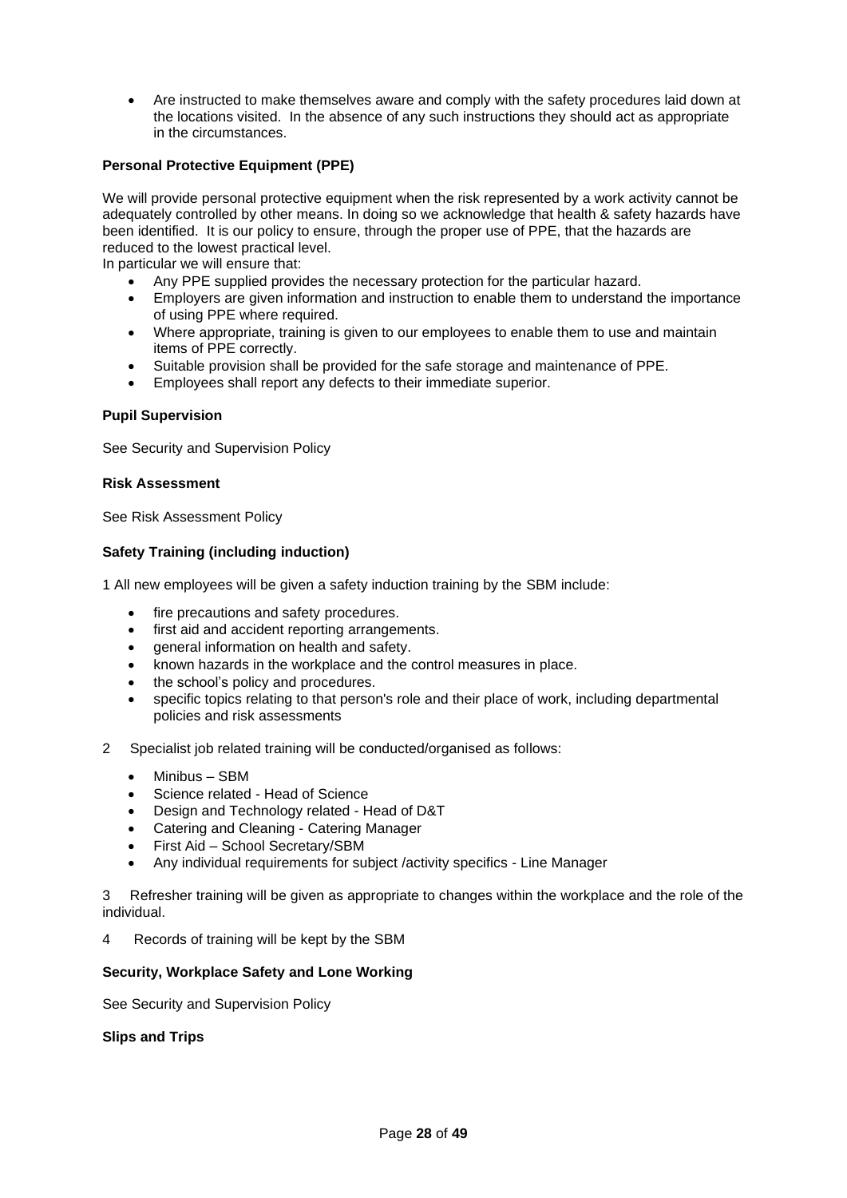- Are instructed to make themselves aware and comply with the safety procedures laid down at the locations visited. In the absence of any such instructions they should act as appropriate in the circumstances.

**Personal Protective Equipment (PPE)**

We will provide personal protective equipment when the risk represented by a work activity cannot be adequately controlled by other means. In doing so we acknowledge that health & safety hazards have been identified. It is our policy to ensure, through the proper use of PPE, that the hazards are reduced to the lowest practical level.
In particular we will ensure that:

- Any PPE supplied provides the necessary protection for the particular hazard.
- Employers are given information and instruction to enable them to understand the importance of using PPE where required.
- Where appropriate, training is given to our employees to enable them to use and maintain items of PPE correctly.
- Suitable provision shall be provided for the safe storage and maintenance of PPE.
- Employees shall report any defects to their immediate superior.

**Pupil Supervision**

See Security and Supervision Policy

**Risk Assessment**

See Risk Assessment Policy

**Safety Training (including induction)**

1 All new employees will be given a safety induction training by the SBM include:

- fire precautions and safety procedures.
- first aid and accident reporting arrangements.
- general information on health and safety.
- known hazards in the workplace and the control measures in place.
- the school's policy and procedures.
- specific topics relating to that person's role and their place of work, including departmental policies and risk assessments

2 Specialist job related training will be conducted/organised as follows:

- Minibus – SBM
- Science related - Head of Science
- Design and Technology related - Head of D&T
- Catering and Cleaning - Catering Manager
- First Aid – School Secretary/SBM
- Any individual requirements for subject /activity specifics - Line Manager

3 Refresher training will be given as appropriate to changes within the workplace and the role of the individual.

4 Records of training will be kept by the SBM

**Security, Workplace Safety and Lone Working**

See Security and Supervision Policy

**Slips and Trips**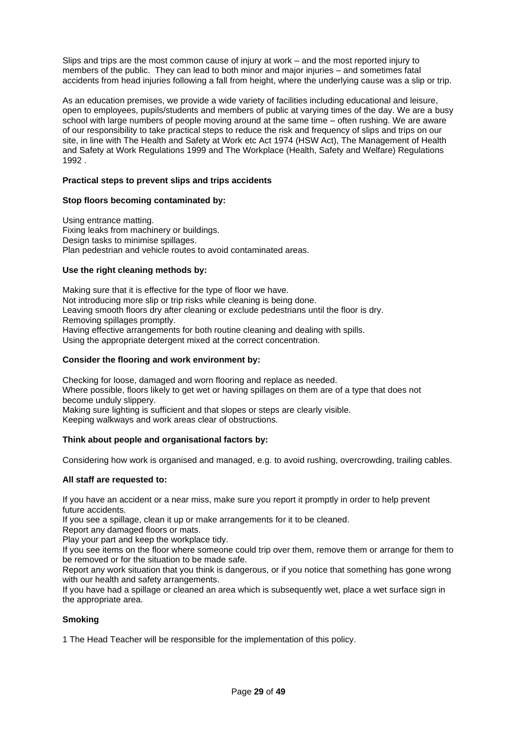Slips and trips are the most common cause of injury at work – and the most reported injury to members of the public. They can lead to both minor and major injuries – and sometimes fatal accidents from head injuries following a fall from height, where the underlying cause was a slip or trip.

As an education premises, we provide a wide variety of facilities including educational and leisure, open to employees, pupils/students and members of public at varying times of the day. We are a busy school with large numbers of people moving around at the same time – often rushing. We are aware of our responsibility to take practical steps to reduce the risk and frequency of slips and trips on our site, in line with The Health and Safety at Work etc Act 1974 (HSW Act), The Management of Health and Safety at Work Regulations 1999 and The Workplace (Health, Safety and Welfare) Regulations 1992 .

**Practical steps to prevent slips and trips accidents**

**Stop floors becoming contaminated by:**

Using entrance matting.
Fixing leaks from machinery or buildings.
Design tasks to minimise spillages.
Plan pedestrian and vehicle routes to avoid contaminated areas.

**Use the right cleaning methods by:**

Making sure that it is effective for the type of floor we have.
Not introducing more slip or trip risks while cleaning is being done.
Leaving smooth floors dry after cleaning or exclude pedestrians until the floor is dry.
Removing spillages promptly.
Having effective arrangements for both routine cleaning and dealing with spills.
Using the appropriate detergent mixed at the correct concentration.

**Consider the flooring and work environment by:**

Checking for loose, damaged and worn flooring and replace as needed.
Where possible, floors likely to get wet or having spillages on them are of a type that does not become unduly slippery.
Making sure lighting is sufficient and that slopes or steps are clearly visible.
Keeping walkways and work areas clear of obstructions.

**Think about people and organisational factors by:**

Considering how work is organised and managed, e.g. to avoid rushing, overcrowding, trailing cables.

**All staff are requested to:**

If you have an accident or a near miss, make sure you report it promptly in order to help prevent future accidents.
If you see a spillage, clean it up or make arrangements for it to be cleaned.
Report any damaged floors or mats.
Play your part and keep the workplace tidy.
If you see items on the floor where someone could trip over them, remove them or arrange for them to be removed or for the situation to be made safe.
Report any work situation that you think is dangerous, or if you notice that something has gone wrong with our health and safety arrangements.
If you have had a spillage or cleaned an area which is subsequently wet, place a wet surface sign in the appropriate area.

**Smoking**

1 The Head Teacher will be responsible for the implementation of this policy.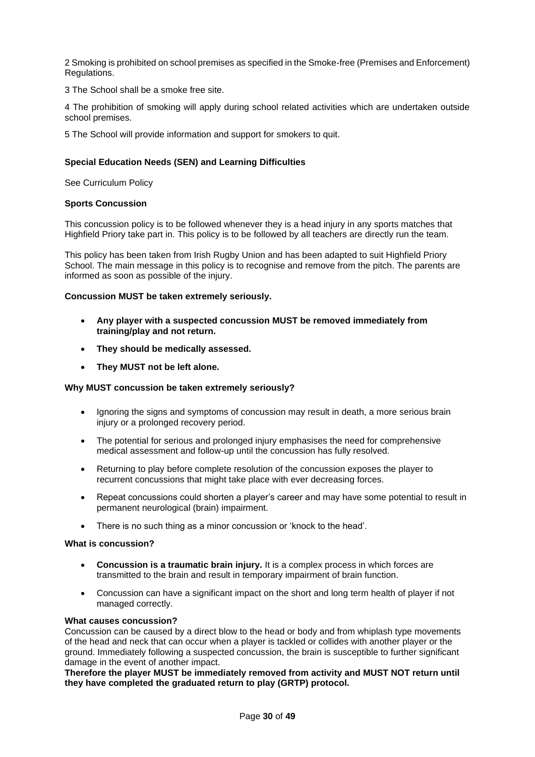2 Smoking is prohibited on school premises as specified in the Smoke-free (Premises and Enforcement) Regulations.

3 The School shall be a smoke free site.

4 The prohibition of smoking will apply during school related activities which are undertaken outside school premises.

5 The School will provide information and support for smokers to quit.

**Special Education Needs (SEN) and Learning Difficulties**

See Curriculum Policy

**Sports Concussion**

This concussion policy is to be followed whenever they is a head injury in any sports matches that Highfield Priory take part in. This policy is to be followed by all teachers are directly run the team.

This policy has been taken from Irish Rugby Union and has been adapted to suit Highfield Priory School. The main message in this policy is to recognise and remove from the pitch. The parents are informed as soon as possible of the injury.

**Concussion MUST be taken extremely seriously.**

- **Any player with a suspected concussion MUST be removed immediately from training/play and not return.**
- **They should be medically assessed.**
- **They MUST not be left alone.**

**Why MUST concussion be taken extremely seriously?**

- Ignoring the signs and symptoms of concussion may result in death, a more serious brain injury or a prolonged recovery period.
- The potential for serious and prolonged injury emphasises the need for comprehensive medical assessment and follow-up until the concussion has fully resolved.
- Returning to play before complete resolution of the concussion exposes the player to recurrent concussions that might take place with ever decreasing forces.
- Repeat concussions could shorten a player's career and may have some potential to result in permanent neurological (brain) impairment.
- There is no such thing as a minor concussion or 'knock to the head'.

**What is concussion?**

- **Concussion is a traumatic brain injury.** It is a complex process in which forces are transmitted to the brain and result in temporary impairment of brain function.
- Concussion can have a significant impact on the short and long term health of player if not managed correctly.

**What causes concussion?**

Concussion can be caused by a direct blow to the head or body and from whiplash type movements of the head and neck that can occur when a player is tackled or collides with another player or the ground. Immediately following a suspected concussion, the brain is susceptible to further significant damage in the event of another impact.

**Therefore the player MUST be immediately removed from activity and MUST NOT return until they have completed the graduated return to play (GRTP) protocol.**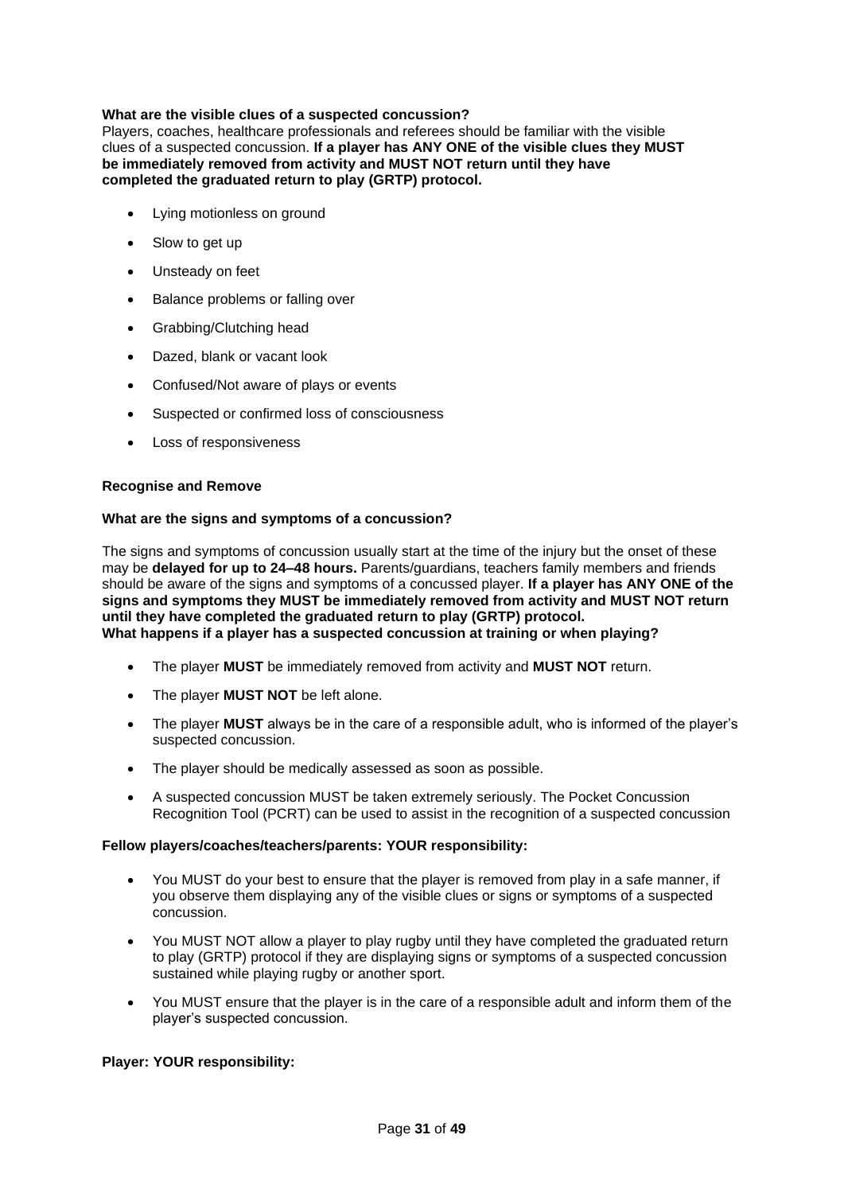**What are the visible clues of a suspected concussion?**

Players, coaches, healthcare professionals and referees should be familiar with the visible clues of a suspected concussion. **If a player has ANY ONE of the visible clues they MUST be immediately removed from activity and MUST NOT return until they have completed the graduated return to play (GRTP) protocol.**

- Lying motionless on ground
- Slow to get up
- Unsteady on feet
- Balance problems or falling over
- Grabbing/Clutching head
- Dazed, blank or vacant look
- Confused/Not aware of plays or events
- Suspected or confirmed loss of consciousness
- Loss of responsiveness

**Recognise and Remove**

**What are the signs and symptoms of a concussion?**

The signs and symptoms of concussion usually start at the time of the injury but the onset of these may be **delayed for up to 24–48 hours.** Parents/guardians, teachers family members and friends should be aware of the signs and symptoms of a concussed player. **If a player has ANY ONE of the signs and symptoms they MUST be immediately removed from activity and MUST NOT return until they have completed the graduated return to play (GRTP) protocol.**

**What happens if a player has a suspected concussion at training or when playing?**

- The player **MUST** be immediately removed from activity and **MUST NOT** return.
- The player **MUST NOT** be left alone.
- The player **MUST** always be in the care of a responsible adult, who is informed of the player's suspected concussion.
- The player should be medically assessed as soon as possible.
- A suspected concussion MUST be taken extremely seriously. The Pocket Concussion Recognition Tool (PCRT) can be used to assist in the recognition of a suspected concussion

**Fellow players/coaches/teachers/parents: YOUR responsibility:**

- You MUST do your best to ensure that the player is removed from play in a safe manner, if you observe them displaying any of the visible clues or signs or symptoms of a suspected concussion.
- You MUST NOT allow a player to play rugby until they have completed the graduated return to play (GRTP) protocol if they are displaying signs or symptoms of a suspected concussion sustained while playing rugby or another sport.
- You MUST ensure that the player is in the care of a responsible adult and inform them of the player's suspected concussion.

**Player: YOUR responsibility:**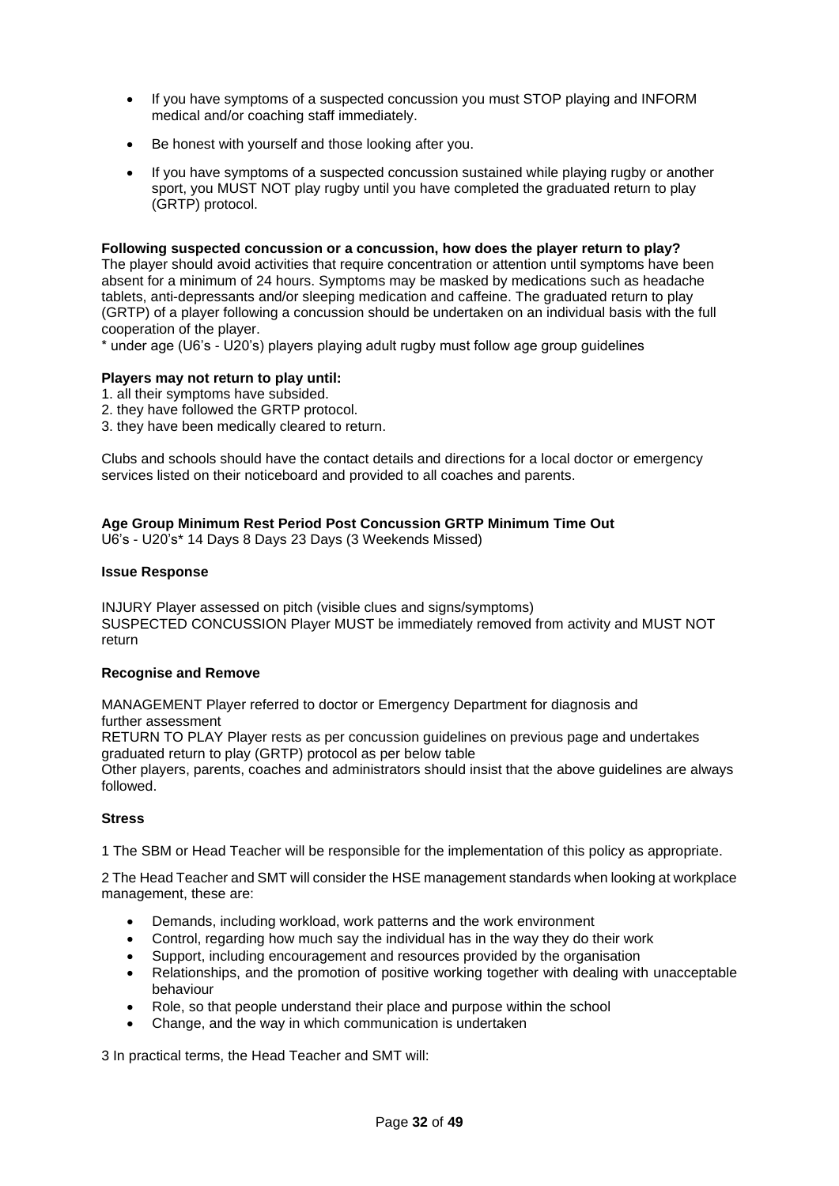- If you have symptoms of a suspected concussion you must STOP playing and INFORM medical and/or coaching staff immediately.
- Be honest with yourself and those looking after you.
- If you have symptoms of a suspected concussion sustained while playing rugby or another sport, you MUST NOT play rugby until you have completed the graduated return to play (GRTP) protocol.

**Following suspected concussion or a concussion, how does the player return to play?**
The player should avoid activities that require concentration or attention until symptoms have been absent for a minimum of 24 hours. Symptoms may be masked by medications such as headache tablets, anti-depressants and/or sleeping medication and caffeine. The graduated return to play (GRTP) of a player following a concussion should be undertaken on an individual basis with the full cooperation of the player.
* under age (U6's - U20's) players playing adult rugby must follow age group guidelines

**Players may not return to play until:**
1. all their symptoms have subsided.
2. they have followed the GRTP protocol.
3. they have been medically cleared to return.

Clubs and schools should have the contact details and directions for a local doctor or emergency services listed on their noticeboard and provided to all coaches and parents.

**Age Group Minimum Rest Period Post Concussion GRTP Minimum Time Out**
U6's - U20's* 14 Days 8 Days 23 Days (3 Weekends Missed)

**Issue Response**

INJURY Player assessed on pitch (visible clues and signs/symptoms)
SUSPECTED CONCUSSION Player MUST be immediately removed from activity and MUST NOT return

**Recognise and Remove**

MANAGEMENT Player referred to doctor or Emergency Department for diagnosis and further assessment
RETURN TO PLAY Player rests as per concussion guidelines on previous page and undertakes graduated return to play (GRTP) protocol as per below table
Other players, parents, coaches and administrators should insist that the above guidelines are always followed.

**Stress**

1 The SBM or Head Teacher will be responsible for the implementation of this policy as appropriate.

2 The Head Teacher and SMT will consider the HSE management standards when looking at workplace management, these are:

- Demands, including workload, work patterns and the work environment
- Control, regarding how much say the individual has in the way they do their work
- Support, including encouragement and resources provided by the organisation
- Relationships, and the promotion of positive working together with dealing with unacceptable behaviour
- Role, so that people understand their place and purpose within the school
- Change, and the way in which communication is undertaken

3 In practical terms, the Head Teacher and SMT will: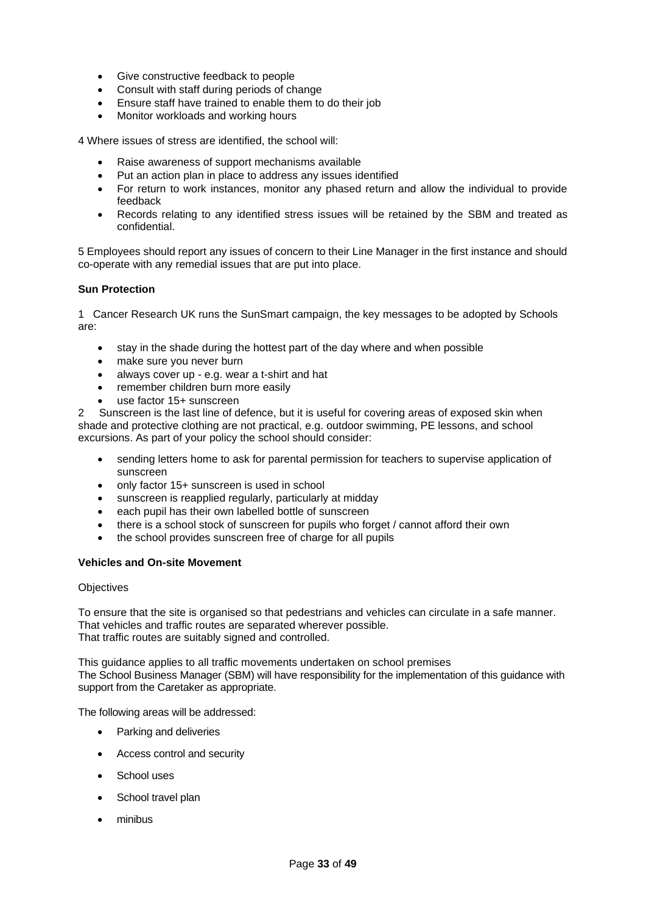- Give constructive feedback to people
- Consult with staff during periods of change
- Ensure staff have trained to enable them to do their job
- Monitor workloads and working hours

4 Where issues of stress are identified, the school will:

- Raise awareness of support mechanisms available
- Put an action plan in place to address any issues identified
- For return to work instances, monitor any phased return and allow the individual to provide feedback
- Records relating to any identified stress issues will be retained by the SBM and treated as confidential.

5 Employees should report any issues of concern to their Line Manager in the first instance and should co-operate with any remedial issues that are put into place.

**Sun Protection**

1 Cancer Research UK runs the SunSmart campaign, the key messages to be adopted by Schools are:

- stay in the shade during the hottest part of the day where and when possible
- make sure you never burn
- always cover up - e.g. wear a t-shirt and hat
- remember children burn more easily
- use factor 15+ sunscreen

2 Sunscreen is the last line of defence, but it is useful for covering areas of exposed skin when shade and protective clothing are not practical, e.g. outdoor swimming, PE lessons, and school excursions. As part of your policy the school should consider:

- sending letters home to ask for parental permission for teachers to supervise application of sunscreen
- only factor 15+ sunscreen is used in school
- sunscreen is reapplied regularly, particularly at midday
- each pupil has their own labelled bottle of sunscreen
- there is a school stock of sunscreen for pupils who forget / cannot afford their own
- the school provides sunscreen free of charge for all pupils

**Vehicles and On-site Movement**

Objectives

To ensure that the site is organised so that pedestrians and vehicles can circulate in a safe manner.
That vehicles and traffic routes are separated wherever possible.
That traffic routes are suitably signed and controlled.

This guidance applies to all traffic movements undertaken on school premises
The School Business Manager (SBM) will have responsibility for the implementation of this guidance with support from the Caretaker as appropriate.

The following areas will be addressed:

- Parking and deliveries
- Access control and security
- School uses
- School travel plan
- minibus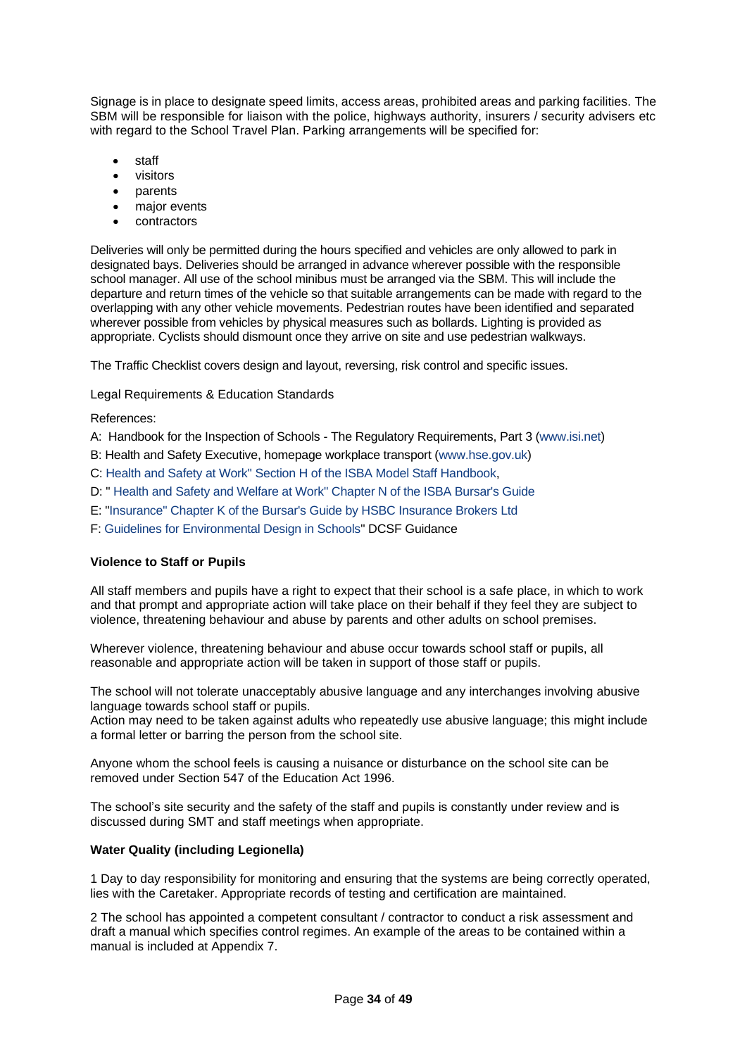Signage is in place to designate speed limits, access areas, prohibited areas and parking facilities. The SBM will be responsible for liaison with the police, highways authority, insurers / security advisers etc with regard to the School Travel Plan. Parking arrangements will be specified for:

- staff
- visitors
- parents
- major events
- contractors

Deliveries will only be permitted during the hours specified and vehicles are only allowed to park in designated bays. Deliveries should be arranged in advance wherever possible with the responsible school manager. All use of the school minibus must be arranged via the SBM. This will include the departure and return times of the vehicle so that suitable arrangements can be made with regard to the overlapping with any other vehicle movements. Pedestrian routes have been identified and separated wherever possible from vehicles by physical measures such as bollards. Lighting is provided as appropriate. Cyclists should dismount once they arrive on site and use pedestrian walkways.

The Traffic Checklist covers design and layout, reversing, risk control and specific issues.

Legal Requirements & Education Standards

References:

A: Handbook for the Inspection of Schools - The Regulatory Requirements, Part 3 (www.isi.net)

B: Health and Safety Executive, homepage workplace transport (www.hse.gov.uk)

C: Health and Safety at Work" Section H of the ISBA Model Staff Handbook,

D: " Health and Safety and Welfare at Work" Chapter N of the ISBA Bursar's Guide

E: "Insurance" Chapter K of the Bursar's Guide by HSBC Insurance Brokers Ltd

F: Guidelines for Environmental Design in Schools" DCSF Guidance

**Violence to Staff or Pupils**

All staff members and pupils have a right to expect that their school is a safe place, in which to work and that prompt and appropriate action will take place on their behalf if they feel they are subject to violence, threatening behaviour and abuse by parents and other adults on school premises.

Wherever violence, threatening behaviour and abuse occur towards school staff or pupils, all reasonable and appropriate action will be taken in support of those staff or pupils.

The school will not tolerate unacceptably abusive language and any interchanges involving abusive language towards school staff or pupils.
Action may need to be taken against adults who repeatedly use abusive language; this might include a formal letter or barring the person from the school site.

Anyone whom the school feels is causing a nuisance or disturbance on the school site can be removed under Section 547 of the Education Act 1996.

The school's site security and the safety of the staff and pupils is constantly under review and is discussed during SMT and staff meetings when appropriate.

**Water Quality (including Legionella)**

1 Day to day responsibility for monitoring and ensuring that the systems are being correctly operated, lies with the Caretaker. Appropriate records of testing and certification are maintained.

2 The school has appointed a competent consultant / contractor to conduct a risk assessment and draft a manual which specifies control regimes. An example of the areas to be contained within a manual is included at Appendix 7.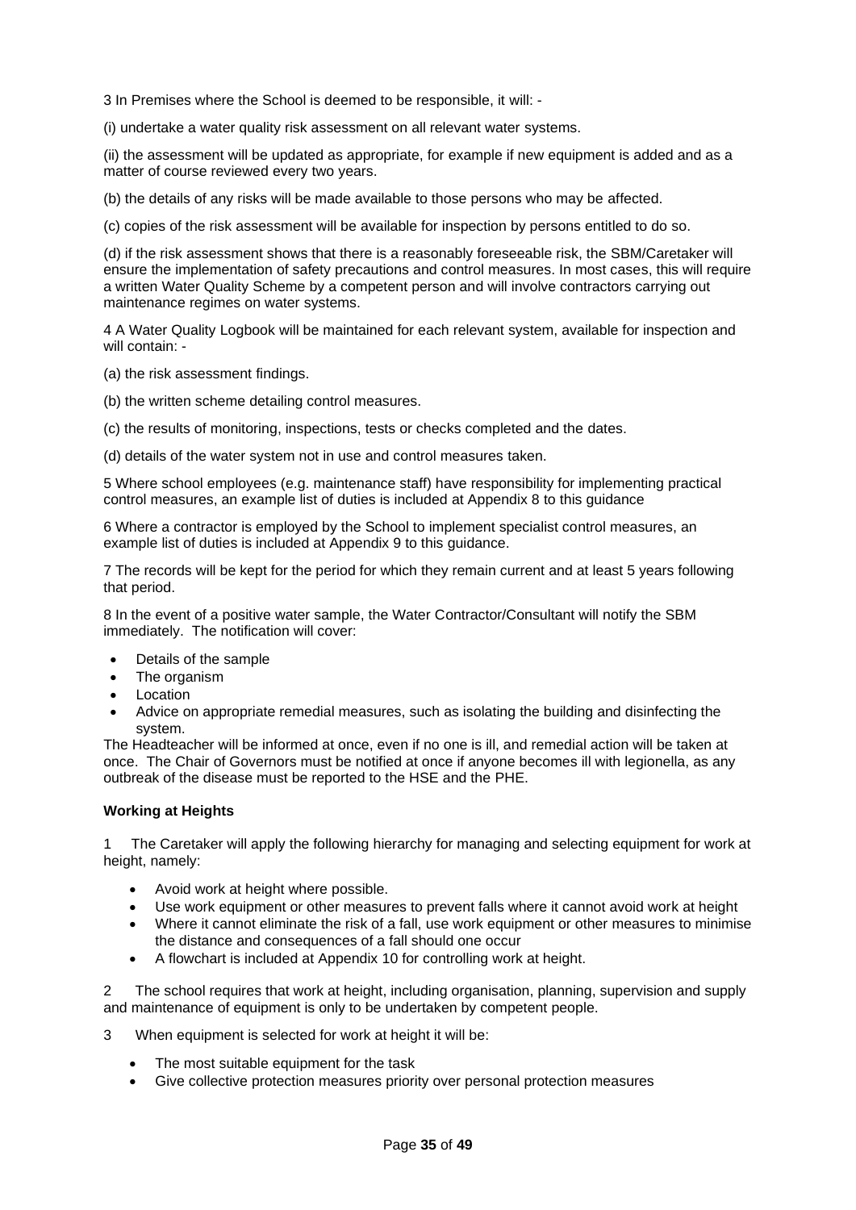3 In Premises where the School is deemed to be responsible, it will: -

(i) undertake a water quality risk assessment on all relevant water systems.

(ii) the assessment will be updated as appropriate, for example if new equipment is added and as a matter of course reviewed every two years.

(b) the details of any risks will be made available to those persons who may be affected.

(c) copies of the risk assessment will be available for inspection by persons entitled to do so.

(d) if the risk assessment shows that there is a reasonably foreseeable risk, the SBM/Caretaker will ensure the implementation of safety precautions and control measures. In most cases, this will require a written Water Quality Scheme by a competent person and will involve contractors carrying out maintenance regimes on water systems.

4 A Water Quality Logbook will be maintained for each relevant system, available for inspection and will contain: -

(a) the risk assessment findings.

(b) the written scheme detailing control measures.

(c) the results of monitoring, inspections, tests or checks completed and the dates.

(d) details of the water system not in use and control measures taken.

5 Where school employees (e.g. maintenance staff) have responsibility for implementing practical control measures, an example list of duties is included at Appendix 8 to this guidance

6 Where a contractor is employed by the School to implement specialist control measures, an example list of duties is included at Appendix 9 to this guidance.

7 The records will be kept for the period for which they remain current and at least 5 years following that period.

8 In the event of a positive water sample, the Water Contractor/Consultant will notify the SBM immediately. The notification will cover:

- Details of the sample
- The organism
- Location
- Advice on appropriate remedial measures, such as isolating the building and disinfecting the system.

The Headteacher will be informed at once, even if no one is ill, and remedial action will be taken at once. The Chair of Governors must be notified at once if anyone becomes ill with legionella, as any outbreak of the disease must be reported to the HSE and the PHE.

**Working at Heights**

1 The Caretaker will apply the following hierarchy for managing and selecting equipment for work at height, namely:

- Avoid work at height where possible.
- Use work equipment or other measures to prevent falls where it cannot avoid work at height
- Where it cannot eliminate the risk of a fall, use work equipment or other measures to minimise the distance and consequences of a fall should one occur
- A flowchart is included at Appendix 10 for controlling work at height.

2 The school requires that work at height, including organisation, planning, supervision and supply and maintenance of equipment is only to be undertaken by competent people.

3 When equipment is selected for work at height it will be:

- The most suitable equipment for the task
- Give collective protection measures priority over personal protection measures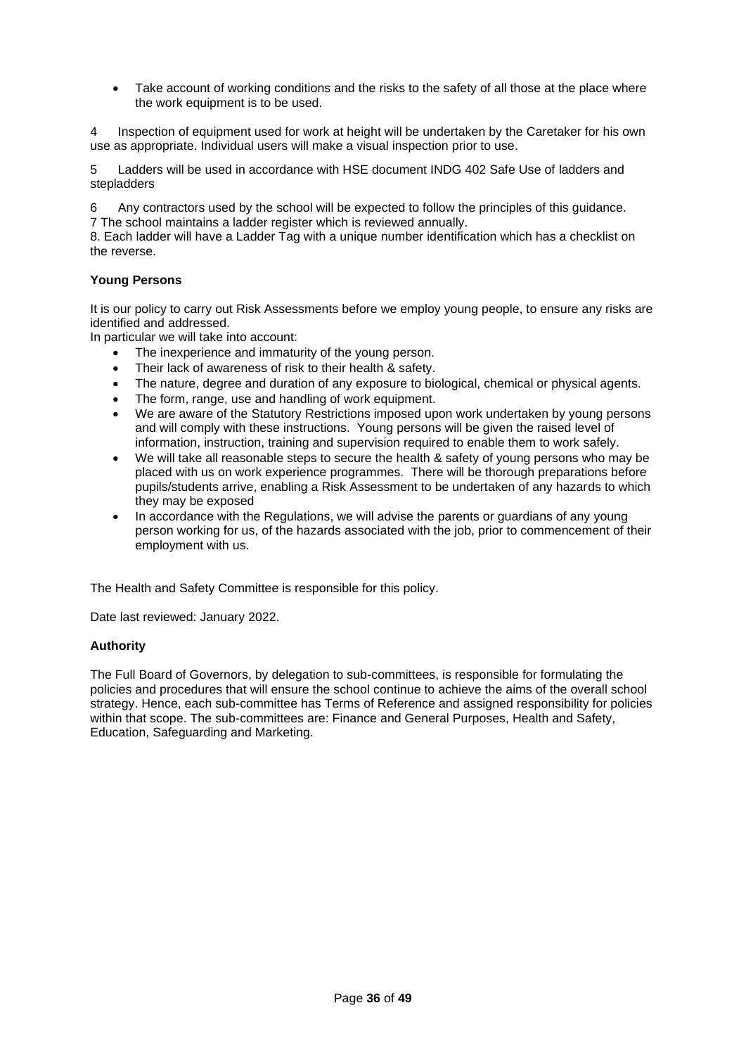- Take account of working conditions and the risks to the safety of all those at the place where the work equipment is to be used.

4 Inspection of equipment used for work at height will be undertaken by the Caretaker for his own use as appropriate. Individual users will make a visual inspection prior to use.

5 Ladders will be used in accordance with HSE document INDG 402 Safe Use of ladders and stepladders

6 Any contractors used by the school will be expected to follow the principles of this guidance.
7 The school maintains a ladder register which is reviewed annually.
8. Each ladder will have a Ladder Tag with a unique number identification which has a checklist on the reverse.

**Young Persons**

It is our policy to carry out Risk Assessments before we employ young people, to ensure any risks are identified and addressed.
In particular we will take into account:

- The inexperience and immaturity of the young person.
- Their lack of awareness of risk to their health & safety.
- The nature, degree and duration of any exposure to biological, chemical or physical agents.
- The form, range, use and handling of work equipment.
- We are aware of the Statutory Restrictions imposed upon work undertaken by young persons and will comply with these instructions. Young persons will be given the raised level of information, instruction, training and supervision required to enable them to work safely.
- We will take all reasonable steps to secure the health & safety of young persons who may be placed with us on work experience programmes. There will be thorough preparations before pupils/students arrive, enabling a Risk Assessment to be undertaken of any hazards to which they may be exposed
- In accordance with the Regulations, we will advise the parents or guardians of any young person working for us, of the hazards associated with the job, prior to commencement of their employment with us.

The Health and Safety Committee is responsible for this policy.

Date last reviewed: January 2022.

**Authority**

The Full Board of Governors, by delegation to sub-committees, is responsible for formulating the policies and procedures that will ensure the school continue to achieve the aims of the overall school strategy. Hence, each sub-committee has Terms of Reference and assigned responsibility for policies within that scope. The sub-committees are: Finance and General Purposes, Health and Safety, Education, Safeguarding and Marketing.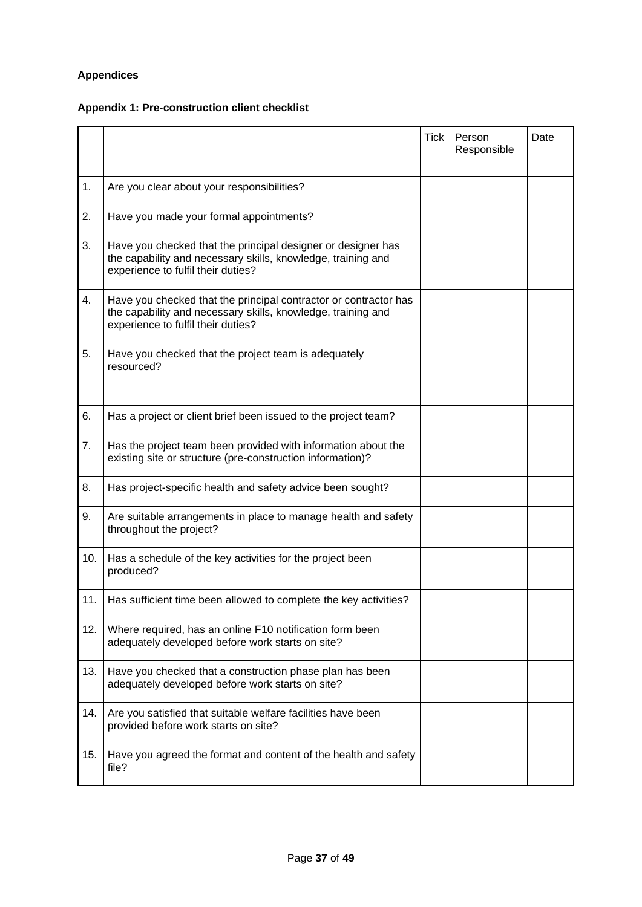**Appendices**

**Appendix 1: Pre-construction client checklist**

| | | Tick | Person Responsible | Date |
|---|---|---|---|---|
| 1. | Are you clear about your responsibilities? | | | |
| 2. | Have you made your formal appointments? | | | |
| 3. | Have you checked that the principal designer or designer has the capability and necessary skills, knowledge, training and experience to fulfil their duties? | | | |
| 4. | Have you checked that the principal contractor or contractor has the capability and necessary skills, knowledge, training and experience to fulfil their duties? | | | |
| 5. | Have you checked that the project team is adequately resourced? | | | |
| 6. | Has a project or client brief been issued to the project team? | | | |
| 7. | Has the project team been provided with information about the existing site or structure (pre-construction information)? | | | |
| 8. | Has project-specific health and safety advice been sought? | | | |
| 9. | Are suitable arrangements in place to manage health and safety throughout the project? | | | |
| 10. | Has a schedule of the key activities for the project been produced? | | | |
| 11. | Has sufficient time been allowed to complete the key activities? | | | |
| 12. | Where required, has an online F10 notification form been adequately developed before work starts on site? | | | |
| 13. | Have you checked that a construction phase plan has been adequately developed before work starts on site? | | | |
| 14. | Are you satisfied that suitable welfare facilities have been provided before work starts on site? | | | |
| 15. | Have you agreed the format and content of the health and safety file? | | | |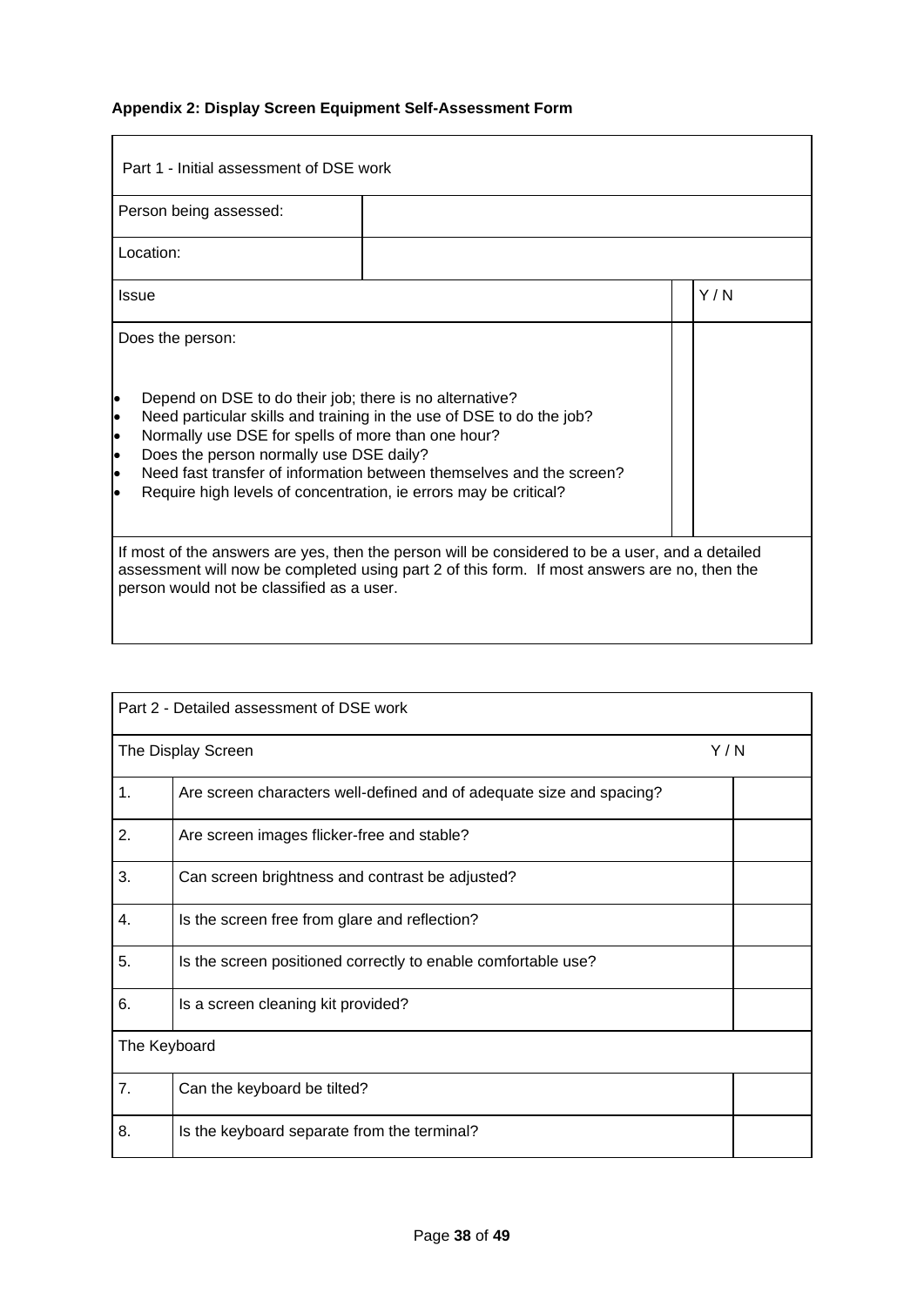**Appendix 2: Display Screen Equipment Self-Assessment Form**

| Part 1 - Initial assessment of DSE work | | |
|---|---|---|
| Person being assessed: | | |
| Location: | | |
| Issue | | Y / N |
| Does the person:<br><br>• Depend on DSE to do their job; there is no alternative?<br>• Need particular skills and training in the use of DSE to do the job?<br>• Normally use DSE for spells of more than one hour?<br>• Does the person normally use DSE daily?<br>• Need fast transfer of information between themselves and the screen?<br>• Require high levels of concentration, ie errors may be critical? | | |
| If most of the answers are yes, then the person will be considered to be a user, and a detailed assessment will now be completed using part 2 of this form. If most answers are no, then the person would not be classified as a user. | | |

| Part 2 - Detailed assessment of DSE work | | |
|---|---|---|
| The Display Screen | | Y / N |
| 1. | Are screen characters well-defined and of adequate size and spacing? | |
| 2. | Are screen images flicker-free and stable? | |
| 3. | Can screen brightness and contrast be adjusted? | |
| 4. | Is the screen free from glare and reflection? | |
| 5. | Is the screen positioned correctly to enable comfortable use? | |
| 6. | Is a screen cleaning kit provided? | |
| The Keyboard | | |
| 7. | Can the keyboard be tilted? | |
| 8. | Is the keyboard separate from the terminal? | |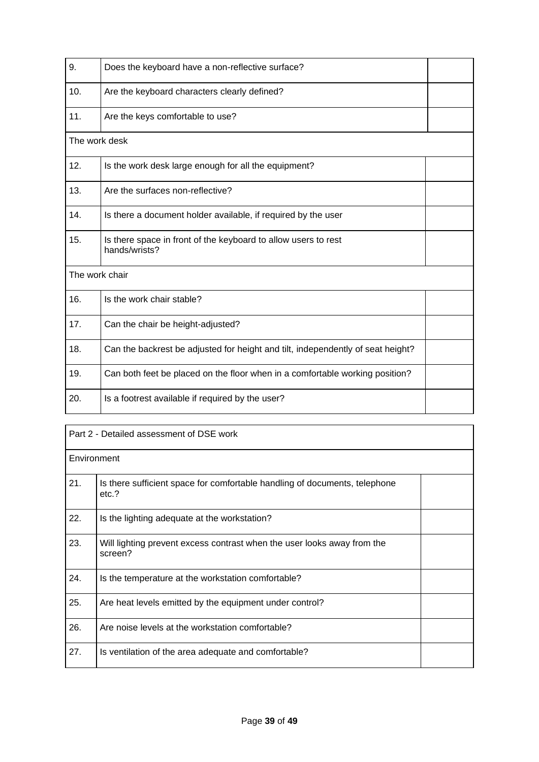| | | |
|---|---|---|
| 9. | Does the keyboard have a non-reflective surface? | |
| 10. | Are the keyboard characters clearly defined? | |
| 11. | Are the keys comfortable to use? | |
| The work desk | | |
| 12. | Is the work desk large enough for all the equipment? | |
| 13. | Are the surfaces non-reflective? | |
| 14. | Is there a document holder available, if required by the user | |
| 15. | Is there space in front of the keyboard to allow users to rest hands/wrists? | |
| The work chair | | |
| 16. | Is the work chair stable? | |
| 17. | Can the chair be height-adjusted? | |
| 18. | Can the backrest be adjusted for height and tilt, independently of seat height? | |
| 19. | Can both feet be placed on the floor when in a comfortable working position? | |
| 20. | Is a footrest available if required by the user? | |

| Part 2 - Detailed assessment of DSE work | | |
|---|---|---|
| Environment | | |
| 21. | Is there sufficient space for comfortable handling of documents, telephone etc.? | |
| 22. | Is the lighting adequate at the workstation? | |
| 23. | Will lighting prevent excess contrast when the user looks away from the screen? | |
| 24. | Is the temperature at the workstation comfortable? | |
| 25. | Are heat levels emitted by the equipment under control? | |
| 26. | Are noise levels at the workstation comfortable? | |
| 27. | Is ventilation of the area adequate and comfortable? | |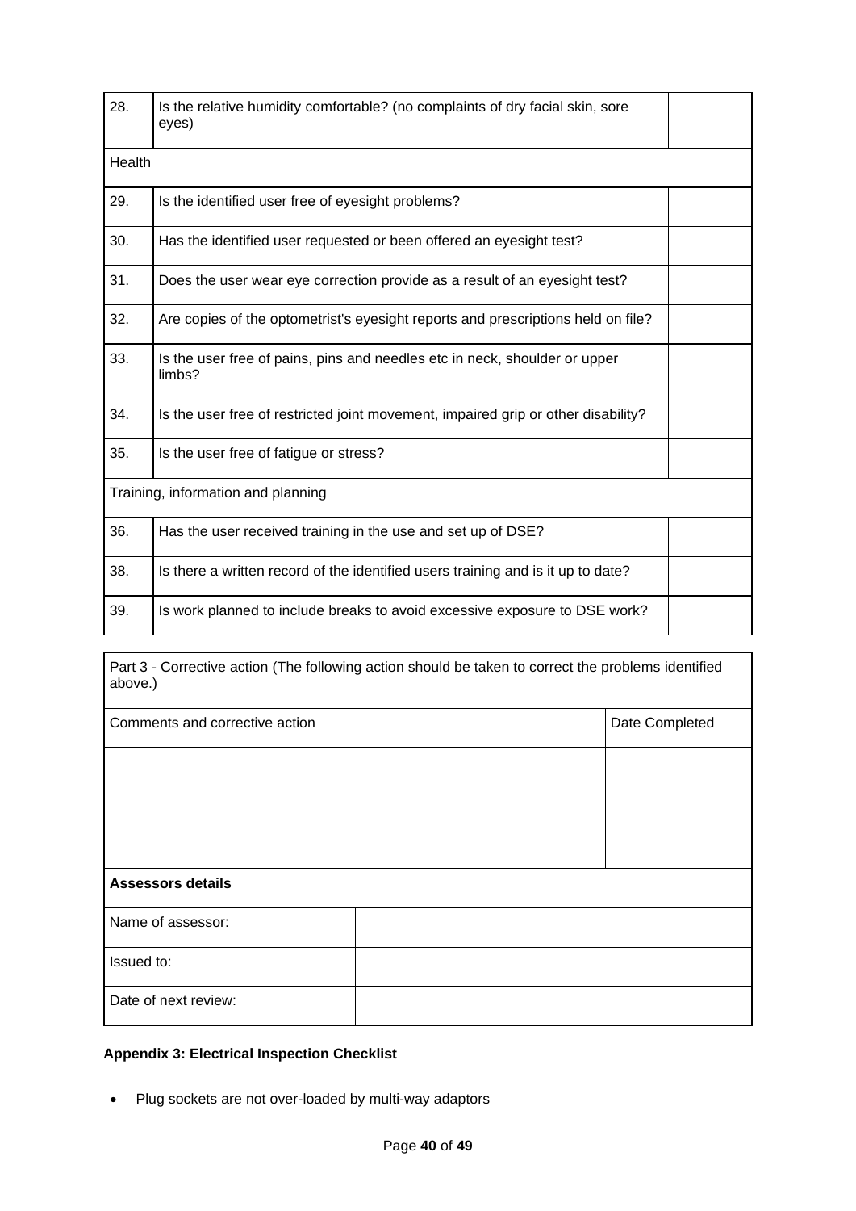| | | |
|---|---|---|
| 28. | Is the relative humidity comfortable? (no complaints of dry facial skin, sore eyes) | |
| Health | | |
| 29. | Is the identified user free of eyesight problems? | |
| 30. | Has the identified user requested or been offered an eyesight test? | |
| 31. | Does the user wear eye correction provide as a result of an eyesight test? | |
| 32. | Are copies of the optometrist's eyesight reports and prescriptions held on file? | |
| 33. | Is the user free of pains, pins and needles etc in neck, shoulder or upper limbs? | |
| 34. | Is the user free of restricted joint movement, impaired grip or other disability? | |
| 35. | Is the user free of fatigue or stress? | |
| Training, information and planning | | |
| 36. | Has the user received training in the use and set up of DSE? | |
| 38. | Is there a written record of the identified users training and is it up to date? | |
| 39. | Is work planned to include breaks to avoid excessive exposure to DSE work? | |

| Part 3 - Corrective action (The following action should be taken to correct the problems identified above.) | |
|---|---|
| Comments and corrective action | Date Completed |
| | |
| **Assessors details** | |
| Name of assessor: | |
| Issued to: | |
| Date of next review: | |

**Appendix 3: Electrical Inspection Checklist**

- Plug sockets are not over-loaded by multi-way adaptors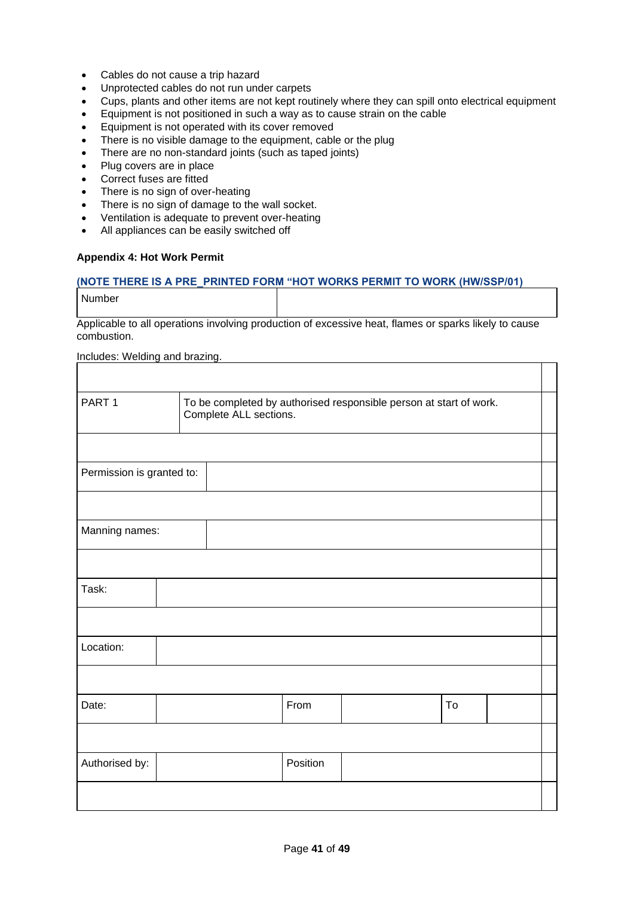- Cables do not cause a trip hazard
- Unprotected cables do not run under carpets
- Cups, plants and other items are not kept routinely where they can spill onto electrical equipment
- Equipment is not positioned in such a way as to cause strain on the cable
- Equipment is not operated with its cover removed
- There is no visible damage to the equipment, cable or the plug
- There are no non-standard joints (such as taped joints)
- Plug covers are in place
- Correct fuses are fitted
- There is no sign of over-heating
- There is no sign of damage to the wall socket.
- Ventilation is adequate to prevent over-heating
- All appliances can be easily switched off

**Appendix 4: Hot Work Permit**

**(NOTE THERE IS A PRE_PRINTED FORM "HOT WORKS PERMIT TO WORK (HW/SSP/01)**

| Number | |
|---|---|

Applicable to all operations involving production of excessive heat, flames or sparks likely to cause combustion.

Includes: Welding and brazing.

| | | | | | |
|---|---|---|---|---|---|
| PART 1 | To be completed by authorised responsible person at start of work. Complete ALL sections. | | | | |
| | | | | | |
| Permission is granted to: | | | | | |
| | | | | | |
| Manning names: | | | | | |
| | | | | | |
| Task: | | | | | |
| | | | | | |
| Location: | | | | | |
| | | | | | |
| Date: | | From | | To | |
| | | | | | |
| Authorised by: | | Position | | | |
| | | | | | |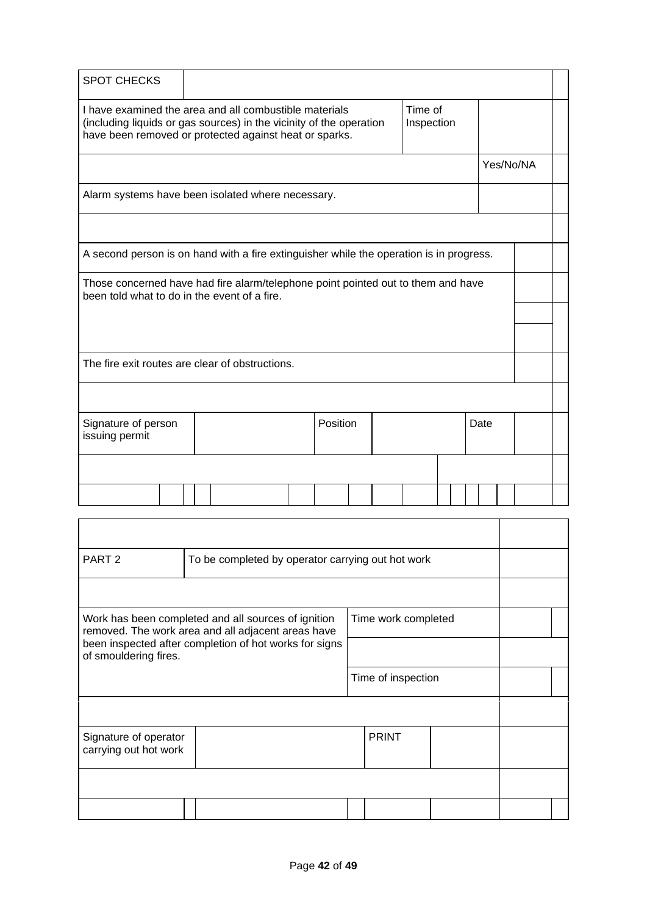| SPOT CHECKS | | |
|---|---|---|
| I have examined the area and all combustible materials (including liquids or gas sources) in the vicinity of the operation have been removed or protected against heat or sparks. | Time of Inspection | |
| | | Yes/No/NA |
| Alarm systems have been isolated where necessary. | | |
| | | |
| A second person is on hand with a fire extinguisher while the operation is in progress. | | |
| Those concerned have had fire alarm/telephone point pointed out to them and have been told what to do in the event of a fire. | | |
| The fire exit routes are clear of obstructions. | | |
| | | |

| Signature of person issuing permit | | Position | | Date | |
|---|---|---|---|---|---|

| | |
|---|---|
| PART 2 | To be completed by operator carrying out hot work |
| | |

| Work has been completed and all sources of ignition removed. The work area and all adjacent areas have been inspected after completion of hot works for signs of smouldering fires. | Time work completed | |
|---|---|---|
| | | |
| | Time of inspection | |

| Signature of operator carrying out hot work | | PRINT | |
|---|---|---|---|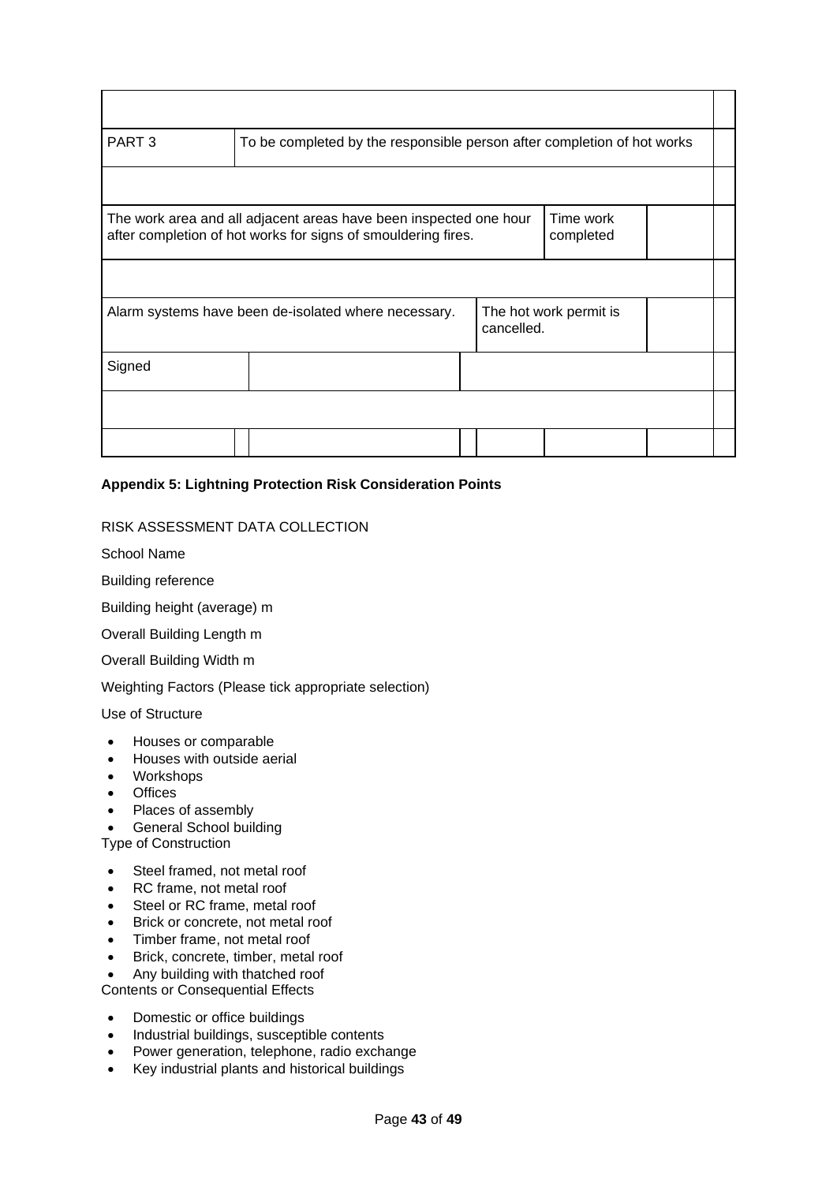| | | | | | | | |
|---|---|---|---|---|---|---|---|
| | | | | | | | |
| PART 3 | To be completed by the responsible person after completion of hot works | | | | | | |
| | | | | | | | |
| The work area and all adjacent areas have been inspected one hour after completion of hot works for signs of smouldering fires. | | | | | Time work completed | | |
| | | | | | | | |
| Alarm systems have been de-isolated where necessary. | | | | The hot work permit is cancelled. | | | |
| Signed | | | | | | | |
| | | | | | | | |
| | | | | | | | |

**Appendix 5: Lightning Protection Risk Consideration Points**

RISK ASSESSMENT DATA COLLECTION

School Name

Building reference

Building height (average) m

Overall Building Length m

Overall Building Width m

Weighting Factors (Please tick appropriate selection)

Use of Structure

- Houses or comparable
- Houses with outside aerial
- Workshops
- Offices
- Places of assembly
- General School building

Type of Construction

- Steel framed, not metal roof
- RC frame, not metal roof
- Steel or RC frame, metal roof
- Brick or concrete, not metal roof
- Timber frame, not metal roof
- Brick, concrete, timber, metal roof
- Any building with thatched roof

Contents or Consequential Effects

- Domestic or office buildings
- Industrial buildings, susceptible contents
- Power generation, telephone, radio exchange
- Key industrial plants and historical buildings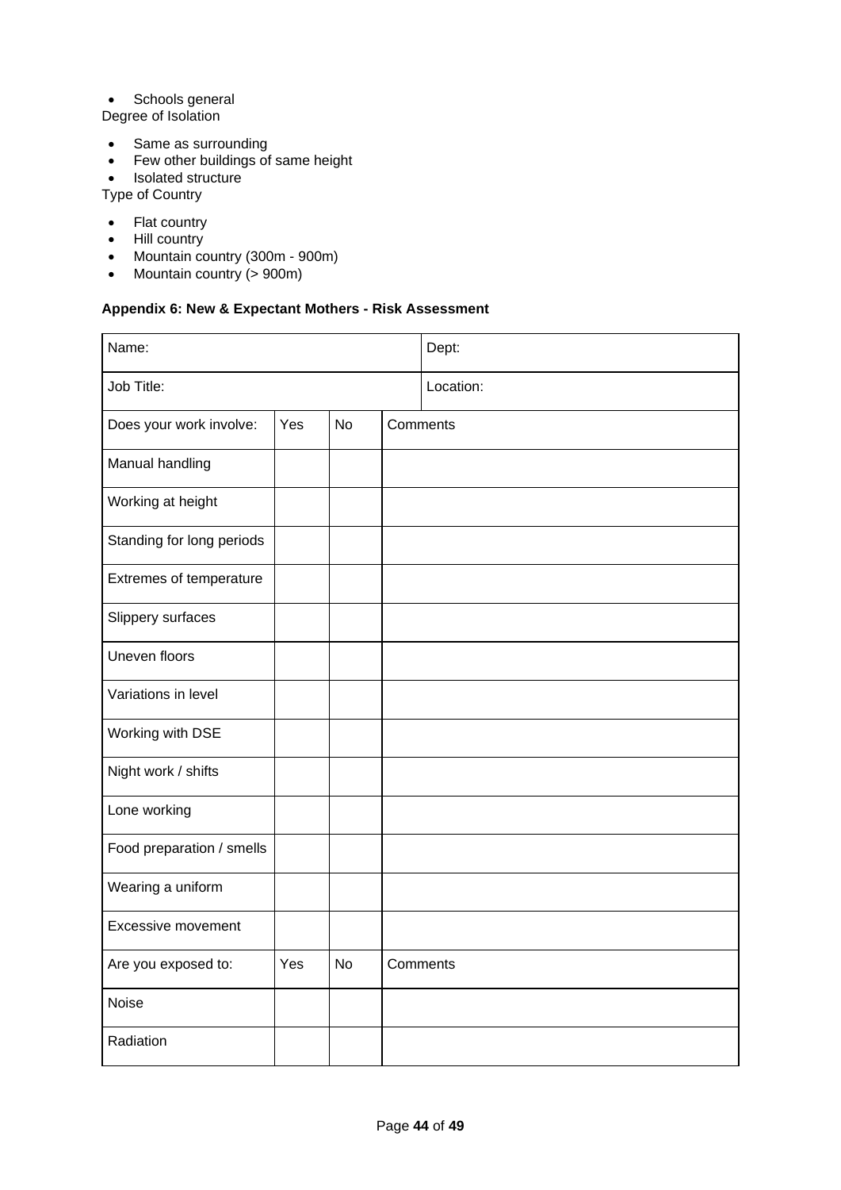- Schools general

Degree of Isolation

- Same as surrounding
- Few other buildings of same height
- Isolated structure

Type of Country

- Flat country
- Hill country
- Mountain country (300m - 900m)
- Mountain country (> 900m)

**Appendix 6: New & Expectant Mothers - Risk Assessment**

| Name: | | | Dept: |
|---|---|---|---|
| Job Title: | | | Location: |
| Does your work involve: | Yes | No | Comments |
| Manual handling | | | |
| Working at height | | | |
| Standing for long periods | | | |
| Extremes of temperature | | | |
| Slippery surfaces | | | |
| Uneven floors | | | |
| Variations in level | | | |
| Working with DSE | | | |
| Night work / shifts | | | |
| Lone working | | | |
| Food preparation / smells | | | |
| Wearing a uniform | | | |
| Excessive movement | | | |
| Are you exposed to: | Yes | No | Comments |
| Noise | | | |
| Radiation | | | |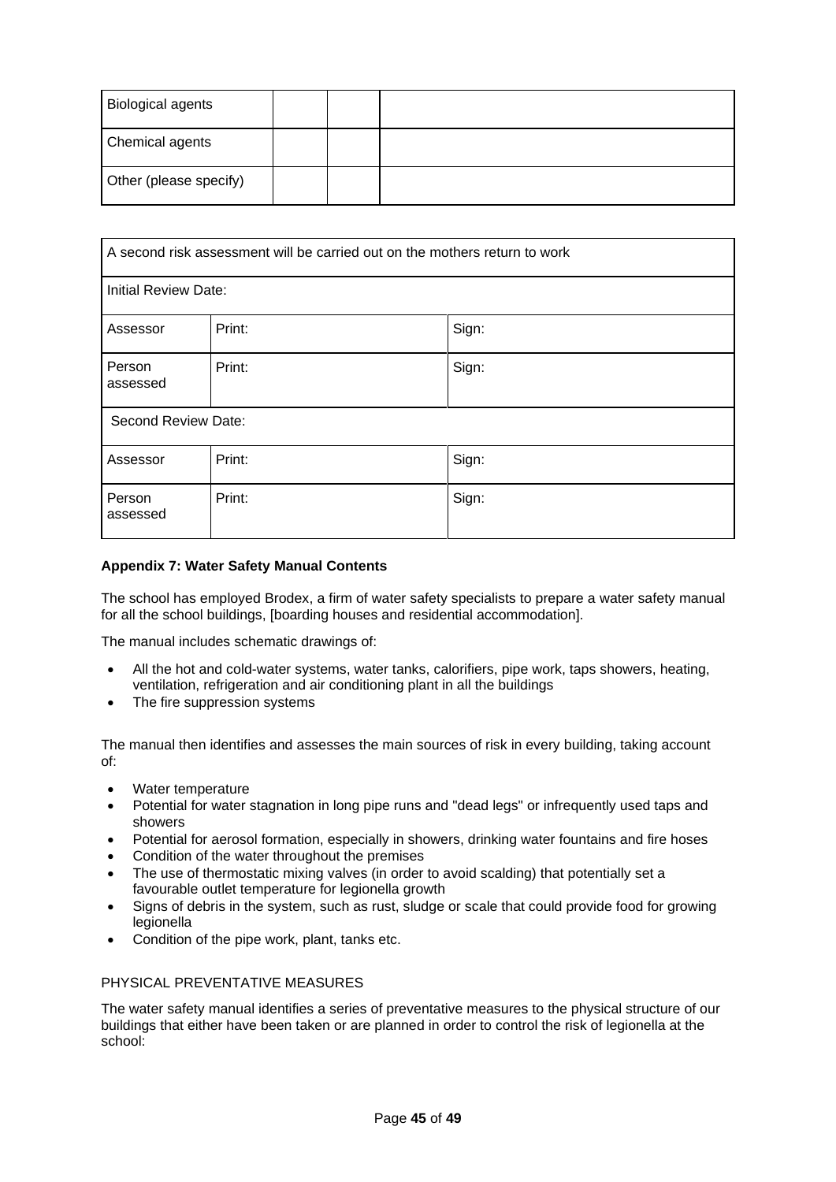| Biological agents | | | |
|---|---|---|---|
| Chemical agents | | | |
| Other (please specify) | | | |

| A second risk assessment will be carried out on the mothers return to work | | |
|---|---|---|
| Initial Review Date: | | |
| Assessor | Print: | Sign: |
| Person assessed | Print: | Sign: |
| Second Review Date: | | |
| Assessor | Print: | Sign: |
| Person assessed | Print: | Sign: |

**Appendix 7: Water Safety Manual Contents**

The school has employed Brodex, a firm of water safety specialists to prepare a water safety manual for all the school buildings, [boarding houses and residential accommodation].

The manual includes schematic drawings of:

- All the hot and cold-water systems, water tanks, calorifiers, pipe work, taps showers, heating, ventilation, refrigeration and air conditioning plant in all the buildings
- The fire suppression systems

The manual then identifies and assesses the main sources of risk in every building, taking account of:

- Water temperature
- Potential for water stagnation in long pipe runs and "dead legs" or infrequently used taps and showers
- Potential for aerosol formation, especially in showers, drinking water fountains and fire hoses
- Condition of the water throughout the premises
- The use of thermostatic mixing valves (in order to avoid scalding) that potentially set a favourable outlet temperature for legionella growth
- Signs of debris in the system, such as rust, sludge or scale that could provide food for growing legionella
- Condition of the pipe work, plant, tanks etc.

PHYSICAL PREVENTATIVE MEASURES

The water safety manual identifies a series of preventative measures to the physical structure of our buildings that either have been taken or are planned in order to control the risk of legionella at the school: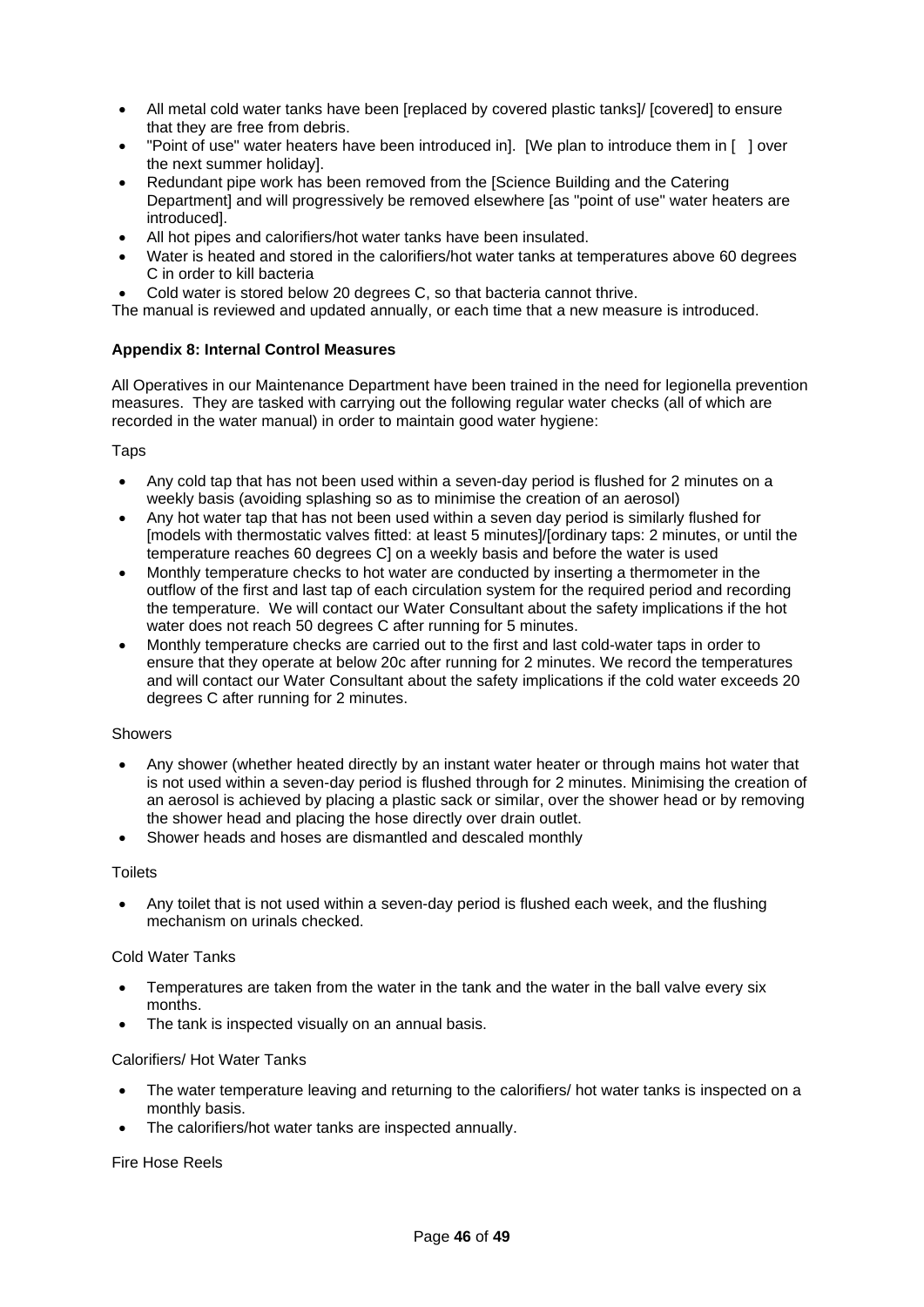- All metal cold water tanks have been [replaced by covered plastic tanks]/ [covered] to ensure that they are free from debris.
- "Point of use" water heaters have been introduced in]. [We plan to introduce them in [ ] over the next summer holiday].
- Redundant pipe work has been removed from the [Science Building and the Catering Department] and will progressively be removed elsewhere [as "point of use" water heaters are introduced].
- All hot pipes and calorifiers/hot water tanks have been insulated.
- Water is heated and stored in the calorifiers/hot water tanks at temperatures above 60 degrees C in order to kill bacteria
- Cold water is stored below 20 degrees C, so that bacteria cannot thrive.

The manual is reviewed and updated annually, or each time that a new measure is introduced.

**Appendix 8: Internal Control Measures**

All Operatives in our Maintenance Department have been trained in the need for legionella prevention measures. They are tasked with carrying out the following regular water checks (all of which are recorded in the water manual) in order to maintain good water hygiene:

Taps

- Any cold tap that has not been used within a seven-day period is flushed for 2 minutes on a weekly basis (avoiding splashing so as to minimise the creation of an aerosol)
- Any hot water tap that has not been used within a seven day period is similarly flushed for [models with thermostatic valves fitted: at least 5 minutes]/[ordinary taps: 2 minutes, or until the temperature reaches 60 degrees C] on a weekly basis and before the water is used
- Monthly temperature checks to hot water are conducted by inserting a thermometer in the outflow of the first and last tap of each circulation system for the required period and recording the temperature. We will contact our Water Consultant about the safety implications if the hot water does not reach 50 degrees C after running for 5 minutes.
- Monthly temperature checks are carried out to the first and last cold-water taps in order to ensure that they operate at below 20c after running for 2 minutes. We record the temperatures and will contact our Water Consultant about the safety implications if the cold water exceeds 20 degrees C after running for 2 minutes.

Showers

- Any shower (whether heated directly by an instant water heater or through mains hot water that is not used within a seven-day period is flushed through for 2 minutes. Minimising the creation of an aerosol is achieved by placing a plastic sack or similar, over the shower head or by removing the shower head and placing the hose directly over drain outlet.
- Shower heads and hoses are dismantled and descaled monthly

Toilets

- Any toilet that is not used within a seven-day period is flushed each week, and the flushing mechanism on urinals checked.

Cold Water Tanks

- Temperatures are taken from the water in the tank and the water in the ball valve every six months.
- The tank is inspected visually on an annual basis.

Calorifiers/ Hot Water Tanks

- The water temperature leaving and returning to the calorifiers/ hot water tanks is inspected on a monthly basis.
- The calorifiers/hot water tanks are inspected annually.

Fire Hose Reels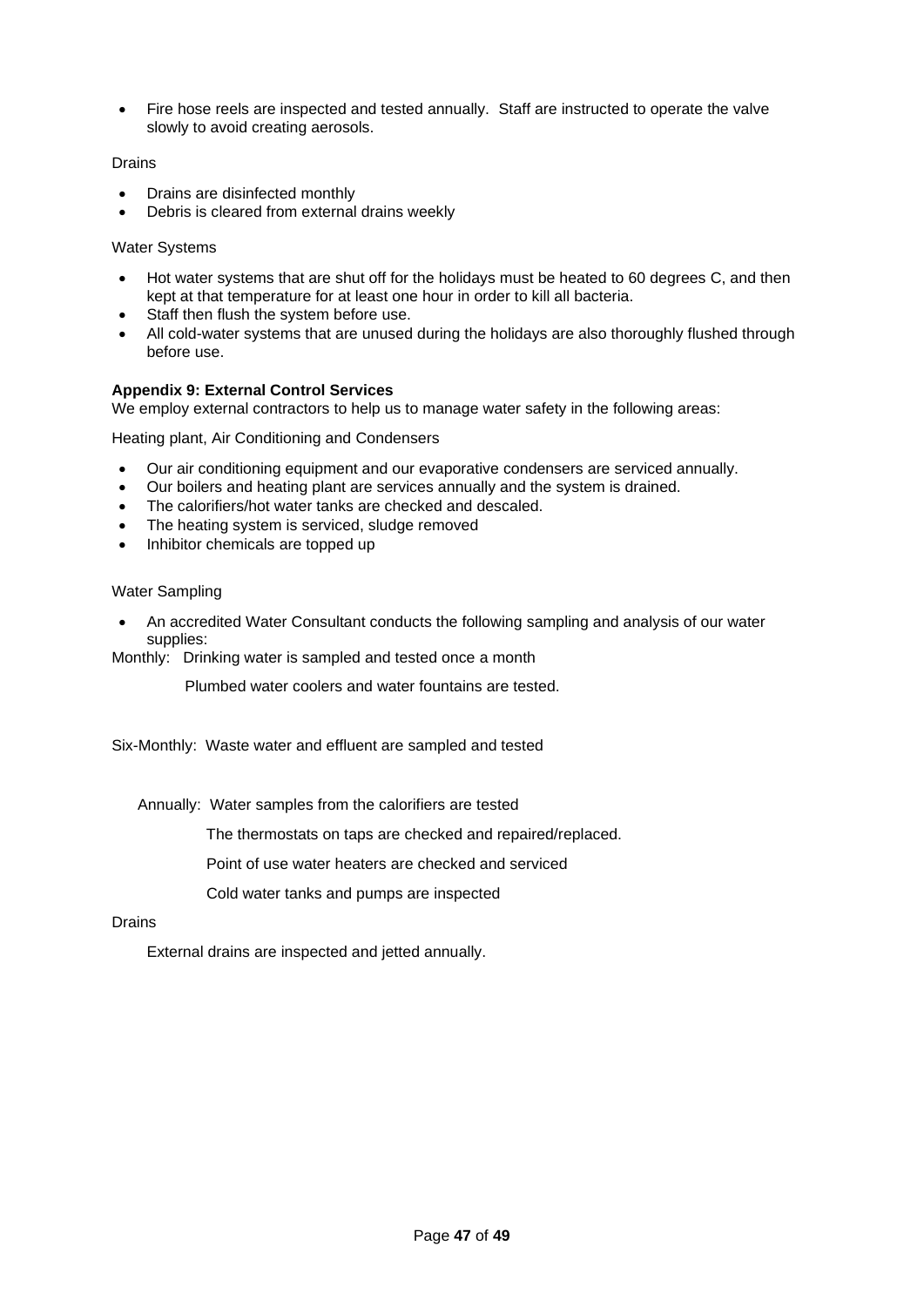- Fire hose reels are inspected and tested annually. Staff are instructed to operate the valve slowly to avoid creating aerosols.

Drains

- Drains are disinfected monthly
- Debris is cleared from external drains weekly

Water Systems

- Hot water systems that are shut off for the holidays must be heated to 60 degrees C, and then kept at that temperature for at least one hour in order to kill all bacteria.
- Staff then flush the system before use.
- All cold-water systems that are unused during the holidays are also thoroughly flushed through before use.

**Appendix 9: External Control Services**

We employ external contractors to help us to manage water safety in the following areas:

Heating plant, Air Conditioning and Condensers

- Our air conditioning equipment and our evaporative condensers are serviced annually.
- Our boilers and heating plant are services annually and the system is drained.
- The calorifiers/hot water tanks are checked and descaled.
- The heating system is serviced, sludge removed
- Inhibitor chemicals are topped up

Water Sampling

- An accredited Water Consultant conducts the following sampling and analysis of our water supplies:

Monthly: Drinking water is sampled and tested once a month

Plumbed water coolers and water fountains are tested.

Six-Monthly: Waste water and effluent are sampled and tested

Annually: Water samples from the calorifiers are tested

The thermostats on taps are checked and repaired/replaced.

Point of use water heaters are checked and serviced

Cold water tanks and pumps are inspected

Drains

External drains are inspected and jetted annually.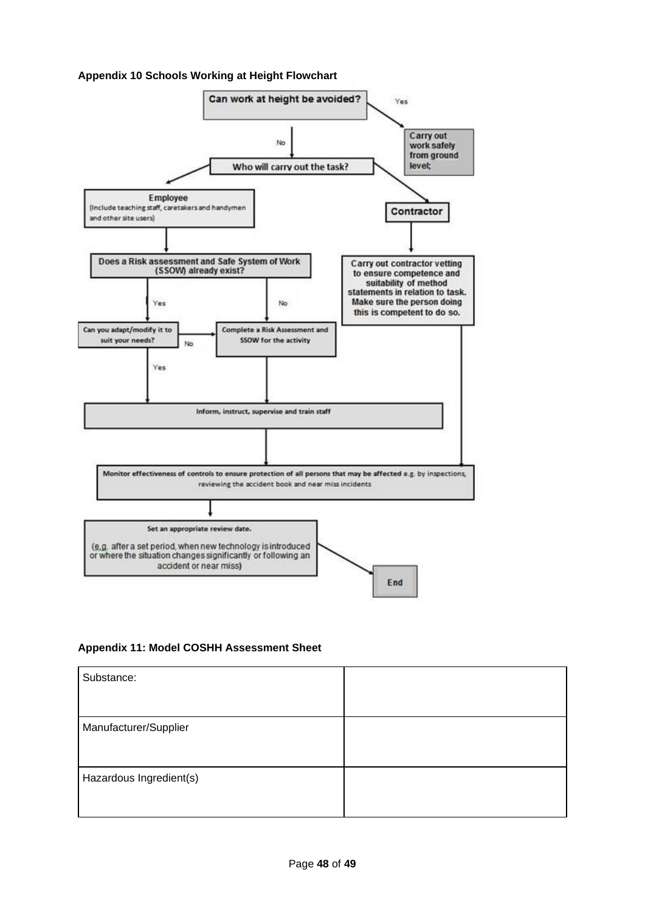**Appendix 10 Schools Working at Height Flowchart**

Can work at height be avoided?

Yes → Carry out work safely from ground level;

No ↓

Who will carry out the task?

**Employee** (Include teaching staff, caretakers and handymen and other site users)

Does a Risk assessment and Safe System of Work (SSOW) already exist?

- Yes → Can you adapt/modify it to suit your needs?
  - Yes → Inform, instruct, supervise and train staff
  - No → Complete a Risk Assessment and SSOW for the activity
- No → Complete a Risk Assessment and SSOW for the activity → Inform, instruct, supervise and train staff

**Contractor**

Carry out contractor vetting to ensure competence and suitability of method statements in relation to task. Make sure the person doing this is competent to do so.

Monitor effectiveness of controls to ensure protection of all persons that may be affected e.g. by inspections, reviewing the accident book and near miss incidents

Set an appropriate review date.

(e.g. after a set period, when new technology is introduced or where the situation changes significantly or following an accident or near miss)

End

**Appendix 11: Model COSHH Assessment Sheet**

| Substance: | |
|---|---|
| Manufacturer/Supplier | |
| Hazardous Ingredient(s) | |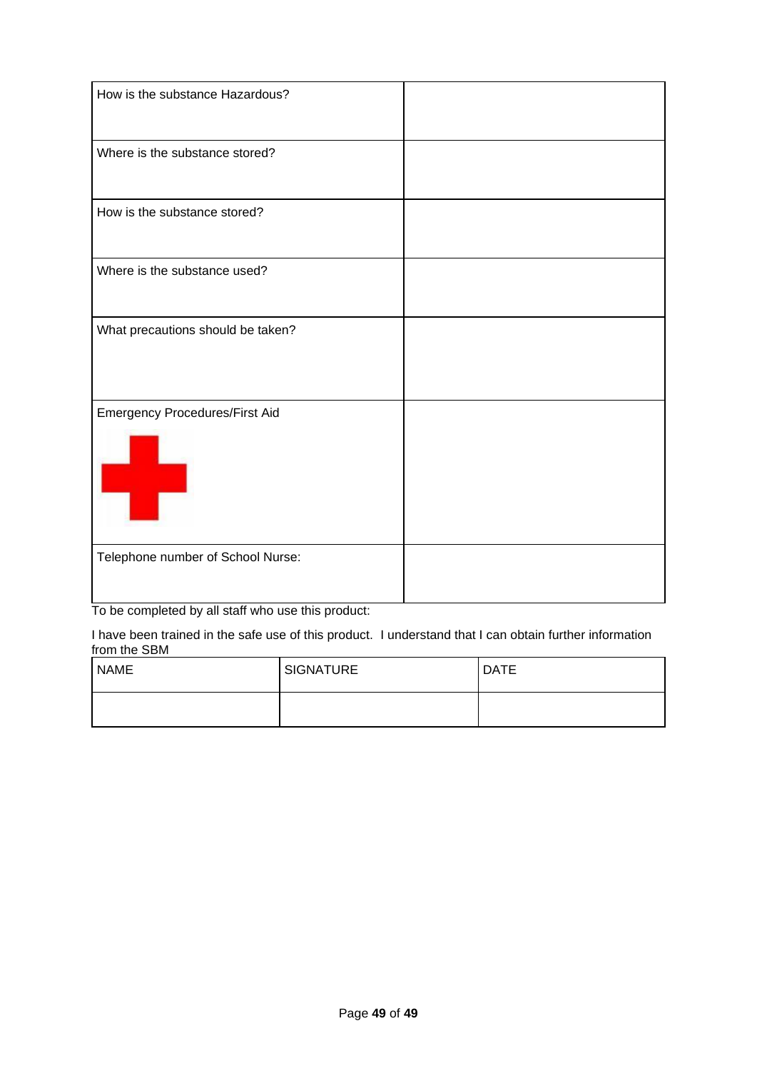| | |
|---|---|
| How is the substance Hazardous? | |
| Where is the substance stored? | |
| How is the substance stored? | |
| Where is the substance used? | |
| What precautions should be taken? | |
| Emergency Procedures/First Aid | |
| Telephone number of School Nurse: | |

To be completed by all staff who use this product:

I have been trained in the safe use of this product. I understand that I can obtain further information from the SBM

| NAME | SIGNATURE | DATE |
|---|---|---|
| | | |